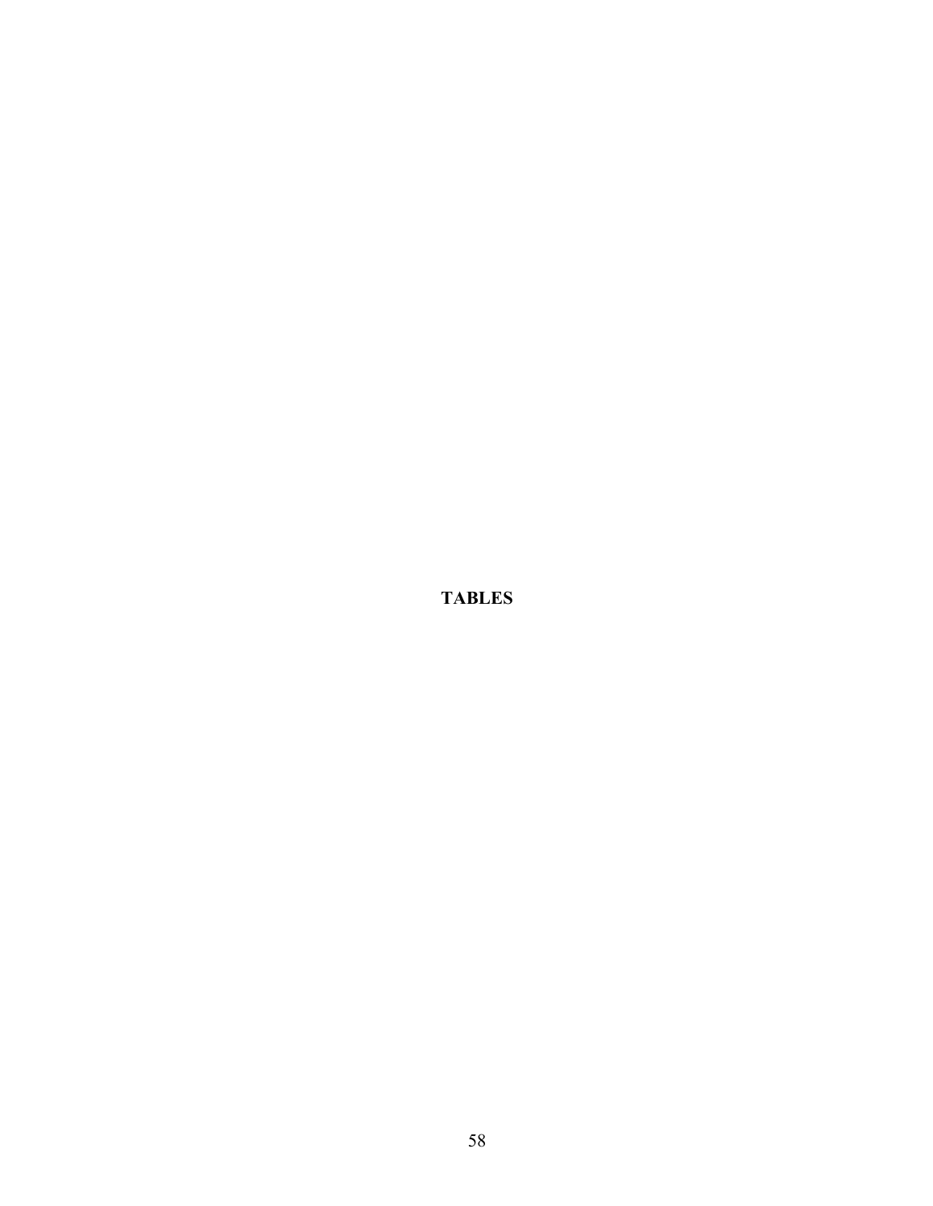# TABLES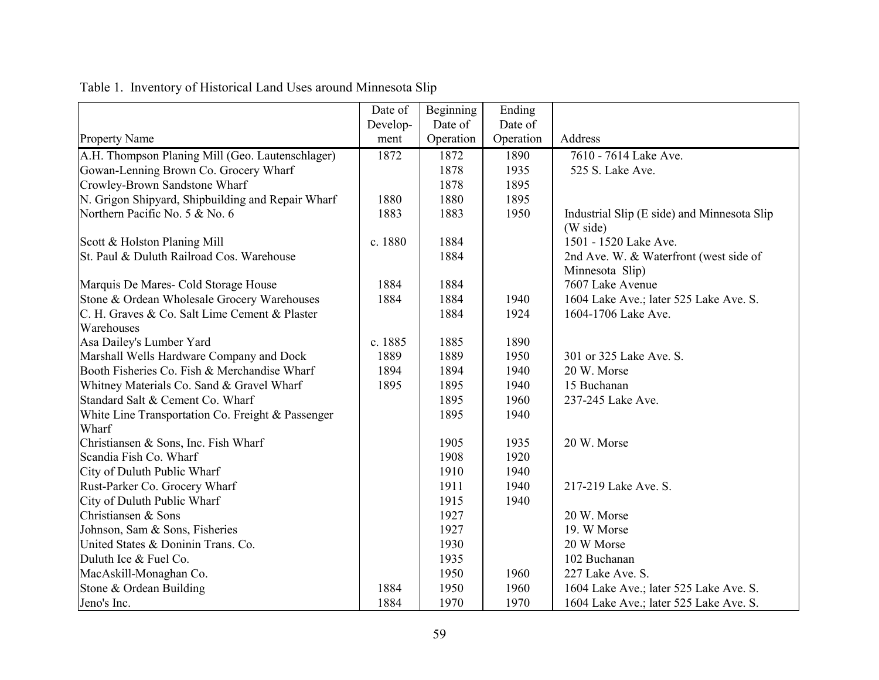Table 1. Inventory of Historical Land Uses around Minnesota Slip

| Property Name | Date of Develop-ment | Beginning Date of Operation | Ending Date of Operation | Address |
|---|---|---|---|---|
| A.H. Thompson Planing Mill (Geo. Lautenschlager) | 1872 | 1872 | 1890 | 7610 - 7614 Lake Ave. |
| Gowan-Lenning Brown Co. Grocery Wharf | | 1878 | 1935 | 525 S. Lake Ave. |
| Crowley-Brown Sandstone Wharf | | 1878 | 1895 | |
| N. Grigon Shipyard, Shipbuilding and Repair Wharf | 1880 | 1880 | 1895 | |
| Northern Pacific No. 5 & No. 6 | 1883 | 1883 | 1950 | Industrial Slip (E side) and Minnesota Slip (W side) |
| Scott & Holston Planing Mill | c. 1880 | 1884 | | 1501 - 1520 Lake Ave. |
| St. Paul & Duluth Railroad Cos. Warehouse | | 1884 | | 2nd Ave. W. & Waterfront (west side of Minnesota Slip) |
| Marquis De Mares- Cold Storage House | 1884 | 1884 | | 7607 Lake Avenue |
| Stone & Ordean Wholesale Grocery Warehouses | 1884 | 1884 | 1940 | 1604 Lake Ave.; later 525 Lake Ave. S. |
| C. H. Graves & Co. Salt Lime Cement & Plaster Warehouses | | 1884 | 1924 | 1604-1706 Lake Ave. |
| Asa Dailey's Lumber Yard | c. 1885 | 1885 | 1890 | |
| Marshall Wells Hardware Company and Dock | 1889 | 1889 | 1950 | 301 or 325 Lake Ave. S. |
| Booth Fisheries Co. Fish & Merchandise Wharf | 1894 | 1894 | 1940 | 20 W. Morse |
| Whitney Materials Co. Sand & Gravel Wharf | 1895 | 1895 | 1940 | 15 Buchanan |
| Standard Salt & Cement Co. Wharf | | 1895 | 1960 | 237-245 Lake Ave. |
| White Line Transportation Co. Freight & Passenger Wharf | | 1895 | 1940 | |
| Christiansen & Sons, Inc. Fish Wharf | | 1905 | 1935 | 20 W. Morse |
| Scandia Fish Co. Wharf | | 1908 | 1920 | |
| City of Duluth Public Wharf | | 1910 | 1940 | |
| Rust-Parker Co. Grocery Wharf | | 1911 | 1940 | 217-219 Lake Ave. S. |
| City of Duluth Public Wharf | | 1915 | 1940 | |
| Christiansen & Sons | | 1927 | | 20 W. Morse |
| Johnson, Sam & Sons, Fisheries | | 1927 | | 19. W Morse |
| United States & Doninin Trans. Co. | | 1930 | | 20 W Morse |
| Duluth Ice & Fuel Co. | | 1935 | | 102 Buchanan |
| MacAskill-Monaghan Co. | | 1950 | 1960 | 227 Lake Ave. S. |
| Stone & Ordean Building | 1884 | 1950 | 1960 | 1604 Lake Ave.; later 525 Lake Ave. S. |
| Jeno's Inc. | 1884 | 1970 | 1970 | 1604 Lake Ave.; later 525 Lake Ave. S. |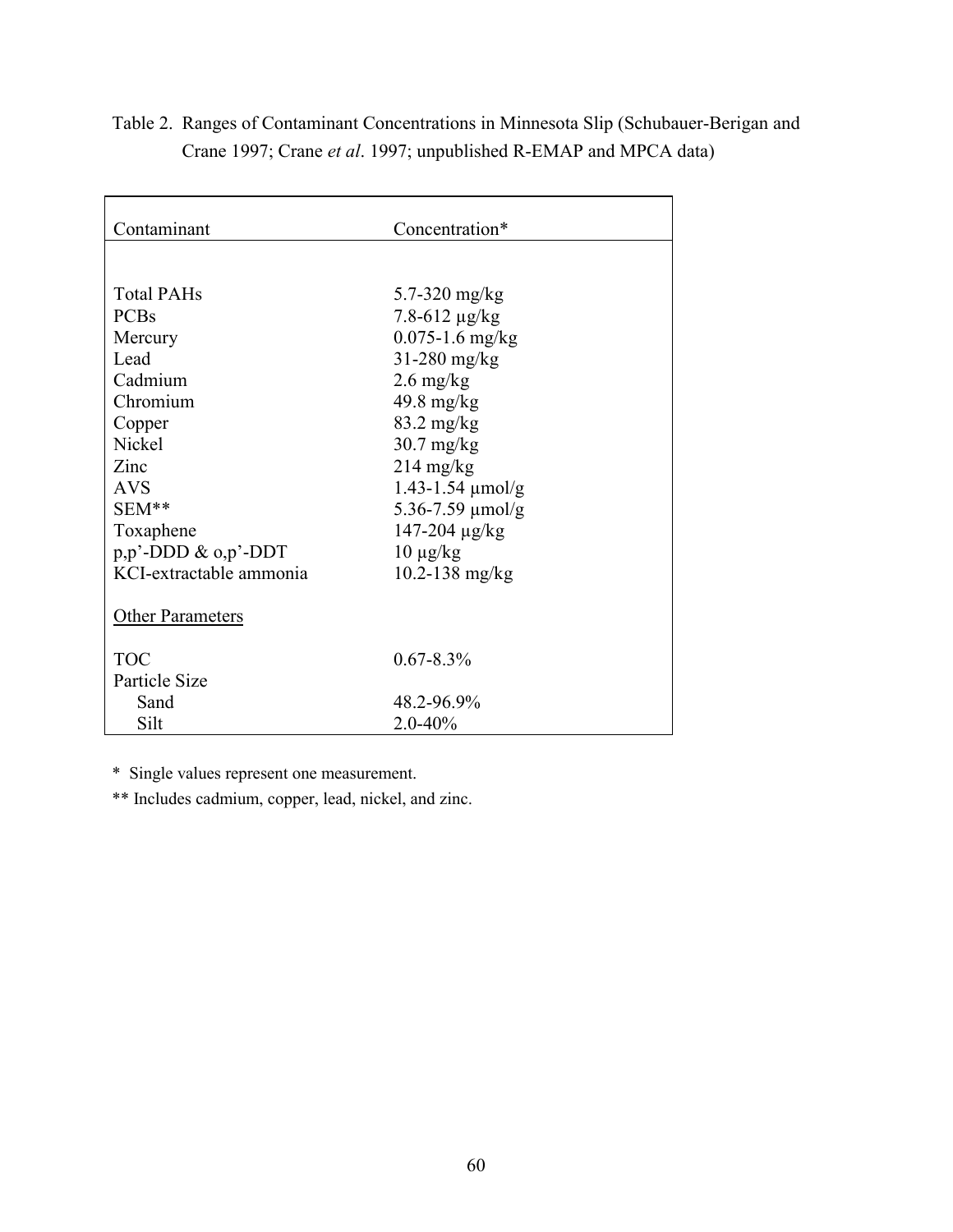Table 2. Ranges of Contaminant Concentrations in Minnesota Slip (Schubauer-Berigan and Crane 1997; Crane *et al*. 1997; unpublished R-EMAP and MPCA data)

| Contaminant | Concentration* |
|---|---|
| Total PAHs | 5.7-320 mg/kg |
| PCBs | 7.8-612 µg/kg |
| Mercury | 0.075-1.6 mg/kg |
| Lead | 31-280 mg/kg |
| Cadmium | 2.6 mg/kg |
| Chromium | 49.8 mg/kg |
| Copper | 83.2 mg/kg |
| Nickel | 30.7 mg/kg |
| Zinc | 214 mg/kg |
| AVS | 1.43-1.54 µmol/g |
| SEM** | 5.36-7.59 µmol/g |
| Toxaphene | 147-204 µg/kg |
| p,p'-DDD & o,p'-DDT | 10 µg/kg |
| KCI-extractable ammonia | 10.2-138 mg/kg |
| Other Parameters | |
| TOC | 0.67-8.3% |
| Particle Size | |
| Sand | 48.2-96.9% |
| Silt | 2.0-40% |

\* Single values represent one measurement.

** Includes cadmium, copper, lead, nickel, and zinc.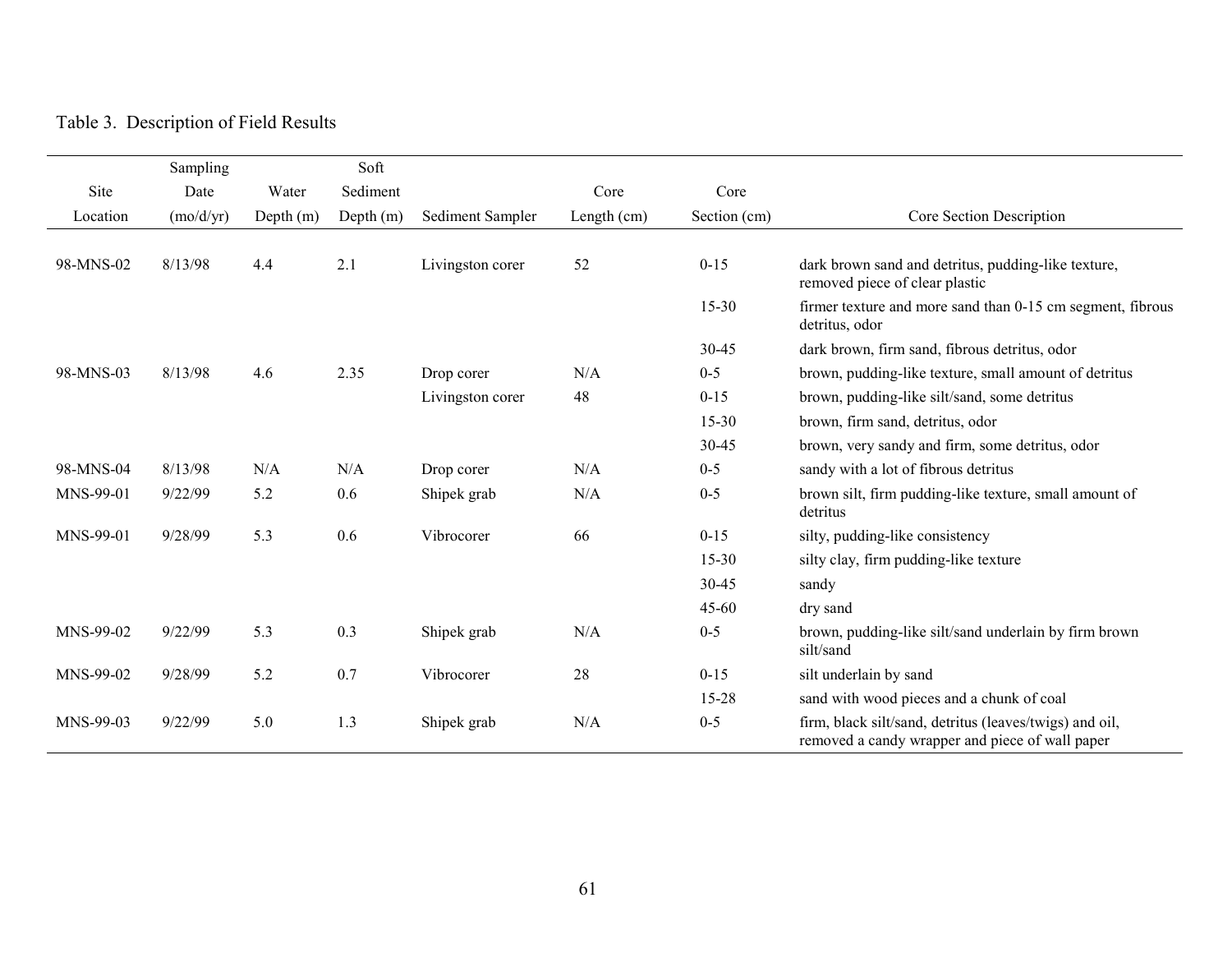Table 3. Description of Field Results

| Site Location | Sampling Date (mo/d/yr) | Water Depth (m) | Soft Sediment Depth (m) | Sediment Sampler | Core Length (cm) | Core Section (cm) | Core Section Description |
|---|---|---|---|---|---|---|---|
| 98-MNS-02 | 8/13/98 | 4.4 | 2.1 | Livingston corer | 52 | 0-15 | dark brown sand and detritus, pudding-like texture, removed piece of clear plastic |
| | | | | | | 15-30 | firmer texture and more sand than 0-15 cm segment, fibrous detritus, odor |
| | | | | | | 30-45 | dark brown, firm sand, fibrous detritus, odor |
| 98-MNS-03 | 8/13/98 | 4.6 | 2.35 | Drop corer | N/A | 0-5 | brown, pudding-like texture, small amount of detritus |
| | | | | Livingston corer | 48 | 0-15 | brown, pudding-like silt/sand, some detritus |
| | | | | | | 15-30 | brown, firm sand, detritus, odor |
| | | | | | | 30-45 | brown, very sandy and firm, some detritus, odor |
| 98-MNS-04 | 8/13/98 | N/A | N/A | Drop corer | N/A | 0-5 | sandy with a lot of fibrous detritus |
| MNS-99-01 | 9/22/99 | 5.2 | 0.6 | Shipek grab | N/A | 0-5 | brown silt, firm pudding-like texture, small amount of detritus |
| MNS-99-01 | 9/28/99 | 5.3 | 0.6 | Vibrocorer | 66 | 0-15 | silty, pudding-like consistency |
| | | | | | | 15-30 | silty clay, firm pudding-like texture |
| | | | | | | 30-45 | sandy |
| | | | | | | 45-60 | dry sand |
| MNS-99-02 | 9/22/99 | 5.3 | 0.3 | Shipek grab | N/A | 0-5 | brown, pudding-like silt/sand underlain by firm brown silt/sand |
| MNS-99-02 | 9/28/99 | 5.2 | 0.7 | Vibrocorer | 28 | 0-15 | silt underlain by sand |
| | | | | | | 15-28 | sand with wood pieces and a chunk of coal |
| MNS-99-03 | 9/22/99 | 5.0 | 1.3 | Shipek grab | N/A | 0-5 | firm, black silt/sand, detritus (leaves/twigs) and oil, removed a candy wrapper and piece of wall paper |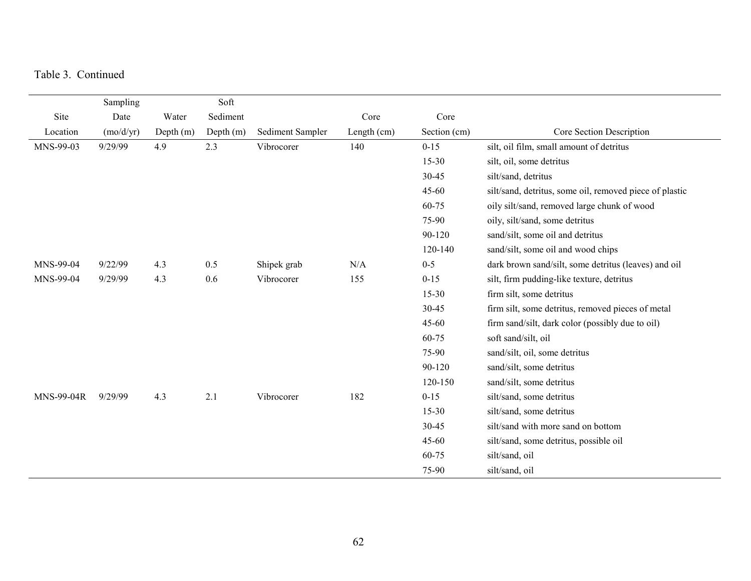Table 3. Continued

| Site Location | Sampling Date (mo/d/yr) | Water Depth (m) | Soft Sediment Depth (m) | Sediment Sampler | Core Length (cm) | Core Section (cm) | Core Section Description |
|---|---|---|---|---|---|---|---|
| MNS-99-03 | 9/29/99 | 4.9 | 2.3 | Vibrocorer | 140 | 0-15 | silt, oil film, small amount of detritus |
| | | | | | | 15-30 | silt, oil, some detritus |
| | | | | | | 30-45 | silt/sand, detritus |
| | | | | | | 45-60 | silt/sand, detritus, some oil, removed piece of plastic |
| | | | | | | 60-75 | oily silt/sand, removed large chunk of wood |
| | | | | | | 75-90 | oily, silt/sand, some detritus |
| | | | | | | 90-120 | sand/silt, some oil and detritus |
| | | | | | | 120-140 | sand/silt, some oil and wood chips |
| MNS-99-04 | 9/22/99 | 4.3 | 0.5 | Shipek grab | N/A | 0-5 | dark brown sand/silt, some detritus (leaves) and oil |
| MNS-99-04 | 9/29/99 | 4.3 | 0.6 | Vibrocorer | 155 | 0-15 | silt, firm pudding-like texture, detritus |
| | | | | | | 15-30 | firm silt, some detritus |
| | | | | | | 30-45 | firm silt, some detritus, removed pieces of metal |
| | | | | | | 45-60 | firm sand/silt, dark color (possibly due to oil) |
| | | | | | | 60-75 | soft sand/silt, oil |
| | | | | | | 75-90 | sand/silt, oil, some detritus |
| | | | | | | 90-120 | sand/silt, some detritus |
| | | | | | | 120-150 | sand/silt, some detritus |
| MNS-99-04R | 9/29/99 | 4.3 | 2.1 | Vibrocorer | 182 | 0-15 | silt/sand, some detritus |
| | | | | | | 15-30 | silt/sand, some detritus |
| | | | | | | 30-45 | silt/sand with more sand on bottom |
| | | | | | | 45-60 | silt/sand, some detritus, possible oil |
| | | | | | | 60-75 | silt/sand, oil |
| | | | | | | 75-90 | silt/sand, oil |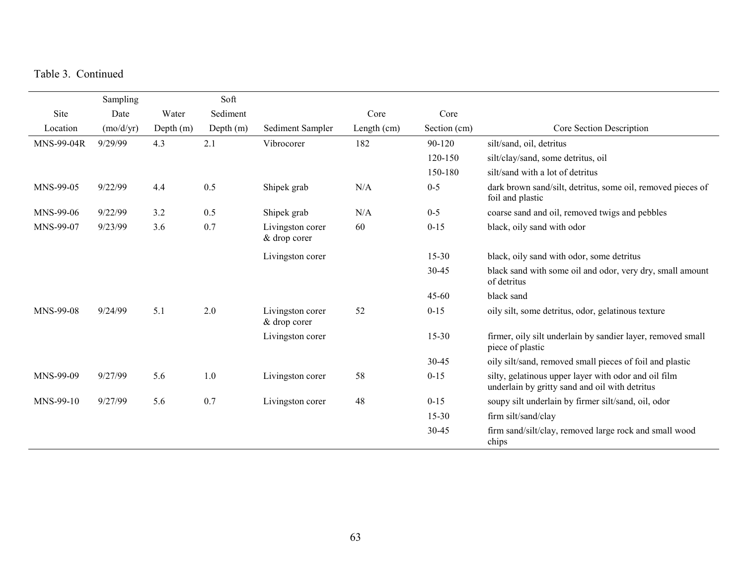Table 3. Continued

| Site Location | Sampling Date (mo/d/yr) | Water Depth (m) | Soft Sediment Depth (m) | Sediment Sampler | Core Length (cm) | Core Section (cm) | Core Section Description |
|---|---|---|---|---|---|---|---|
| MNS-99-04R | 9/29/99 | 4.3 | 2.1 | Vibrocorer | 182 | 90-120 | silt/sand, oil, detritus |
| | | | | | | 120-150 | silt/clay/sand, some detritus, oil |
| | | | | | | 150-180 | silt/sand with a lot of detritus |
| MNS-99-05 | 9/22/99 | 4.4 | 0.5 | Shipek grab | N/A | 0-5 | dark brown sand/silt, detritus, some oil, removed pieces of foil and plastic |
| MNS-99-06 | 9/22/99 | 3.2 | 0.5 | Shipek grab | N/A | 0-5 | coarse sand and oil, removed twigs and pebbles |
| MNS-99-07 | 9/23/99 | 3.6 | 0.7 | Livingston corer & drop corer | 60 | 0-15 | black, oily sand with odor |
| | | | | Livingston corer | | 15-30 | black, oily sand with odor, some detritus |
| | | | | | | 30-45 | black sand with some oil and odor, very dry, small amount of detritus |
| | | | | | | 45-60 | black sand |
| MNS-99-08 | 9/24/99 | 5.1 | 2.0 | Livingston corer & drop corer | 52 | 0-15 | oily silt, some detritus, odor, gelatinous texture |
| | | | | Livingston corer | | 15-30 | firmer, oily silt underlain by sandier layer, removed small piece of plastic |
| | | | | | | 30-45 | oily silt/sand, removed small pieces of foil and plastic |
| MNS-99-09 | 9/27/99 | 5.6 | 1.0 | Livingston corer | 58 | 0-15 | silty, gelatinous upper layer with odor and oil film underlain by gritty sand and oil with detritus |
| MNS-99-10 | 9/27/99 | 5.6 | 0.7 | Livingston corer | 48 | 0-15 | soupy silt underlain by firmer silt/sand, oil, odor |
| | | | | | | 15-30 | firm silt/sand/clay |
| | | | | | | 30-45 | firm sand/silt/clay, removed large rock and small wood chips |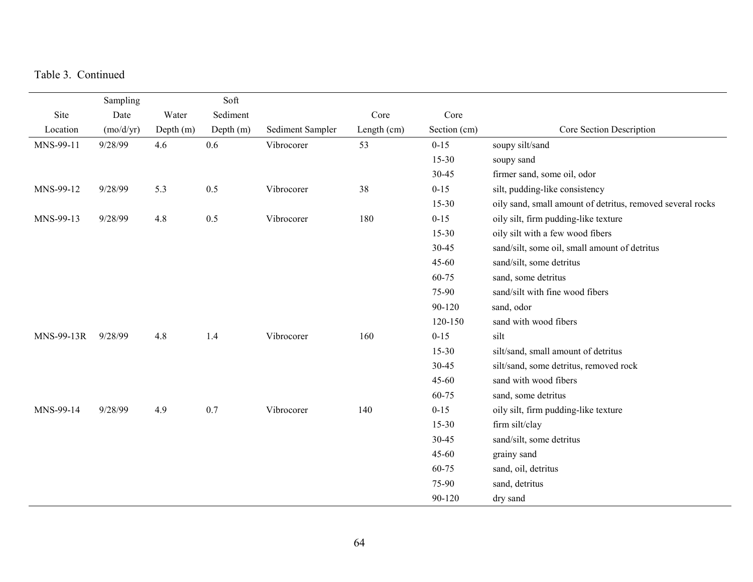Table 3. Continued

| Site Location | Sampling Date (mo/d/yr) | Water Depth (m) | Soft Sediment Depth (m) | Sediment Sampler | Core Length (cm) | Core Section (cm) | Core Section Description |
|---|---|---|---|---|---|---|---|
| MNS-99-11 | 9/28/99 | 4.6 | 0.6 | Vibrocorer | 53 | 0-15 | soupy silt/sand |
| | | | | | | 15-30 | soupy sand |
| | | | | | | 30-45 | firmer sand, some oil, odor |
| MNS-99-12 | 9/28/99 | 5.3 | 0.5 | Vibrocorer | 38 | 0-15 | silt, pudding-like consistency |
| | | | | | | 15-30 | oily sand, small amount of detritus, removed several rocks |
| MNS-99-13 | 9/28/99 | 4.8 | 0.5 | Vibrocorer | 180 | 0-15 | oily silt, firm pudding-like texture |
| | | | | | | 15-30 | oily silt with a few wood fibers |
| | | | | | | 30-45 | sand/silt, some oil, small amount of detritus |
| | | | | | | 45-60 | sand/silt, some detritus |
| | | | | | | 60-75 | sand, some detritus |
| | | | | | | 75-90 | sand/silt with fine wood fibers |
| | | | | | | 90-120 | sand, odor |
| | | | | | | 120-150 | sand with wood fibers |
| MNS-99-13R | 9/28/99 | 4.8 | 1.4 | Vibrocorer | 160 | 0-15 | silt |
| | | | | | | 15-30 | silt/sand, small amount of detritus |
| | | | | | | 30-45 | silt/sand, some detritus, removed rock |
| | | | | | | 45-60 | sand with wood fibers |
| | | | | | | 60-75 | sand, some detritus |
| MNS-99-14 | 9/28/99 | 4.9 | 0.7 | Vibrocorer | 140 | 0-15 | oily silt, firm pudding-like texture |
| | | | | | | 15-30 | firm silt/clay |
| | | | | | | 30-45 | sand/silt, some detritus |
| | | | | | | 45-60 | grainy sand |
| | | | | | | 60-75 | sand, oil, detritus |
| | | | | | | 75-90 | sand, detritus |
| | | | | | | 90-120 | dry sand |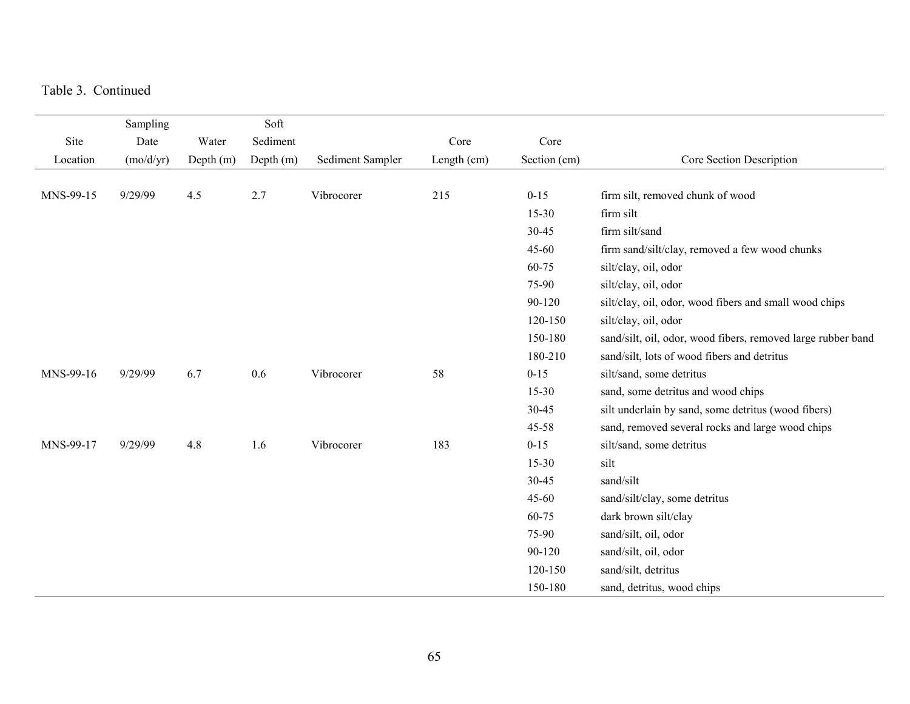Table 3. Continued

| Site Location | Sampling Date (mo/d/yr) | Water Depth (m) | Soft Sediment Depth (m) | Sediment Sampler | Core Length (cm) | Core Section (cm) | Core Section Description |
|---|---|---|---|---|---|---|---|
| MNS-99-15 | 9/29/99 | 4.5 | 2.7 | Vibrocorer | 215 | 0-15 | firm silt, removed chunk of wood |
| | | | | | | 15-30 | firm silt |
| | | | | | | 30-45 | firm silt/sand |
| | | | | | | 45-60 | firm sand/silt/clay, removed a few wood chunks |
| | | | | | | 60-75 | silt/clay, oil, odor |
| | | | | | | 75-90 | silt/clay, oil, odor |
| | | | | | | 90-120 | silt/clay, oil, odor, wood fibers and small wood chips |
| | | | | | | 120-150 | silt/clay, oil, odor |
| | | | | | | 150-180 | sand/silt, oil, odor, wood fibers, removed large rubber band |
| | | | | | | 180-210 | sand/silt, lots of wood fibers and detritus |
| MNS-99-16 | 9/29/99 | 6.7 | 0.6 | Vibrocorer | 58 | 0-15 | silt/sand, some detritus |
| | | | | | | 15-30 | sand, some detritus and wood chips |
| | | | | | | 30-45 | silt underlain by sand, some detritus (wood fibers) |
| | | | | | | 45-58 | sand, removed several rocks and large wood chips |
| MNS-99-17 | 9/29/99 | 4.8 | 1.6 | Vibrocorer | 183 | 0-15 | silt/sand, some detritus |
| | | | | | | 15-30 | silt |
| | | | | | | 30-45 | sand/silt |
| | | | | | | 45-60 | sand/silt/clay, some detritus |
| | | | | | | 60-75 | dark brown silt/clay |
| | | | | | | 75-90 | sand/silt, oil, odor |
| | | | | | | 90-120 | sand/silt, oil, odor |
| | | | | | | 120-150 | sand/silt, detritus |
| | | | | | | 150-180 | sand, detritus, wood chips |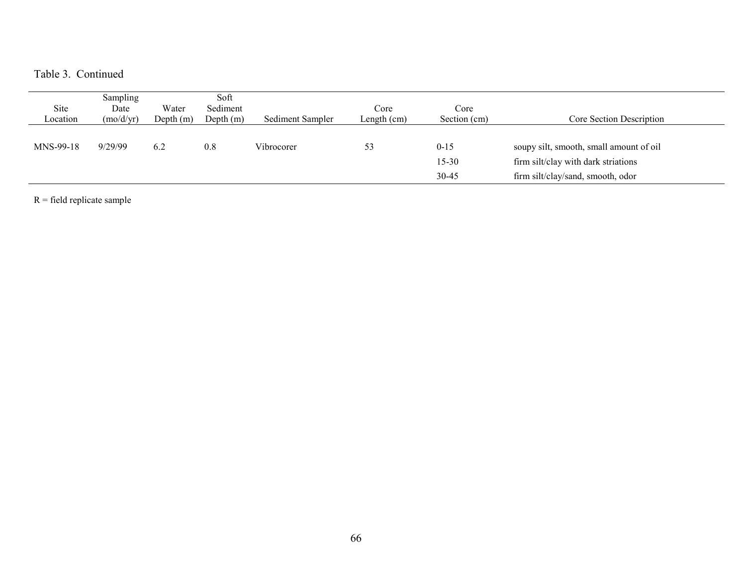Table 3. Continued

| Site Location | Sampling Date (mo/d/yr) | Water Depth (m) | Soft Sediment Depth (m) | Sediment Sampler | Core Length (cm) | Core Section (cm) | Core Section Description |
|---|---|---|---|---|---|---|---|
| MNS-99-18 | 9/29/99 | 6.2 | 0.8 | Vibrocorer | 53 | 0-15 | soupy silt, smooth, small amount of oil |
| | | | | | | 15-30 | firm silt/clay with dark striations |
| | | | | | | 30-45 | firm silt/clay/sand, smooth, odor |

R = field replicate sample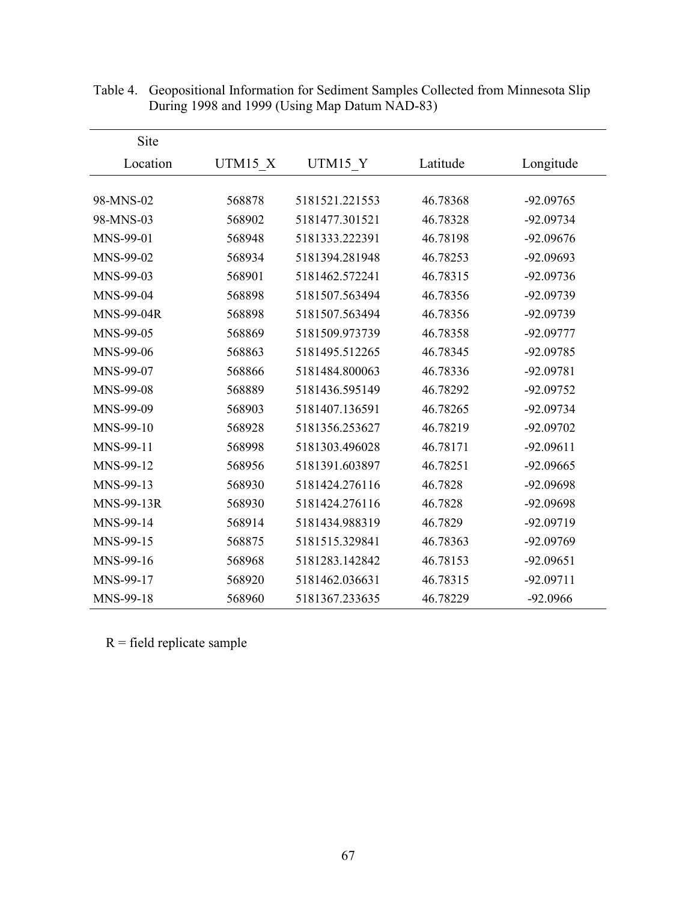Table 4. Geopositional Information for Sediment Samples Collected from Minnesota Slip During 1998 and 1999 (Using Map Datum NAD-83)

| Site Location | UTM15_X | UTM15_Y | Latitude | Longitude |
|---|---|---|---|---|
| 98-MNS-02 | 568878 | 5181521.221553 | 46.78368 | -92.09765 |
| 98-MNS-03 | 568902 | 5181477.301521 | 46.78328 | -92.09734 |
| MNS-99-01 | 568948 | 5181333.222391 | 46.78198 | -92.09676 |
| MNS-99-02 | 568934 | 5181394.281948 | 46.78253 | -92.09693 |
| MNS-99-03 | 568901 | 5181462.572241 | 46.78315 | -92.09736 |
| MNS-99-04 | 568898 | 5181507.563494 | 46.78356 | -92.09739 |
| MNS-99-04R | 568898 | 5181507.563494 | 46.78356 | -92.09739 |
| MNS-99-05 | 568869 | 5181509.973739 | 46.78358 | -92.09777 |
| MNS-99-06 | 568863 | 5181495.512265 | 46.78345 | -92.09785 |
| MNS-99-07 | 568866 | 5181484.800063 | 46.78336 | -92.09781 |
| MNS-99-08 | 568889 | 5181436.595149 | 46.78292 | -92.09752 |
| MNS-99-09 | 568903 | 5181407.136591 | 46.78265 | -92.09734 |
| MNS-99-10 | 568928 | 5181356.253627 | 46.78219 | -92.09702 |
| MNS-99-11 | 568998 | 5181303.496028 | 46.78171 | -92.09611 |
| MNS-99-12 | 568956 | 5181391.603897 | 46.78251 | -92.09665 |
| MNS-99-13 | 568930 | 5181424.276116 | 46.7828 | -92.09698 |
| MNS-99-13R | 568930 | 5181424.276116 | 46.7828 | -92.09698 |
| MNS-99-14 | 568914 | 5181434.988319 | 46.7829 | -92.09719 |
| MNS-99-15 | 568875 | 5181515.329841 | 46.78363 | -92.09769 |
| MNS-99-16 | 568968 | 5181283.142842 | 46.78153 | -92.09651 |
| MNS-99-17 | 568920 | 5181462.036631 | 46.78315 | -92.09711 |
| MNS-99-18 | 568960 | 5181367.233635 | 46.78229 | -92.0966 |

R = field replicate sample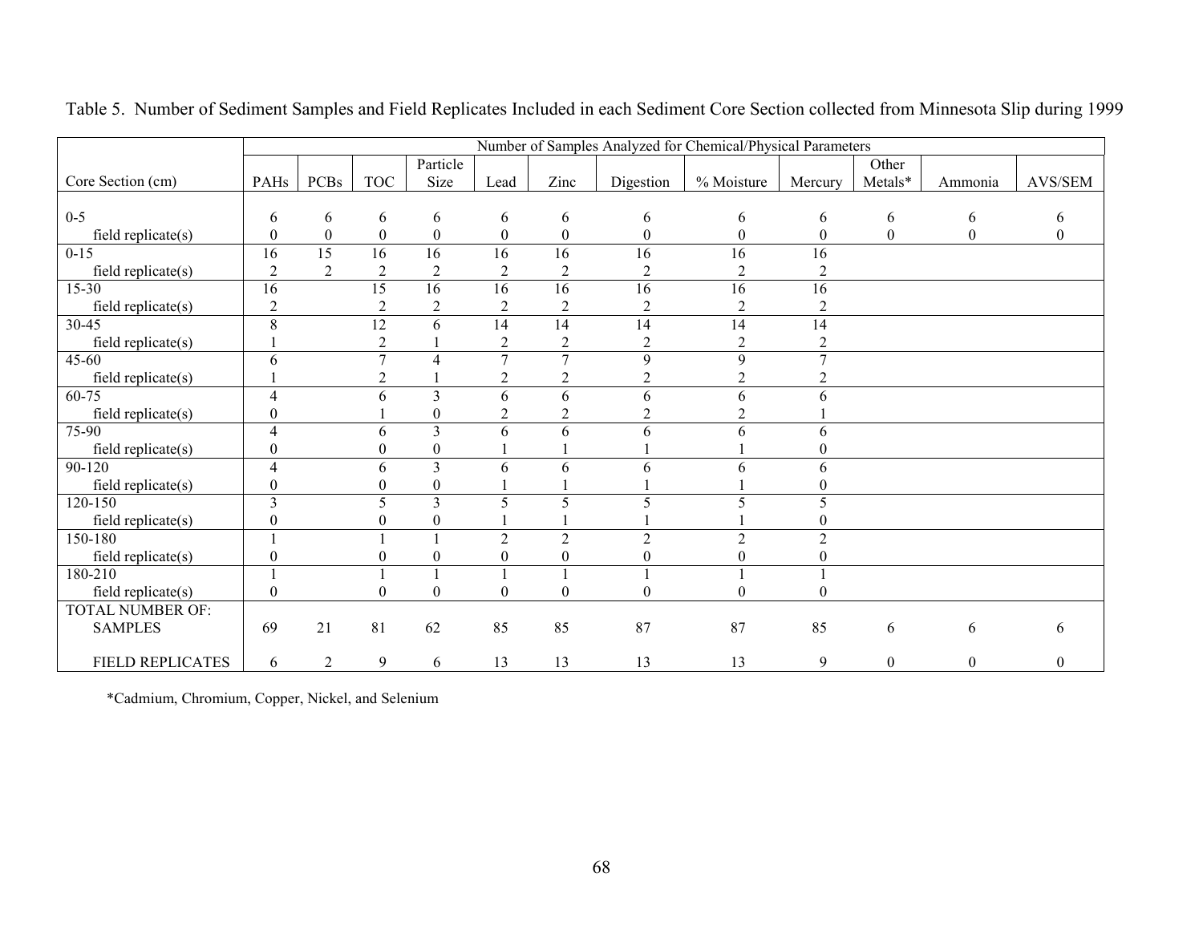Table 5. Number of Sediment Samples and Field Replicates Included in each Sediment Core Section collected from Minnesota Slip during 1999

| | Number of Samples Analyzed for Chemical/Physical Parameters | | | | | | | | | | | |
|---|---|---|---|---|---|---|---|---|---|---|---|---|
| Core Section (cm) | PAHs | PCBs | TOC | Particle Size | Lead | Zinc | Digestion | % Moisture | Mercury | Other Metals* | Ammonia | AVS/SEM |
| 0-5 | 6 | 6 | 6 | 6 | 6 | 6 | 6 | 6 | 6 | 6 | 6 | 6 |
| field replicate(s) | 0 | 0 | 0 | 0 | 0 | 0 | 0 | 0 | 0 | 0 | 0 | 0 |
| 0-15 | 16 | 15 | 16 | 16 | 16 | 16 | 16 | 16 | 16 | | | |
| field replicate(s) | 2 | 2 | 2 | 2 | 2 | 2 | 2 | 2 | 2 | | | |
| 15-30 | 16 | | 15 | 16 | 16 | 16 | 16 | 16 | 16 | | | |
| field replicate(s) | 2 | | 2 | 2 | 2 | 2 | 2 | 2 | 2 | | | |
| 30-45 | 8 | | 12 | 6 | 14 | 14 | 14 | 14 | 14 | | | |
| field replicate(s) | 1 | | 2 | 1 | 2 | 2 | 2 | 2 | 2 | | | |
| 45-60 | 6 | | 7 | 4 | 7 | 7 | 9 | 9 | 7 | | | |
| field replicate(s) | 1 | | 2 | 1 | 2 | 2 | 2 | 2 | 2 | | | |
| 60-75 | 4 | | 6 | 3 | 6 | 6 | 6 | 6 | 6 | | | |
| field replicate(s) | 0 | | 1 | 0 | 2 | 2 | 2 | 2 | 1 | | | |
| 75-90 | 4 | | 6 | 3 | 6 | 6 | 6 | 6 | 6 | | | |
| field replicate(s) | 0 | | 0 | 0 | 1 | 1 | 1 | 1 | 0 | | | |
| 90-120 | 4 | | 6 | 3 | 6 | 6 | 6 | 6 | 6 | | | |
| field replicate(s) | 0 | | 0 | 0 | 1 | 1 | 1 | 1 | 0 | | | |
| 120-150 | 3 | | 5 | 3 | 5 | 5 | 5 | 5 | 5 | | | |
| field replicate(s) | 0 | | 0 | 0 | 1 | 1 | 1 | 1 | 0 | | | |
| 150-180 | 1 | | 1 | 1 | 2 | 2 | 2 | 2 | 2 | | | |
| field replicate(s) | 0 | | 0 | 0 | 0 | 0 | 0 | 0 | 0 | | | |
| 180-210 | 1 | | 1 | 1 | 1 | 1 | 1 | 1 | 1 | | | |
| field replicate(s) | 0 | | 0 | 0 | 0 | 0 | 0 | 0 | 0 | | | |
| TOTAL NUMBER OF: SAMPLES | 69 | 21 | 81 | 62 | 85 | 85 | 87 | 87 | 85 | 6 | 6 | 6 |
| FIELD REPLICATES | 6 | 2 | 9 | 6 | 13 | 13 | 13 | 13 | 9 | 0 | 0 | 0 |

*Cadmium, Chromium, Copper, Nickel, and Selenium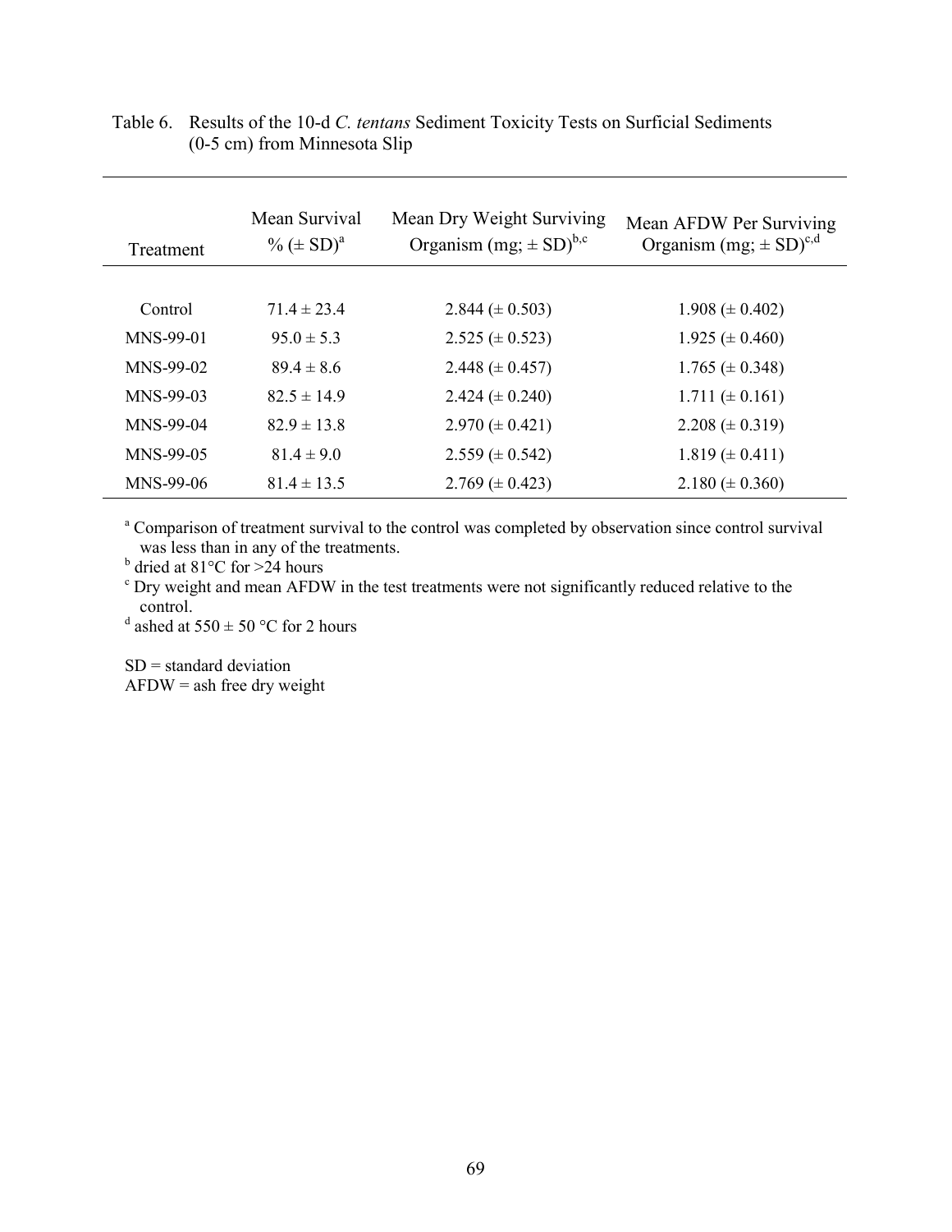Table 6. Results of the 10-d *C. tentans* Sediment Toxicity Tests on Surficial Sediments (0-5 cm) from Minnesota Slip

| Treatment | Mean Survival % (± SD)[a] | Mean Dry Weight Surviving Organism (mg; ± SD)[b,c] | Mean AFDW Per Surviving Organism (mg; ± SD)[c,d] |
|---|---|---|---|
| Control | 71.4 ± 23.4 | 2.844 (± 0.503) | 1.908 (± 0.402) |
| MNS-99-01 | 95.0 ± 5.3 | 2.525 (± 0.523) | 1.925 (± 0.460) |
| MNS-99-02 | 89.4 ± 8.6 | 2.448 (± 0.457) | 1.765 (± 0.348) |
| MNS-99-03 | 82.5 ± 14.9 | 2.424 (± 0.240) | 1.711 (± 0.161) |
| MNS-99-04 | 82.9 ± 13.8 | 2.970 (± 0.421) | 2.208 (± 0.319) |
| MNS-99-05 | 81.4 ± 9.0 | 2.559 (± 0.542) | 1.819 (± 0.411) |
| MNS-99-06 | 81.4 ± 13.5 | 2.769 (± 0.423) | 2.180 (± 0.360) |

[a] Comparison of treatment survival to the control was completed by observation since control survival was less than in any of the treatments.
[b] dried at 81°C for >24 hours
[c] Dry weight and mean AFDW in the test treatments were not significantly reduced relative to the control.
[d] ashed at 550 ± 50 °C for 2 hours

SD = standard deviation
AFDW = ash free dry weight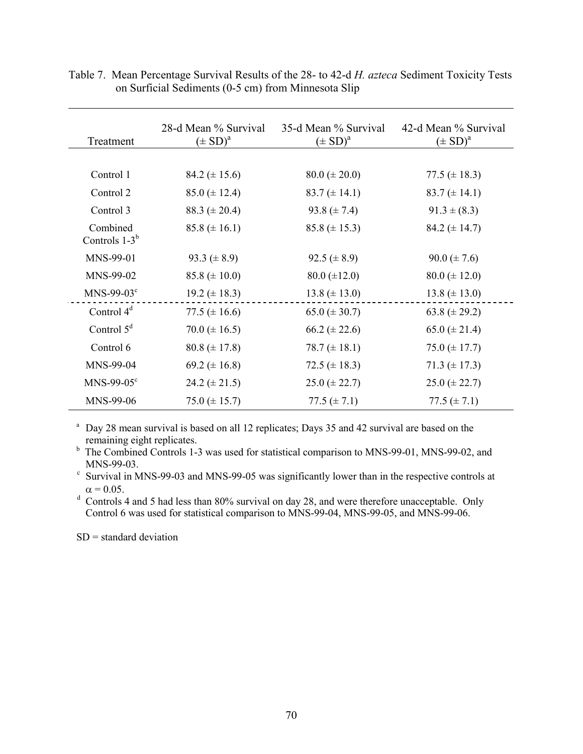Table 7. Mean Percentage Survival Results of the 28- to 42-d *H. azteca* Sediment Toxicity Tests on Surficial Sediments (0-5 cm) from Minnesota Slip

| Treatment | 28-d Mean % Survival (± SD)[a] | 35-d Mean % Survival (± SD)[a] | 42-d Mean % Survival (± SD)[a] |
|---|---|---|---|
| Control 1 | 84.2 (± 15.6) | 80.0 (± 20.0) | 77.5 (± 18.3) |
| Control 2 | 85.0 (± 12.4) | 83.7 (± 14.1) | 83.7 (± 14.1) |
| Control 3 | 88.3 (± 20.4) | 93.8 (± 7.4) | 91.3 ± (8.3) |
| Combined Controls 1-3[b] | 85.8 (± 16.1) | 85.8 (± 15.3) | 84.2 (± 14.7) |
| MNS-99-01 | 93.3 (± 8.9) | 92.5 (± 8.9) | 90.0 (± 7.6) |
| MNS-99-02 | 85.8 (± 10.0) | 80.0 (±12.0) | 80.0 (± 12.0) |
| MNS-99-03[c] | 19.2 (± 18.3) | 13.8 (± 13.0) | 13.8 (± 13.0) |
| Control 4[d] | 77.5 (± 16.6) | 65.0 (± 30.7) | 63.8 (± 29.2) |
| Control 5[d] | 70.0 (± 16.5) | 66.2 (± 22.6) | 65.0 (± 21.4) |
| Control 6 | 80.8 (± 17.8) | 78.7 (± 18.1) | 75.0 (± 17.7) |
| MNS-99-04 | 69.2 (± 16.8) | 72.5 (± 18.3) | 71.3 (± 17.3) |
| MNS-99-05[c] | 24.2 (± 21.5) | 25.0 (± 22.7) | 25.0 (± 22.7) |
| MNS-99-06 | 75.0 (± 15.7) | 77.5 (± 7.1) | 77.5 (± 7.1) |

[a] Day 28 mean survival is based on all 12 replicates; Days 35 and 42 survival are based on the remaining eight replicates.
[b] The Combined Controls 1-3 was used for statistical comparison to MNS-99-01, MNS-99-02, and MNS-99-03.
[c] Survival in MNS-99-03 and MNS-99-05 was significantly lower than in the respective controls at $\alpha = 0.05$.
[d] Controls 4 and 5 had less than 80% survival on day 28, and were therefore unacceptable. Only Control 6 was used for statistical comparison to MNS-99-04, MNS-99-05, and MNS-99-06.

SD = standard deviation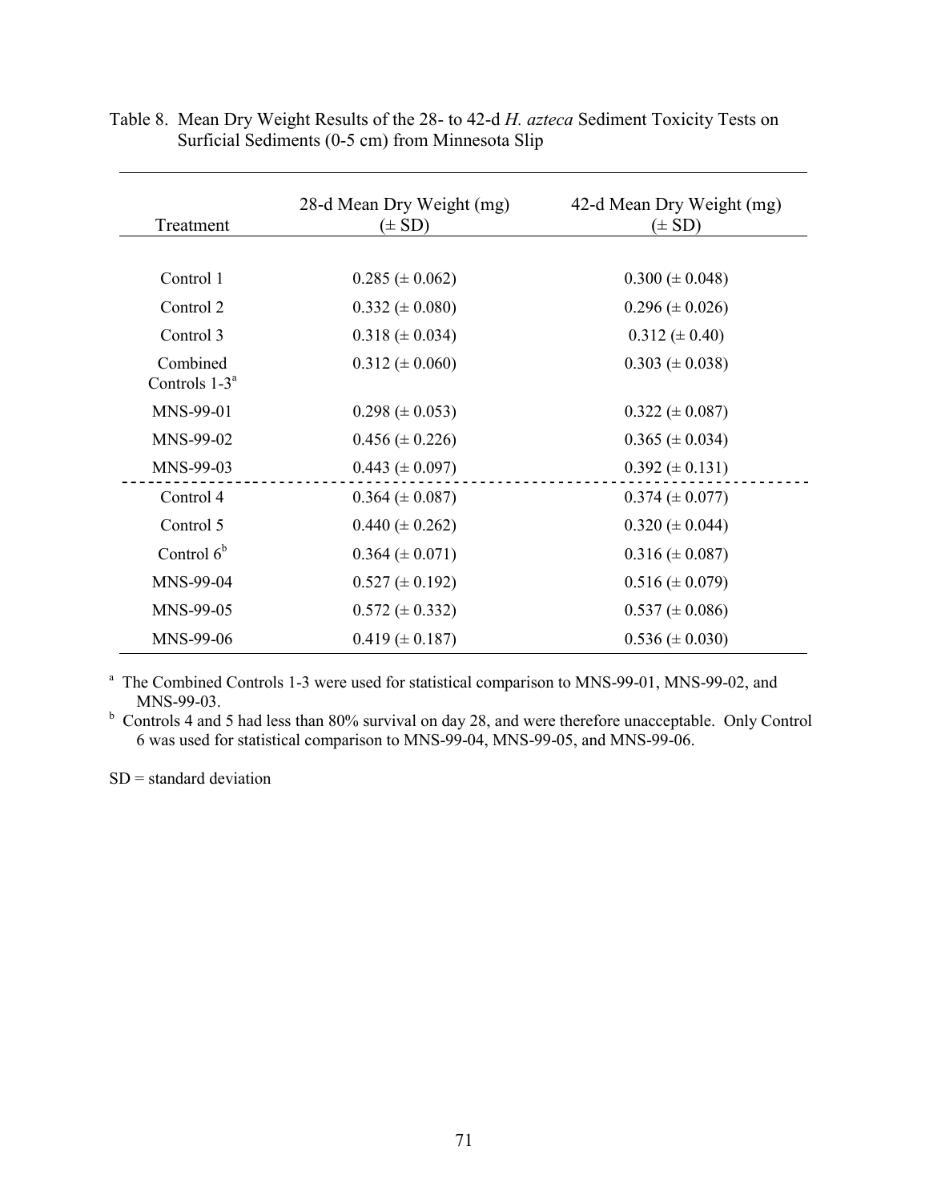Table 8. Mean Dry Weight Results of the 28- to 42-d *H. azteca* Sediment Toxicity Tests on Surficial Sediments (0-5 cm) from Minnesota Slip

| Treatment | 28-d Mean Dry Weight (mg) (± SD) | 42-d Mean Dry Weight (mg) (± SD) |
|---|---|---|
| Control 1 | 0.285 (± 0.062) | 0.300 (± 0.048) |
| Control 2 | 0.332 (± 0.080) | 0.296 (± 0.026) |
| Control 3 | 0.318 (± 0.034) | 0.312 (± 0.40) |
| Combined Controls 1-3[a] | 0.312 (± 0.060) | 0.303 (± 0.038) |
| MNS-99-01 | 0.298 (± 0.053) | 0.322 (± 0.087) |
| MNS-99-02 | 0.456 (± 0.226) | 0.365 (± 0.034) |
| MNS-99-03 | 0.443 (± 0.097) | 0.392 (± 0.131) |
| Control 4 | 0.364 (± 0.087) | 0.374 (± 0.077) |
| Control 5 | 0.440 (± 0.262) | 0.320 (± 0.044) |
| Control 6[b] | 0.364 (± 0.071) | 0.316 (± 0.087) |
| MNS-99-04 | 0.527 (± 0.192) | 0.516 (± 0.079) |
| MNS-99-05 | 0.572 (± 0.332) | 0.537 (± 0.086) |
| MNS-99-06 | 0.419 (± 0.187) | 0.536 (± 0.030) |

[a] The Combined Controls 1-3 were used for statistical comparison to MNS-99-01, MNS-99-02, and MNS-99-03.

[b] Controls 4 and 5 had less than 80% survival on day 28, and were therefore unacceptable. Only Control 6 was used for statistical comparison to MNS-99-04, MNS-99-05, and MNS-99-06.

SD = standard deviation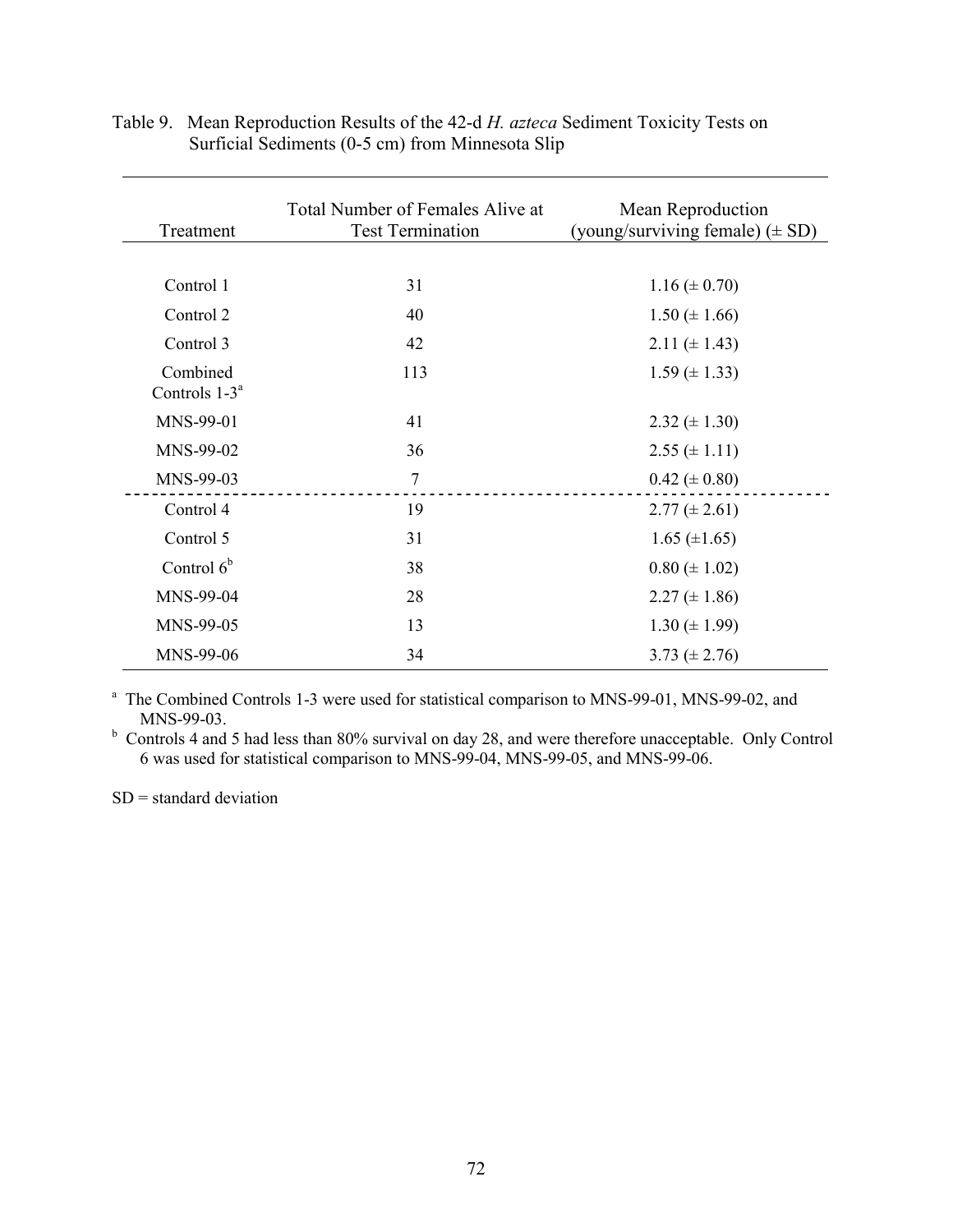Table 9. Mean Reproduction Results of the 42-d *H. azteca* Sediment Toxicity Tests on Surficial Sediments (0-5 cm) from Minnesota Slip

| Treatment | Total Number of Females Alive at Test Termination | Mean Reproduction (young/surviving female) (± SD) |
|---|---|---|
| Control 1 | 31 | 1.16 (± 0.70) |
| Control 2 | 40 | 1.50 (± 1.66) |
| Control 3 | 42 | 2.11 (± 1.43) |
| Combined Controls 1-3[a] | 113 | 1.59 (± 1.33) |
| MNS-99-01 | 41 | 2.32 (± 1.30) |
| MNS-99-02 | 36 | 2.55 (± 1.11) |
| MNS-99-03 | 7 | 0.42 (± 0.80) |
| Control 4 | 19 | 2.77 (± 2.61) |
| Control 5 | 31 | 1.65 (±1.65) |
| Control 6[b] | 38 | 0.80 (± 1.02) |
| MNS-99-04 | 28 | 2.27 (± 1.86) |
| MNS-99-05 | 13 | 1.30 (± 1.99) |
| MNS-99-06 | 34 | 3.73 (± 2.76) |

[a] The Combined Controls 1-3 were used for statistical comparison to MNS-99-01, MNS-99-02, and MNS-99-03.

[b] Controls 4 and 5 had less than 80% survival on day 28, and were therefore unacceptable. Only Control 6 was used for statistical comparison to MNS-99-04, MNS-99-05, and MNS-99-06.

SD = standard deviation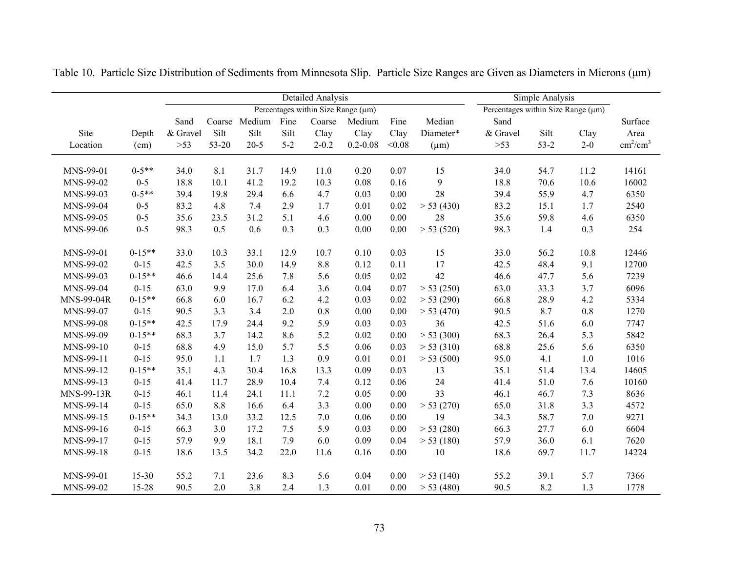Table 10. Particle Size Distribution of Sediments from Minnesota Slip. Particle Size Ranges are Given as Diameters in Microns (μm)

| | | Detailed Analysis | | | | | | | | Simple Analysis | | | |
|---|---|---|---|---|---|---|---|---|---|---|---|---|---|
| | | Percentages within Size Range (μm) | | | | | | | | Percentages within Size Range (μm) | | | |
| Site Location | Depth (cm) | Sand & Gravel >53 | Coarse Silt 53-20 | Medium Silt 20-5 | Fine Silt 5-2 | Coarse Clay 2-0.2 | Medium Clay 0.2-0.08 | Fine Clay <0.08 | Median Diameter* (μm) | Sand & Gravel >53 | Silt 53-2 | Clay 2-0 | Surface Area $cm^2/cm^3$ |
| MNS-99-01 | 0-5** | 34.0 | 8.1 | 31.7 | 14.9 | 11.0 | 0.20 | 0.07 | 15 | 34.0 | 54.7 | 11.2 | 14161 |
| MNS-99-02 | 0-5 | 18.8 | 10.1 | 41.2 | 19.2 | 10.3 | 0.08 | 0.16 | 9 | 18.8 | 70.6 | 10.6 | 16002 |
| MNS-99-03 | 0-5** | 39.4 | 19.8 | 29.4 | 6.6 | 4.7 | 0.03 | 0.00 | 28 | 39.4 | 55.9 | 4.7 | 6350 |
| MNS-99-04 | 0-5 | 83.2 | 4.8 | 7.4 | 2.9 | 1.7 | 0.01 | 0.02 | > 53 (430) | 83.2 | 15.1 | 1.7 | 2540 |
| MNS-99-05 | 0-5 | 35.6 | 23.5 | 31.2 | 5.1 | 4.6 | 0.00 | 0.00 | 28 | 35.6 | 59.8 | 4.6 | 6350 |
| MNS-99-06 | 0-5 | 98.3 | 0.5 | 0.6 | 0.3 | 0.3 | 0.00 | 0.00 | > 53 (520) | 98.3 | 1.4 | 0.3 | 254 |
| MNS-99-01 | 0-15** | 33.0 | 10.3 | 33.1 | 12.9 | 10.7 | 0.10 | 0.03 | 15 | 33.0 | 56.2 | 10.8 | 12446 |
| MNS-99-02 | 0-15 | 42.5 | 3.5 | 30.0 | 14.9 | 8.8 | 0.12 | 0.11 | 17 | 42.5 | 48.4 | 9.1 | 12700 |
| MNS-99-03 | 0-15** | 46.6 | 14.4 | 25.6 | 7.8 | 5.6 | 0.05 | 0.02 | 42 | 46.6 | 47.7 | 5.6 | 7239 |
| MNS-99-04 | 0-15 | 63.0 | 9.9 | 17.0 | 6.4 | 3.6 | 0.04 | 0.07 | > 53 (250) | 63.0 | 33.3 | 3.7 | 6096 |
| MNS-99-04R | 0-15** | 66.8 | 6.0 | 16.7 | 6.2 | 4.2 | 0.03 | 0.02 | > 53 (290) | 66.8 | 28.9 | 4.2 | 5334 |
| MNS-99-07 | 0-15 | 90.5 | 3.3 | 3.4 | 2.0 | 0.8 | 0.00 | 0.00 | > 53 (470) | 90.5 | 8.7 | 0.8 | 1270 |
| MNS-99-08 | 0-15** | 42.5 | 17.9 | 24.4 | 9.2 | 5.9 | 0.03 | 0.03 | 36 | 42.5 | 51.6 | 6.0 | 7747 |
| MNS-99-09 | 0-15** | 68.3 | 3.7 | 14.2 | 8.6 | 5.2 | 0.02 | 0.00 | > 53 (300) | 68.3 | 26.4 | 5.3 | 5842 |
| MNS-99-10 | 0-15 | 68.8 | 4.9 | 15.0 | 5.7 | 5.5 | 0.06 | 0.03 | > 53 (310) | 68.8 | 25.6 | 5.6 | 6350 |
| MNS-99-11 | 0-15 | 95.0 | 1.1 | 1.7 | 1.3 | 0.9 | 0.01 | 0.01 | > 53 (500) | 95.0 | 4.1 | 1.0 | 1016 |
| MNS-99-12 | 0-15** | 35.1 | 4.3 | 30.4 | 16.8 | 13.3 | 0.09 | 0.03 | 13 | 35.1 | 51.4 | 13.4 | 14605 |
| MNS-99-13 | 0-15 | 41.4 | 11.7 | 28.9 | 10.4 | 7.4 | 0.12 | 0.06 | 24 | 41.4 | 51.0 | 7.6 | 10160 |
| MNS-99-13R | 0-15 | 46.1 | 11.4 | 24.1 | 11.1 | 7.2 | 0.05 | 0.00 | 33 | 46.1 | 46.7 | 7.3 | 8636 |
| MNS-99-14 | 0-15 | 65.0 | 8.8 | 16.6 | 6.4 | 3.3 | 0.00 | 0.00 | > 53 (270) | 65.0 | 31.8 | 3.3 | 4572 |
| MNS-99-15 | 0-15** | 34.3 | 13.0 | 33.2 | 12.5 | 7.0 | 0.06 | 0.00 | 19 | 34.3 | 58.7 | 7.0 | 9271 |
| MNS-99-16 | 0-15 | 66.3 | 3.0 | 17.2 | 7.5 | 5.9 | 0.03 | 0.00 | > 53 (280) | 66.3 | 27.7 | 6.0 | 6604 |
| MNS-99-17 | 0-15 | 57.9 | 9.9 | 18.1 | 7.9 | 6.0 | 0.09 | 0.04 | > 53 (180) | 57.9 | 36.0 | 6.1 | 7620 |
| MNS-99-18 | 0-15 | 18.6 | 13.5 | 34.2 | 22.0 | 11.6 | 0.16 | 0.00 | 10 | 18.6 | 69.7 | 11.7 | 14224 |
| MNS-99-01 | 15-30 | 55.2 | 7.1 | 23.6 | 8.3 | 5.6 | 0.04 | 0.00 | > 53 (140) | 55.2 | 39.1 | 5.7 | 7366 |
| MNS-99-02 | 15-28 | 90.5 | 2.0 | 3.8 | 2.4 | 1.3 | 0.01 | 0.00 | > 53 (480) | 90.5 | 8.2 | 1.3 | 1778 |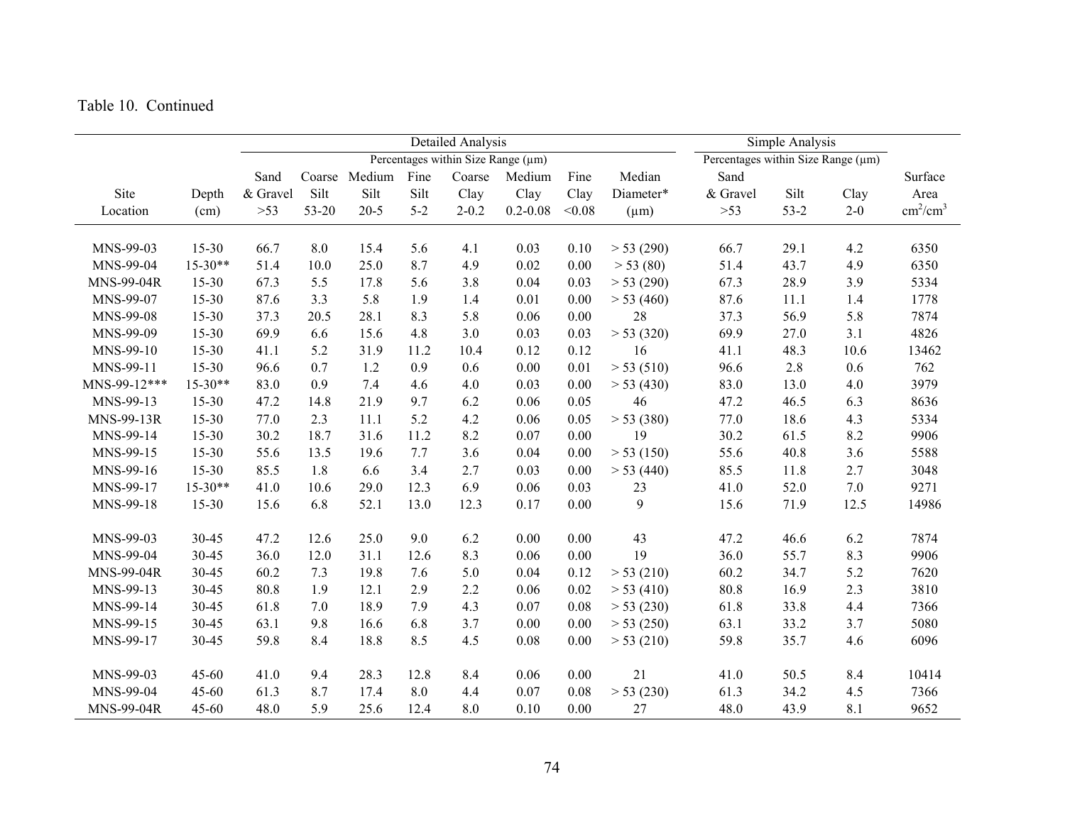Table 10. Continued

| Site Location | Depth (cm) | Detailed Analysis: Percentages within Size Range (µm) Sand & Gravel >53 | Coarse Silt 53-20 | Medium Silt 20-5 | Fine Silt 5-2 | Coarse Clay 2-0.2 | Medium Clay 0.2-0.08 | Fine Clay <0.08 | Median Diameter* (µm) | Simple Analysis: Percentages within Size Range (µm) Sand & Gravel >53 | Silt 53-2 | Clay 2-0 | Surface Area $cm^2/cm^3$ |
|---|---|---|---|---|---|---|---|---|---|---|---|---|---|
| MNS-99-03 | 15-30 | 66.7 | 8.0 | 15.4 | 5.6 | 4.1 | 0.03 | 0.10 | > 53 (290) | 66.7 | 29.1 | 4.2 | 6350 |
| MNS-99-04 | 15-30** | 51.4 | 10.0 | 25.0 | 8.7 | 4.9 | 0.02 | 0.00 | > 53 (80) | 51.4 | 43.7 | 4.9 | 6350 |
| MNS-99-04R | 15-30 | 67.3 | 5.5 | 17.8 | 5.6 | 3.8 | 0.04 | 0.03 | > 53 (290) | 67.3 | 28.9 | 3.9 | 5334 |
| MNS-99-07 | 15-30 | 87.6 | 3.3 | 5.8 | 1.9 | 1.4 | 0.01 | 0.00 | > 53 (460) | 87.6 | 11.1 | 1.4 | 1778 |
| MNS-99-08 | 15-30 | 37.3 | 20.5 | 28.1 | 8.3 | 5.8 | 0.06 | 0.00 | 28 | 37.3 | 56.9 | 5.8 | 7874 |
| MNS-99-09 | 15-30 | 69.9 | 6.6 | 15.6 | 4.8 | 3.0 | 0.03 | 0.03 | > 53 (320) | 69.9 | 27.0 | 3.1 | 4826 |
| MNS-99-10 | 15-30 | 41.1 | 5.2 | 31.9 | 11.2 | 10.4 | 0.12 | 0.12 | 16 | 41.1 | 48.3 | 10.6 | 13462 |
| MNS-99-11 | 15-30 | 96.6 | 0.7 | 1.2 | 0.9 | 0.6 | 0.00 | 0.01 | > 53 (510) | 96.6 | 2.8 | 0.6 | 762 |
| MNS-99-12*** | 15-30** | 83.0 | 0.9 | 7.4 | 4.6 | 4.0 | 0.03 | 0.00 | > 53 (430) | 83.0 | 13.0 | 4.0 | 3979 |
| MNS-99-13 | 15-30 | 47.2 | 14.8 | 21.9 | 9.7 | 6.2 | 0.06 | 0.05 | 46 | 47.2 | 46.5 | 6.3 | 8636 |
| MNS-99-13R | 15-30 | 77.0 | 2.3 | 11.1 | 5.2 | 4.2 | 0.06 | 0.05 | > 53 (380) | 77.0 | 18.6 | 4.3 | 5334 |
| MNS-99-14 | 15-30 | 30.2 | 18.7 | 31.6 | 11.2 | 8.2 | 0.07 | 0.00 | 19 | 30.2 | 61.5 | 8.2 | 9906 |
| MNS-99-15 | 15-30 | 55.6 | 13.5 | 19.6 | 7.7 | 3.6 | 0.04 | 0.00 | > 53 (150) | 55.6 | 40.8 | 3.6 | 5588 |
| MNS-99-16 | 15-30 | 85.5 | 1.8 | 6.6 | 3.4 | 2.7 | 0.03 | 0.00 | > 53 (440) | 85.5 | 11.8 | 2.7 | 3048 |
| MNS-99-17 | 15-30** | 41.0 | 10.6 | 29.0 | 12.3 | 6.9 | 0.06 | 0.03 | 23 | 41.0 | 52.0 | 7.0 | 9271 |
| MNS-99-18 | 15-30 | 15.6 | 6.8 | 52.1 | 13.0 | 12.3 | 0.17 | 0.00 | 9 | 15.6 | 71.9 | 12.5 | 14986 |
| MNS-99-03 | 30-45 | 47.2 | 12.6 | 25.0 | 9.0 | 6.2 | 0.00 | 0.00 | 43 | 47.2 | 46.6 | 6.2 | 7874 |
| MNS-99-04 | 30-45 | 36.0 | 12.0 | 31.1 | 12.6 | 8.3 | 0.06 | 0.00 | 19 | 36.0 | 55.7 | 8.3 | 9906 |
| MNS-99-04R | 30-45 | 60.2 | 7.3 | 19.8 | 7.6 | 5.0 | 0.04 | 0.12 | > 53 (210) | 60.2 | 34.7 | 5.2 | 7620 |
| MNS-99-13 | 30-45 | 80.8 | 1.9 | 12.1 | 2.9 | 2.2 | 0.06 | 0.02 | > 53 (410) | 80.8 | 16.9 | 2.3 | 3810 |
| MNS-99-14 | 30-45 | 61.8 | 7.0 | 18.9 | 7.9 | 4.3 | 0.07 | 0.08 | > 53 (230) | 61.8 | 33.8 | 4.4 | 7366 |
| MNS-99-15 | 30-45 | 63.1 | 9.8 | 16.6 | 6.8 | 3.7 | 0.00 | 0.00 | > 53 (250) | 63.1 | 33.2 | 3.7 | 5080 |
| MNS-99-17 | 30-45 | 59.8 | 8.4 | 18.8 | 8.5 | 4.5 | 0.08 | 0.00 | > 53 (210) | 59.8 | 35.7 | 4.6 | 6096 |
| MNS-99-03 | 45-60 | 41.0 | 9.4 | 28.3 | 12.8 | 8.4 | 0.06 | 0.00 | 21 | 41.0 | 50.5 | 8.4 | 10414 |
| MNS-99-04 | 45-60 | 61.3 | 8.7 | 17.4 | 8.0 | 4.4 | 0.07 | 0.08 | > 53 (230) | 61.3 | 34.2 | 4.5 | 7366 |
| MNS-99-04R | 45-60 | 48.0 | 5.9 | 25.6 | 12.4 | 8.0 | 0.10 | 0.00 | 27 | 48.0 | 43.9 | 8.1 | 9652 |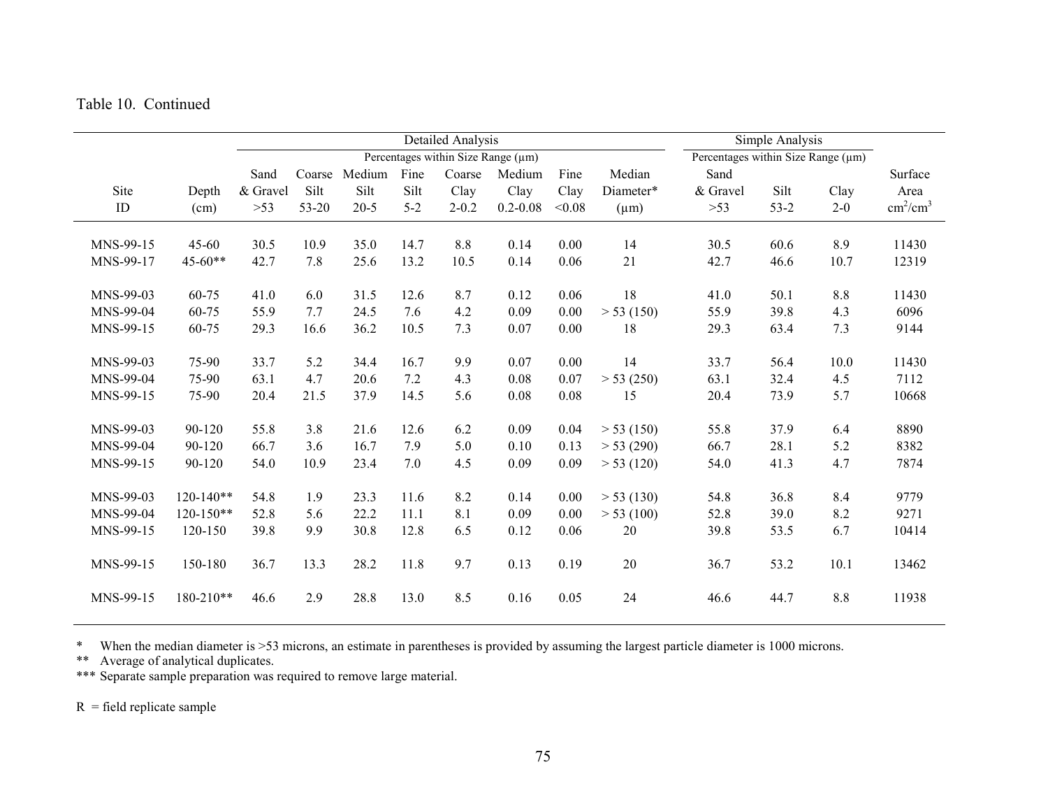Table 10. Continued

| | | Detailed Analysis | | | | | | | | Simple Analysis | | | |
|---|---|---|---|---|---|---|---|---|---|---|---|---|---|
| | | Percentages within Size Range (μm) | | | | | | | | Percentages within Size Range (μm) | | | |
| Site ID | Depth (cm) | Sand & Gravel >53 | Coarse Silt 53-20 | Medium Silt 20-5 | Fine Silt 5-2 | Coarse Clay 2-0.2 | Medium Clay 0.2-0.08 | Fine Clay <0.08 | Median Diameter* (μm) | Sand & Gravel >53 | Silt 53-2 | Clay 2-0 | Surface Area $cm^2/cm^3$ |
| MNS-99-15 | 45-60 | 30.5 | 10.9 | 35.0 | 14.7 | 8.8 | 0.14 | 0.00 | 14 | 30.5 | 60.6 | 8.9 | 11430 |
| MNS-99-17 | 45-60** | 42.7 | 7.8 | 25.6 | 13.2 | 10.5 | 0.14 | 0.06 | 21 | 42.7 | 46.6 | 10.7 | 12319 |
| MNS-99-03 | 60-75 | 41.0 | 6.0 | 31.5 | 12.6 | 8.7 | 0.12 | 0.06 | 18 | 41.0 | 50.1 | 8.8 | 11430 |
| MNS-99-04 | 60-75 | 55.9 | 7.7 | 24.5 | 7.6 | 4.2 | 0.09 | 0.00 | > 53 (150) | 55.9 | 39.8 | 4.3 | 6096 |
| MNS-99-15 | 60-75 | 29.3 | 16.6 | 36.2 | 10.5 | 7.3 | 0.07 | 0.00 | 18 | 29.3 | 63.4 | 7.3 | 9144 |
| MNS-99-03 | 75-90 | 33.7 | 5.2 | 34.4 | 16.7 | 9.9 | 0.07 | 0.00 | 14 | 33.7 | 56.4 | 10.0 | 11430 |
| MNS-99-04 | 75-90 | 63.1 | 4.7 | 20.6 | 7.2 | 4.3 | 0.08 | 0.07 | > 53 (250) | 63.1 | 32.4 | 4.5 | 7112 |
| MNS-99-15 | 75-90 | 20.4 | 21.5 | 37.9 | 14.5 | 5.6 | 0.08 | 0.08 | 15 | 20.4 | 73.9 | 5.7 | 10668 |
| MNS-99-03 | 90-120 | 55.8 | 3.8 | 21.6 | 12.6 | 6.2 | 0.09 | 0.04 | > 53 (150) | 55.8 | 37.9 | 6.4 | 8890 |
| MNS-99-04 | 90-120 | 66.7 | 3.6 | 16.7 | 7.9 | 5.0 | 0.10 | 0.13 | > 53 (290) | 66.7 | 28.1 | 5.2 | 8382 |
| MNS-99-15 | 90-120 | 54.0 | 10.9 | 23.4 | 7.0 | 4.5 | 0.09 | 0.09 | > 53 (120) | 54.0 | 41.3 | 4.7 | 7874 |
| MNS-99-03 | 120-140** | 54.8 | 1.9 | 23.3 | 11.6 | 8.2 | 0.14 | 0.00 | > 53 (130) | 54.8 | 36.8 | 8.4 | 9779 |
| MNS-99-04 | 120-150** | 52.8 | 5.6 | 22.2 | 11.1 | 8.1 | 0.09 | 0.00 | > 53 (100) | 52.8 | 39.0 | 8.2 | 9271 |
| MNS-99-15 | 120-150 | 39.8 | 9.9 | 30.8 | 12.8 | 6.5 | 0.12 | 0.06 | 20 | 39.8 | 53.5 | 6.7 | 10414 |
| MNS-99-15 | 150-180 | 36.7 | 13.3 | 28.2 | 11.8 | 9.7 | 0.13 | 0.19 | 20 | 36.7 | 53.2 | 10.1 | 13462 |
| MNS-99-15 | 180-210** | 46.6 | 2.9 | 28.8 | 13.0 | 8.5 | 0.16 | 0.05 | 24 | 46.6 | 44.7 | 8.8 | 11938 |

\* When the median diameter is >53 microns, an estimate in parentheses is provided by assuming the largest particle diameter is 1000 microns.

** Average of analytical duplicates.

*** Separate sample preparation was required to remove large material.

R = field replicate sample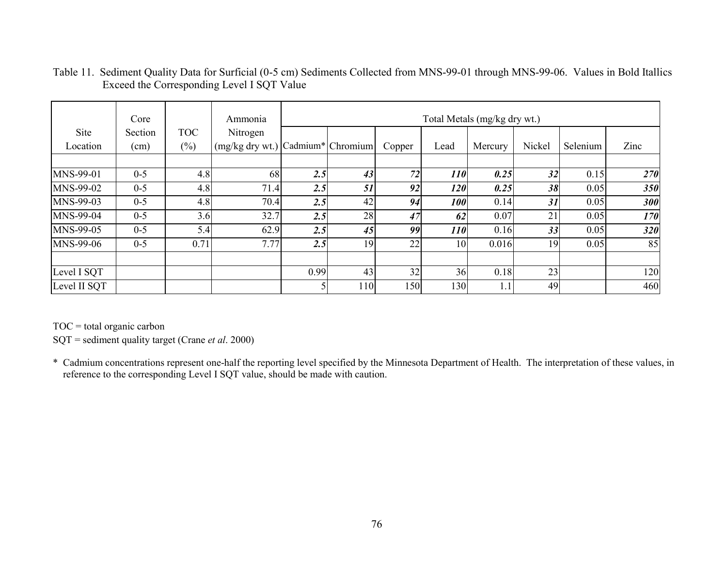Table 11. Sediment Quality Data for Surficial (0-5 cm) Sediments Collected from MNS-99-01 through MNS-99-06. Values in Bold Itallics Exceed the Corresponding Level I SQT Value

| Site Location | Core Section (cm) | TOC (%) | Ammonia Nitrogen (mg/kg dry wt.) | Total Metals (mg/kg dry wt.) | | | | | | | |
|---|---|---|---|---|---|---|---|---|---|---|---|
| | | | | Cadmium* | Chromium | Copper | Lead | Mercury | Nickel | Selenium | Zinc |
| MNS-99-01 | 0-5 | 4.8 | 68 | ***2.5*** | ***43*** | ***72*** | ***110*** | ***0.25*** | ***32*** | 0.15 | ***270*** |
| MNS-99-02 | 0-5 | 4.8 | 71.4 | ***2.5*** | ***51*** | ***92*** | ***120*** | ***0.25*** | ***38*** | 0.05 | ***350*** |
| MNS-99-03 | 0-5 | 4.8 | 70.4 | ***2.5*** | 42 | ***94*** | ***100*** | 0.14 | ***31*** | 0.05 | ***300*** |
| MNS-99-04 | 0-5 | 3.6 | 32.7 | ***2.5*** | 28 | ***47*** | ***62*** | 0.07 | 21 | 0.05 | ***170*** |
| MNS-99-05 | 0-5 | 5.4 | 62.9 | ***2.5*** | ***45*** | ***99*** | ***110*** | 0.16 | ***33*** | 0.05 | ***320*** |
| MNS-99-06 | 0-5 | 0.71 | 7.77 | ***2.5*** | 19 | 22 | 10 | 0.016 | 19 | 0.05 | 85 |
| Level I SQT | | | | 0.99 | 43 | 32 | 36 | 0.18 | 23 | | 120 |
| Level II SQT | | | | 5 | 110 | 150 | 130 | 1.1 | 49 | | 460 |

TOC = total organic carbon

SQT = sediment quality target (Crane *et al*. 2000)

\* Cadmium concentrations represent one-half the reporting level specified by the Minnesota Department of Health. The interpretation of these values, in reference to the corresponding Level I SQT value, should be made with caution.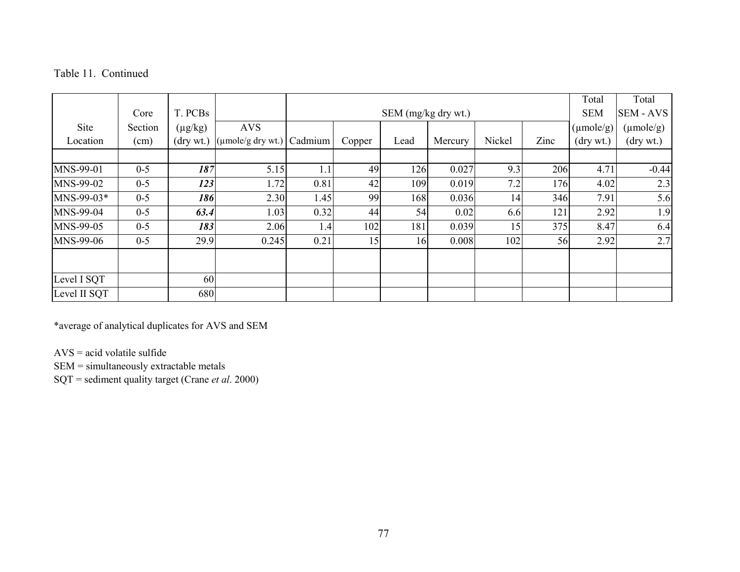Table 11. Continued

| Site Location | Core Section (cm) | T. PCBs (μg/kg) (dry wt.) | AVS (μmole/g dry wt.) | SEM (mg/kg dry wt.) Cadmium | Copper | Lead | Mercury | Nickel | Zinc | Total SEM (μmole/g) (dry wt.) | Total SEM - AVS (μmole/g) (dry wt.) |
|---|---|---|---|---|---|---|---|---|---|---|---|
| MNS-99-01 | 0-5 | ***187*** | 5.15 | 1.1 | 49 | 126 | 0.027 | 9.3 | 206 | 4.71 | -0.44 |
| MNS-99-02 | 0-5 | ***123*** | 1.72 | 0.81 | 42 | 109 | 0.019 | 7.2 | 176 | 4.02 | 2.3 |
| MNS-99-03* | 0-5 | ***186*** | 2.30 | 1.45 | 99 | 168 | 0.036 | 14 | 346 | 7.91 | 5.6 |
| MNS-99-04 | 0-5 | ***63.4*** | 1.03 | 0.32 | 44 | 54 | 0.02 | 6.6 | 121 | 2.92 | 1.9 |
| MNS-99-05 | 0-5 | ***183*** | 2.06 | 1.4 | 102 | 181 | 0.039 | 15 | 375 | 8.47 | 6.4 |
| MNS-99-06 | 0-5 | 29.9 | 0.245 | 0.21 | 15 | 16 | 0.008 | 102 | 56 | 2.92 | 2.7 |
| | | | | | | | | | | | |
| Level I SQT | | 60 | | | | | | | | | |
| Level II SQT | | 680 | | | | | | | | | |

*average of analytical duplicates for AVS and SEM

AVS = acid volatile sulfide
SEM = simultaneously extractable metals
SQT = sediment quality target (Crane *et al*. 2000)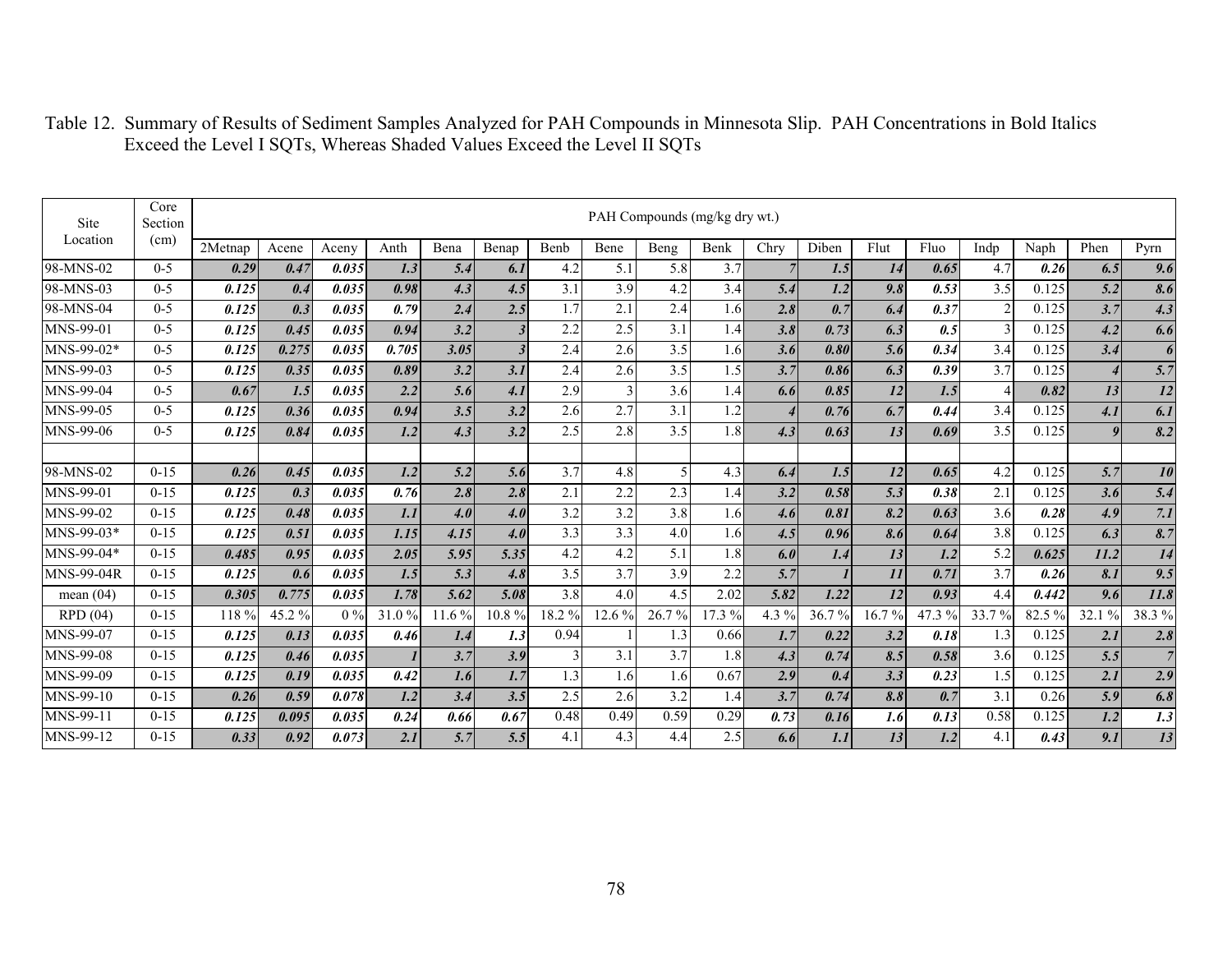Table 12. Summary of Results of Sediment Samples Analyzed for PAH Compounds in Minnesota Slip. PAH Concentrations in Bold Italics Exceed the Level I SQTs, Whereas Shaded Values Exceed the Level II SQTs

| Site Location | Core Section (cm) | PAH Compounds (mg/kg dry wt.) | | | | | | | | | | | | | | | | | |
|---|---|---|---|---|---|---|---|---|---|---|---|---|---|---|---|---|---|---|---|
| | | 2Metnap | Acene | Aceny | Anth | Bena | Benap | Benb | Bene | Beng | Benk | Chry | Diben | Flut | Fluo | Indp | Naph | Phen | Pyrn |
| 98-MNS-02 | 0-5 | ***0.29*** | ***0.47*** | ***0.035*** | ***1.3*** | ***5.4*** | ***6.1*** | 4.2 | 5.1 | 5.8 | 3.7 | ***7*** | ***1.5*** | ***14*** | ***0.65*** | 4.7 | ***0.26*** | ***6.5*** | ***9.6*** |
| 98-MNS-03 | 0-5 | ***0.125*** | ***0.4*** | ***0.035*** | ***0.98*** | ***4.3*** | ***4.5*** | 3.1 | 3.9 | 4.2 | 3.4 | ***5.4*** | ***1.2*** | ***9.8*** | ***0.53*** | 3.5 | 0.125 | ***5.2*** | ***8.6*** |
| 98-MNS-04 | 0-5 | ***0.125*** | ***0.3*** | ***0.035*** | ***0.79*** | ***2.4*** | ***2.5*** | 1.7 | 2.1 | 2.4 | 1.6 | ***2.8*** | ***0.7*** | ***6.4*** | ***0.37*** | 2 | 0.125 | ***3.7*** | ***4.3*** |
| MNS-99-01 | 0-5 | ***0.125*** | ***0.45*** | ***0.035*** | ***0.94*** | ***3.2*** | ***3*** | 2.2 | 2.5 | 3.1 | 1.4 | ***3.8*** | ***0.73*** | ***6.3*** | ***0.5*** | 3 | 0.125 | ***4.2*** | ***6.6*** |
| MNS-99-02* | 0-5 | ***0.125*** | ***0.275*** | ***0.035*** | ***0.705*** | ***3.05*** | ***3*** | 2.4 | 2.6 | 3.5 | 1.6 | ***3.6*** | ***0.80*** | ***5.6*** | ***0.34*** | 3.4 | 0.125 | ***3.4*** | ***6*** |
| MNS-99-03 | 0-5 | ***0.125*** | ***0.35*** | ***0.035*** | ***0.89*** | ***3.2*** | ***3.1*** | 2.4 | 2.6 | 3.5 | 1.5 | ***3.7*** | ***0.86*** | ***6.3*** | ***0.39*** | 3.7 | 0.125 | ***4*** | ***5.7*** |
| MNS-99-04 | 0-5 | ***0.67*** | ***1.5*** | ***0.035*** | ***2.2*** | ***5.6*** | ***4.1*** | 2.9 | 3 | 3.6 | 1.4 | ***6.6*** | ***0.85*** | ***12*** | ***1.5*** | 4 | ***0.82*** | ***13*** | ***12*** |
| MNS-99-05 | 0-5 | ***0.125*** | ***0.36*** | ***0.035*** | ***0.94*** | ***3.5*** | ***3.2*** | 2.6 | 2.7 | 3.1 | 1.2 | ***4*** | ***0.76*** | ***6.7*** | ***0.44*** | 3.4 | 0.125 | ***4.1*** | ***6.1*** |
| MNS-99-06 | 0-5 | ***0.125*** | ***0.84*** | ***0.035*** | ***1.2*** | ***4.3*** | ***3.2*** | 2.5 | 2.8 | 3.5 | 1.8 | ***4.3*** | ***0.63*** | ***13*** | ***0.69*** | 3.5 | 0.125 | ***9*** | ***8.2*** |
| | | | | | | | | | | | | | | | | | | | |
| 98-MNS-02 | 0-15 | ***0.26*** | ***0.45*** | ***0.035*** | ***1.2*** | ***5.2*** | ***5.6*** | 3.7 | 4.8 | 5 | 4.3 | ***6.4*** | ***1.5*** | ***12*** | ***0.65*** | 4.2 | 0.125 | ***5.7*** | ***10*** |
| MNS-99-01 | 0-15 | ***0.125*** | ***0.3*** | ***0.035*** | ***0.76*** | ***2.8*** | ***2.8*** | 2.1 | 2.2 | 2.3 | 1.4 | ***3.2*** | ***0.58*** | ***5.3*** | ***0.38*** | 2.1 | 0.125 | ***3.6*** | ***5.4*** |
| MNS-99-02 | 0-15 | ***0.125*** | ***0.48*** | ***0.035*** | ***1.1*** | ***4.0*** | ***4.0*** | 3.2 | 3.2 | 3.8 | 1.6 | ***4.6*** | ***0.81*** | ***8.2*** | ***0.63*** | 3.6 | ***0.28*** | ***4.9*** | ***7.1*** |
| MNS-99-03* | 0-15 | ***0.125*** | ***0.51*** | ***0.035*** | ***1.15*** | ***4.15*** | ***4.0*** | 3.3 | 3.3 | 4.0 | 1.6 | ***4.5*** | ***0.96*** | ***8.6*** | ***0.64*** | 3.8 | 0.125 | ***6.3*** | ***8.7*** |
| MNS-99-04* | 0-15 | ***0.485*** | ***0.95*** | ***0.035*** | ***2.05*** | ***5.95*** | ***5.35*** | 4.2 | 4.2 | 5.1 | 1.8 | ***6.0*** | ***1.4*** | ***13*** | ***1.2*** | 5.2 | ***0.625*** | ***11.2*** | ***14*** |
| MNS-99-04R | 0-15 | ***0.125*** | ***0.6*** | ***0.035*** | ***1.5*** | ***5.3*** | ***4.8*** | 3.5 | 3.7 | 3.9 | 2.2 | ***5.7*** | ***1*** | ***11*** | ***0.71*** | 3.7 | ***0.26*** | ***8.1*** | ***9.5*** |
| mean (04) | 0-15 | ***0.305*** | ***0.775*** | ***0.035*** | ***1.78*** | ***5.62*** | ***5.08*** | 3.8 | 4.0 | 4.5 | 2.02 | ***5.82*** | ***1.22*** | ***12*** | ***0.93*** | 4.4 | ***0.442*** | ***9.6*** | ***11.8*** |
| RPD (04) | 0-15 | 118 % | 45.2 % | 0 % | 31.0 % | 11.6 % | 10.8 % | 18.2 % | 12.6 % | 26.7 % | 17.3 % | 4.3 % | 36.7 % | 16.7 % | 47.3 % | 33.7 % | 82.5 % | 32.1 % | 38.3 % |
| MNS-99-07 | 0-15 | ***0.125*** | ***0.13*** | ***0.035*** | ***0.46*** | ***1.4*** | ***1.3*** | 0.94 | 1 | 1.3 | 0.66 | ***1.7*** | ***0.22*** | ***3.2*** | ***0.18*** | 1.3 | 0.125 | ***2.1*** | ***2.8*** |
| MNS-99-08 | 0-15 | ***0.125*** | ***0.46*** | ***0.035*** | ***1*** | ***3.7*** | ***3.9*** | 3 | 3.1 | 3.7 | 1.8 | ***4.3*** | ***0.74*** | ***8.5*** | ***0.58*** | 3.6 | 0.125 | ***5.5*** | ***7*** |
| MNS-99-09 | 0-15 | ***0.125*** | ***0.19*** | ***0.035*** | ***0.42*** | ***1.6*** | ***1.7*** | 1.3 | 1.6 | 1.6 | 0.67 | ***2.9*** | ***0.4*** | ***3.3*** | ***0.23*** | 1.5 | 0.125 | ***2.1*** | ***2.9*** |
| MNS-99-10 | 0-15 | ***0.26*** | ***0.59*** | ***0.078*** | ***1.2*** | ***3.4*** | ***3.5*** | 2.5 | 2.6 | 3.2 | 1.4 | ***3.7*** | ***0.74*** | ***8.8*** | ***0.7*** | 3.1 | 0.26 | ***5.9*** | ***6.8*** |
| MNS-99-11 | 0-15 | ***0.125*** | ***0.095*** | ***0.035*** | ***0.24*** | ***0.66*** | ***0.67*** | 0.48 | 0.49 | 0.59 | 0.29 | ***0.73*** | ***0.16*** | ***1.6*** | ***0.13*** | 0.58 | 0.125 | ***1.2*** | ***1.3*** |
| MNS-99-12 | 0-15 | ***0.33*** | ***0.92*** | ***0.073*** | ***2.1*** | ***5.7*** | ***5.5*** | 4.1 | 4.3 | 4.4 | 2.5 | ***6.6*** | ***1.1*** | ***13*** | ***1.2*** | 4.1 | ***0.43*** | ***9.1*** | ***13*** |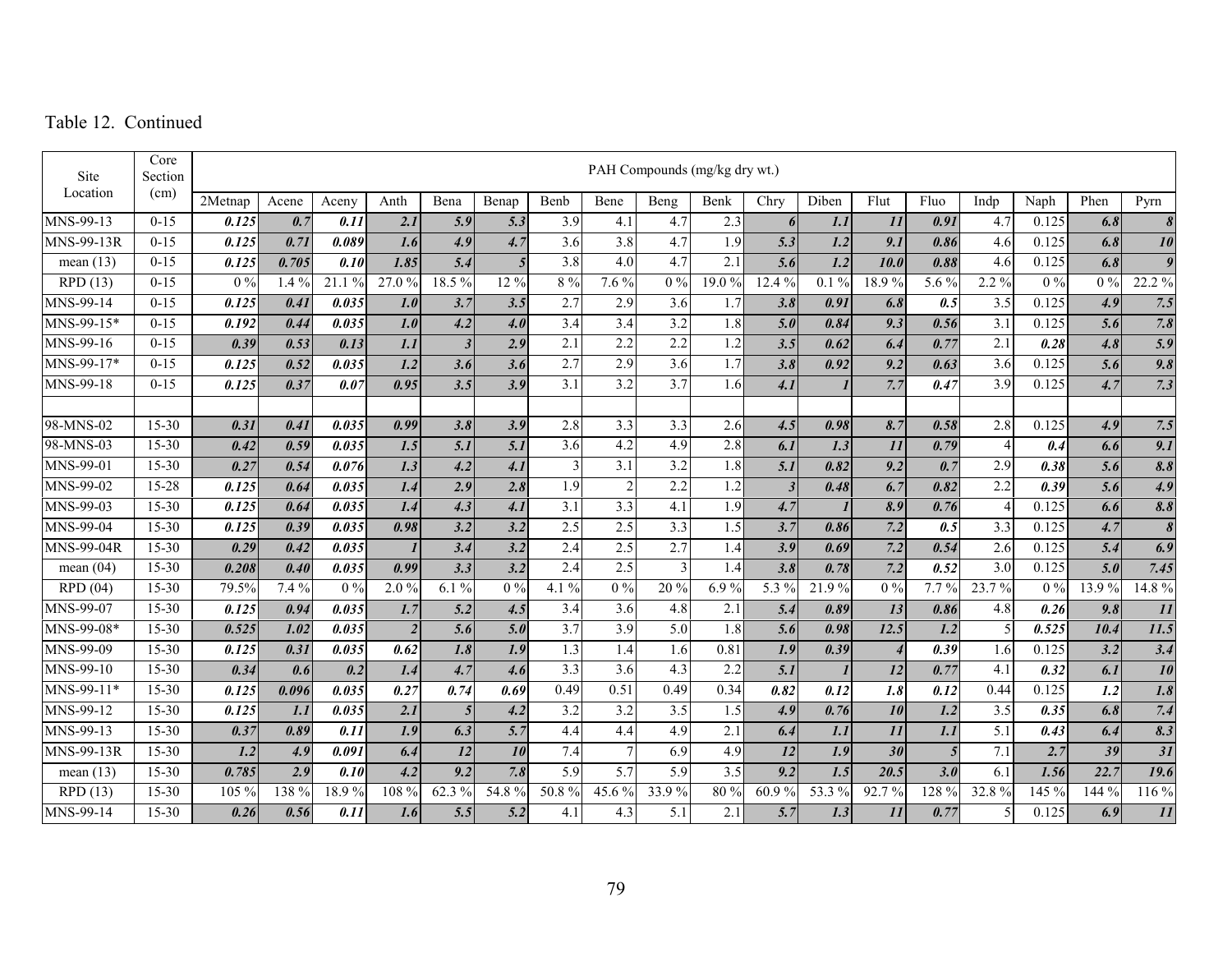Table 12. Continued

| Site Location | Core Section (cm) | PAH Compounds (mg/kg dry wt.) | | | | | | | | | | | | | | | | | |
|---|---|---|---|---|---|---|---|---|---|---|---|---|---|---|---|---|---|---|---|
| | | 2Metnap | Acene | Aceny | Anth | Bena | Benap | Benb | Bene | Beng | Benk | Chry | Diben | Flut | Fluo | Indp | Naph | Phen | Pyrn |
| MNS-99-13 | 0-15 | ***0.125*** | ***0.7*** | ***0.11*** | ***2.1*** | ***5.9*** | ***5.3*** | 3.9 | 4.1 | 4.7 | 2.3 | ***6*** | ***1.1*** | ***11*** | ***0.91*** | 4.7 | 0.125 | ***6.8*** | ***8*** |
| MNS-99-13R | 0-15 | ***0.125*** | ***0.71*** | ***0.089*** | ***1.6*** | ***4.9*** | ***4.7*** | 3.6 | 3.8 | 4.7 | 1.9 | ***5.3*** | ***1.2*** | ***9.1*** | ***0.86*** | 4.6 | 0.125 | ***6.8*** | ***10*** |
| mean (13) | 0-15 | ***0.125*** | ***0.705*** | ***0.10*** | ***1.85*** | ***5.4*** | ***5*** | 3.8 | 4.0 | 4.7 | 2.1 | ***5.6*** | ***1.2*** | ***10.0*** | ***0.88*** | 4.6 | 0.125 | ***6.8*** | ***9*** |
| RPD (13) | 0-15 | 0 % | 1.4 % | 21.1 % | 27.0 % | 18.5 % | 12 % | 8 % | 7.6 % | 0 % | 19.0 % | 12.4 % | 0.1 % | 18.9 % | 5.6 % | 2.2 % | 0 % | 0 % | 22.2 % |
| MNS-99-14 | 0-15 | ***0.125*** | ***0.41*** | ***0.035*** | ***1.0*** | ***3.7*** | ***3.5*** | 2.7 | 2.9 | 3.6 | 1.7 | ***3.8*** | ***0.91*** | ***6.8*** | ***0.5*** | 3.5 | 0.125 | ***4.9*** | ***7.5*** |
| MNS-99-15* | 0-15 | ***0.192*** | ***0.44*** | ***0.035*** | ***1.0*** | ***4.2*** | ***4.0*** | 3.4 | 3.4 | 3.2 | 1.8 | ***5.0*** | ***0.84*** | ***9.3*** | ***0.56*** | 3.1 | 0.125 | ***5.6*** | ***7.8*** |
| MNS-99-16 | 0-15 | ***0.39*** | ***0.53*** | ***0.13*** | ***1.1*** | ***3*** | ***2.9*** | 2.1 | 2.2 | 2.2 | 1.2 | ***3.5*** | ***0.62*** | ***6.4*** | ***0.77*** | 2.1 | ***0.28*** | ***4.8*** | ***5.9*** |
| MNS-99-17* | 0-15 | ***0.125*** | ***0.52*** | ***0.035*** | ***1.2*** | ***3.6*** | ***3.6*** | 2.7 | 2.9 | 3.6 | 1.7 | ***3.8*** | ***0.92*** | ***9.2*** | ***0.63*** | 3.6 | 0.125 | ***5.6*** | ***9.8*** |
| MNS-99-18 | 0-15 | ***0.125*** | ***0.37*** | ***0.07*** | ***0.95*** | ***3.5*** | ***3.9*** | 3.1 | 3.2 | 3.7 | 1.6 | ***4.1*** | ***1*** | ***7.7*** | ***0.47*** | 3.9 | 0.125 | ***4.7*** | ***7.3*** |
| | | | | | | | | | | | | | | | | | | | |
| 98-MNS-02 | 15-30 | ***0.31*** | ***0.41*** | ***0.035*** | ***0.99*** | ***3.8*** | ***3.9*** | 2.8 | 3.3 | 3.3 | 2.6 | ***4.5*** | ***0.98*** | ***8.7*** | ***0.58*** | 2.8 | 0.125 | ***4.9*** | ***7.5*** |
| 98-MNS-03 | 15-30 | ***0.42*** | ***0.59*** | ***0.035*** | ***1.5*** | ***5.1*** | ***5.1*** | 3.6 | 4.2 | 4.9 | 2.8 | ***6.1*** | ***1.3*** | ***11*** | ***0.79*** | 4 | ***0.4*** | ***6.6*** | ***9.1*** |
| MNS-99-01 | 15-30 | ***0.27*** | ***0.54*** | ***0.076*** | ***1.3*** | ***4.2*** | ***4.1*** | 3 | 3.1 | 3.2 | 1.8 | ***5.1*** | ***0.82*** | ***9.2*** | ***0.7*** | 2.9 | ***0.38*** | ***5.6*** | ***8.8*** |
| MNS-99-02 | 15-28 | ***0.125*** | ***0.64*** | ***0.035*** | ***1.4*** | ***2.9*** | ***2.8*** | 1.9 | 2 | 2.2 | 1.2 | ***3*** | ***0.48*** | ***6.7*** | ***0.82*** | 2.2 | ***0.39*** | ***5.6*** | ***4.9*** |
| MNS-99-03 | 15-30 | ***0.125*** | ***0.64*** | ***0.035*** | ***1.4*** | ***4.3*** | ***4.1*** | 3.1 | 3.3 | 4.1 | 1.9 | ***4.7*** | ***1*** | ***8.9*** | ***0.76*** | 4 | 0.125 | ***6.6*** | ***8.8*** |
| MNS-99-04 | 15-30 | ***0.125*** | ***0.39*** | ***0.035*** | ***0.98*** | ***3.2*** | ***3.2*** | 2.5 | 2.5 | 3.3 | 1.5 | ***3.7*** | ***0.86*** | ***7.2*** | ***0.5*** | 3.3 | 0.125 | ***4.7*** | ***8*** |
| MNS-99-04R | 15-30 | ***0.29*** | ***0.42*** | ***0.035*** | ***1*** | ***3.4*** | ***3.2*** | 2.4 | 2.5 | 2.7 | 1.4 | ***3.9*** | ***0.69*** | ***7.2*** | ***0.54*** | 2.6 | 0.125 | ***5.4*** | ***6.9*** |
| mean (04) | 15-30 | ***0.208*** | ***0.40*** | ***0.035*** | ***0.99*** | ***3.3*** | ***3.2*** | 2.4 | 2.5 | 3 | 1.4 | ***3.8*** | ***0.78*** | ***7.2*** | ***0.52*** | 3.0 | 0.125 | ***5.0*** | ***7.45*** |
| RPD (04) | 15-30 | 79.5% | 7.4 % | 0 % | 2.0 % | 6.1 % | 0 % | 4.1 % | 0 % | 20 % | 6.9 % | 5.3 % | 21.9 % | 0 % | 7.7 % | 23.7 % | 0 % | 13.9 % | 14.8 % |
| MNS-99-07 | 15-30 | ***0.125*** | ***0.94*** | ***0.035*** | ***1.7*** | ***5.2*** | ***4.5*** | 3.4 | 3.6 | 4.8 | 2.1 | ***5.4*** | ***0.89*** | ***13*** | ***0.86*** | 4.8 | ***0.26*** | ***9.8*** | ***11*** |
| MNS-99-08* | 15-30 | ***0.525*** | ***1.02*** | ***0.035*** | ***2*** | ***5.6*** | ***5.0*** | 3.7 | 3.9 | 5.0 | 1.8 | ***5.6*** | ***0.98*** | ***12.5*** | ***1.2*** | 5 | ***0.525*** | ***10.4*** | ***11.5*** |
| MNS-99-09 | 15-30 | ***0.125*** | ***0.31*** | ***0.035*** | ***0.62*** | ***1.8*** | ***1.9*** | 1.3 | 1.4 | 1.6 | 0.81 | ***1.9*** | ***0.39*** | ***4*** | ***0.39*** | 1.6 | 0.125 | ***3.2*** | ***3.4*** |
| MNS-99-10 | 15-30 | ***0.34*** | ***0.6*** | ***0.2*** | ***1.4*** | ***4.7*** | ***4.6*** | 3.3 | 3.6 | 4.3 | 2.2 | ***5.1*** | ***1*** | ***12*** | ***0.77*** | 4.1 | ***0.32*** | ***6.1*** | ***10*** |
| MNS-99-11* | 15-30 | ***0.125*** | ***0.096*** | ***0.035*** | ***0.27*** | ***0.74*** | ***0.69*** | 0.49 | 0.51 | 0.49 | 0.34 | ***0.82*** | ***0.12*** | ***1.8*** | ***0.12*** | 0.44 | 0.125 | ***1.2*** | ***1.8*** |
| MNS-99-12 | 15-30 | ***0.125*** | ***1.1*** | ***0.035*** | ***2.1*** | ***5*** | ***4.2*** | 3.2 | 3.2 | 3.5 | 1.5 | ***4.9*** | ***0.76*** | ***10*** | ***1.2*** | 3.5 | ***0.35*** | ***6.8*** | ***7.4*** |
| MNS-99-13 | 15-30 | ***0.37*** | ***0.89*** | ***0.11*** | ***1.9*** | ***6.3*** | ***5.7*** | 4.4 | 4.4 | 4.9 | 2.1 | ***6.4*** | ***1.1*** | ***11*** | ***1.1*** | 5.1 | ***0.43*** | ***6.4*** | ***8.3*** |
| MNS-99-13R | 15-30 | ***1.2*** | ***4.9*** | ***0.091*** | ***6.4*** | ***12*** | ***10*** | 7.4 | 7 | 6.9 | 4.9 | ***12*** | ***1.9*** | ***30*** | ***5*** | 7.1 | ***2.7*** | ***39*** | ***31*** |
| mean (13) | 15-30 | ***0.785*** | ***2.9*** | ***0.10*** | ***4.2*** | ***9.2*** | ***7.8*** | 5.9 | 5.7 | 5.9 | 3.5 | ***9.2*** | ***1.5*** | ***20.5*** | ***3.0*** | 6.1 | ***1.56*** | ***22.7*** | ***19.6*** |
| RPD (13) | 15-30 | 105 % | 138 % | 18.9 % | 108 % | 62.3 % | 54.8 % | 50.8 % | 45.6 % | 33.9 % | 80 % | 60.9 % | 53.3 % | 92.7 % | 128 % | 32.8 % | 145 % | 144 % | 116 % |
| MNS-99-14 | 15-30 | ***0.26*** | ***0.56*** | ***0.11*** | ***1.6*** | ***5.5*** | ***5.2*** | 4.1 | 4.3 | 5.1 | 2.1 | ***5.7*** | ***1.3*** | ***11*** | ***0.77*** | 5 | 0.125 | ***6.9*** | ***11*** |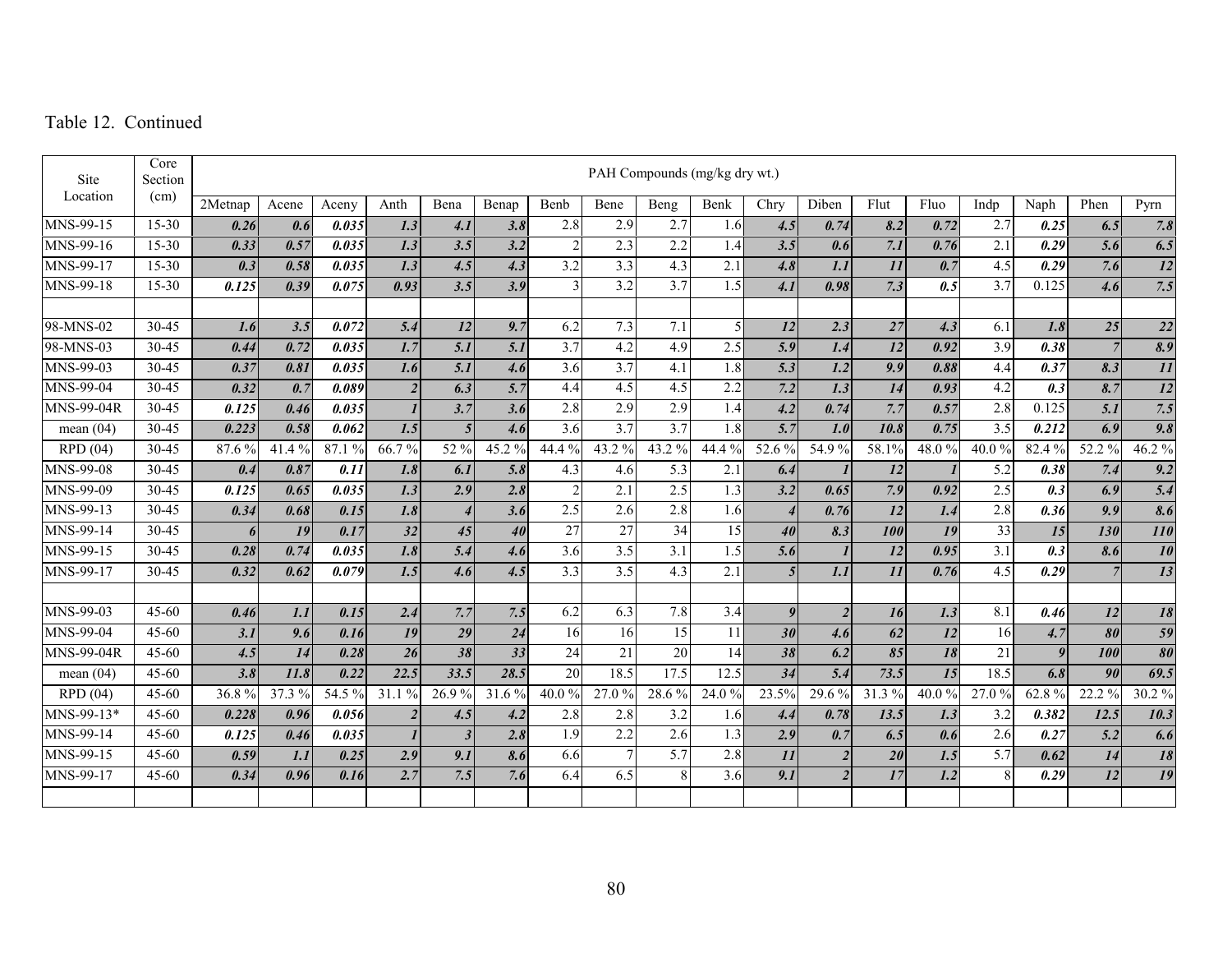Table 12. Continued

| Site Location | Core Section (cm) | PAH Compounds (mg/kg dry wt.) | | | | | | | | | | | | | | | | | |
|---|---|---|---|---|---|---|---|---|---|---|---|---|---|---|---|---|---|---|---|
| | | 2Metnap | Acene | Aceny | Anth | Bena | Benap | Benb | Bene | Beng | Benk | Chry | Diben | Flut | Fluo | Indp | Naph | Phen | Pyrn |
| MNS-99-15 | 15-30 | ***0.26*** | ***0.6*** | ***0.035*** | ***1.3*** | ***4.1*** | ***3.8*** | 2.8 | 2.9 | 2.7 | 1.6 | ***4.5*** | ***0.74*** | ***8.2*** | ***0.72*** | 2.7 | ***0.25*** | ***6.5*** | ***7.8*** |
| MNS-99-16 | 15-30 | ***0.33*** | ***0.57*** | ***0.035*** | ***1.3*** | ***3.5*** | ***3.2*** | 2 | 2.3 | 2.2 | 1.4 | ***3.5*** | ***0.6*** | ***7.1*** | ***0.76*** | 2.1 | ***0.29*** | ***5.6*** | ***6.5*** |
| MNS-99-17 | 15-30 | ***0.3*** | ***0.58*** | ***0.035*** | ***1.3*** | ***4.5*** | ***4.3*** | 3.2 | 3.3 | 4.3 | 2.1 | ***4.8*** | ***1.1*** | ***11*** | ***0.7*** | 4.5 | ***0.29*** | ***7.6*** | ***12*** |
| MNS-99-18 | 15-30 | ***0.125*** | ***0.39*** | ***0.075*** | ***0.93*** | ***3.5*** | ***3.9*** | 3 | 3.2 | 3.7 | 1.5 | ***4.1*** | ***0.98*** | ***7.3*** | ***0.5*** | 3.7 | 0.125 | ***4.6*** | ***7.5*** |
| | | | | | | | | | | | | | | | | | | | |
| 98-MNS-02 | 30-45 | ***1.6*** | ***3.5*** | ***0.072*** | ***5.4*** | ***12*** | ***9.7*** | 6.2 | 7.3 | 7.1 | 5 | ***12*** | ***2.3*** | ***27*** | ***4.3*** | 6.1 | ***1.8*** | ***25*** | ***22*** |
| 98-MNS-03 | 30-45 | ***0.44*** | ***0.72*** | ***0.035*** | ***1.7*** | ***5.1*** | ***5.1*** | 3.7 | 4.2 | 4.9 | 2.5 | ***5.9*** | ***1.4*** | ***12*** | ***0.92*** | 3.9 | ***0.38*** | ***7*** | ***8.9*** |
| MNS-99-03 | 30-45 | ***0.37*** | ***0.81*** | ***0.035*** | ***1.6*** | ***5.1*** | ***4.6*** | 3.6 | 3.7 | 4.1 | 1.8 | ***5.3*** | ***1.2*** | ***9.9*** | ***0.88*** | 4.4 | ***0.37*** | ***8.3*** | ***11*** |
| MNS-99-04 | 30-45 | ***0.32*** | ***0.7*** | ***0.089*** | ***2*** | ***6.3*** | ***5.7*** | 4.4 | 4.5 | 4.5 | 2.2 | ***7.2*** | ***1.3*** | ***14*** | ***0.93*** | 4.2 | ***0.3*** | ***8.7*** | ***12*** |
| MNS-99-04R | 30-45 | ***0.125*** | ***0.46*** | ***0.035*** | ***1*** | ***3.7*** | ***3.6*** | 2.8 | 2.9 | 2.9 | 1.4 | ***4.2*** | ***0.74*** | ***7.7*** | ***0.57*** | 2.8 | 0.125 | ***5.1*** | ***7.5*** |
| mean (04) | 30-45 | ***0.223*** | ***0.58*** | ***0.062*** | ***1.5*** | ***5*** | ***4.6*** | 3.6 | 3.7 | 3.7 | 1.8 | ***5.7*** | ***1.0*** | ***10.8*** | ***0.75*** | 3.5 | ***0.212*** | ***6.9*** | ***9.8*** |
| RPD (04) | 30-45 | 87.6 % | 41.4 % | 87.1 % | 66.7 % | 52 % | 45.2 % | 44.4 % | 43.2 % | 43.2 % | 44.4 % | 52.6 % | 54.9 % | 58.1% | 48.0 % | 40.0 % | 82.4 % | 52.2 % | 46.2 % |
| MNS-99-08 | 30-45 | ***0.4*** | ***0.87*** | ***0.11*** | ***1.8*** | ***6.1*** | ***5.8*** | 4.3 | 4.6 | 5.3 | 2.1 | ***6.4*** | ***1*** | ***12*** | ***1*** | 5.2 | ***0.38*** | ***7.4*** | ***9.2*** |
| MNS-99-09 | 30-45 | ***0.125*** | ***0.65*** | ***0.035*** | ***1.3*** | ***2.9*** | ***2.8*** | 2 | 2.1 | 2.5 | 1.3 | ***3.2*** | ***0.65*** | ***7.9*** | ***0.92*** | 2.5 | ***0.3*** | ***6.9*** | ***5.4*** |
| MNS-99-13 | 30-45 | ***0.34*** | ***0.68*** | ***0.15*** | ***1.8*** | ***4*** | ***3.6*** | 2.5 | 2.6 | 2.8 | 1.6 | ***4*** | ***0.76*** | ***12*** | ***1.4*** | 2.8 | ***0.36*** | ***9.9*** | ***8.6*** |
| MNS-99-14 | 30-45 | ***6*** | ***19*** | ***0.17*** | ***32*** | ***45*** | ***40*** | 27 | 27 | 34 | 15 | ***40*** | ***8.3*** | ***100*** | ***19*** | 33 | ***15*** | ***130*** | ***110*** |
| MNS-99-15 | 30-45 | ***0.28*** | ***0.74*** | ***0.035*** | ***1.8*** | ***5.4*** | ***4.6*** | 3.6 | 3.5 | 3.1 | 1.5 | ***5.6*** | ***1*** | ***12*** | ***0.95*** | 3.1 | ***0.3*** | ***8.6*** | ***10*** |
| MNS-99-17 | 30-45 | ***0.32*** | ***0.62*** | ***0.079*** | ***1.5*** | ***4.6*** | ***4.5*** | 3.3 | 3.5 | 4.3 | 2.1 | ***5*** | ***1.1*** | ***11*** | ***0.76*** | 4.5 | ***0.29*** | ***7*** | ***13*** |
| | | | | | | | | | | | | | | | | | | | |
| MNS-99-03 | 45-60 | ***0.46*** | ***1.1*** | ***0.15*** | ***2.4*** | ***7.7*** | ***7.5*** | 6.2 | 6.3 | 7.8 | 3.4 | ***9*** | ***2*** | ***16*** | ***1.3*** | 8.1 | ***0.46*** | ***12*** | ***18*** |
| MNS-99-04 | 45-60 | ***3.1*** | ***9.6*** | ***0.16*** | ***19*** | ***29*** | ***24*** | 16 | 16 | 15 | 11 | ***30*** | ***4.6*** | ***62*** | ***12*** | 16 | ***4.7*** | ***80*** | ***59*** |
| MNS-99-04R | 45-60 | ***4.5*** | ***14*** | ***0.28*** | ***26*** | ***38*** | ***33*** | 24 | 21 | 20 | 14 | ***38*** | ***6.2*** | ***85*** | ***18*** | 21 | ***9*** | ***100*** | ***80*** |
| mean (04) | 45-60 | ***3.8*** | ***11.8*** | ***0.22*** | ***22.5*** | ***33.5*** | ***28.5*** | 20 | 18.5 | 17.5 | 12.5 | ***34*** | ***5.4*** | ***73.5*** | ***15*** | 18.5 | ***6.8*** | ***90*** | ***69.5*** |
| RPD (04) | 45-60 | 36.8 % | 37.3 % | 54.5 % | 31.1 % | 26.9 % | 31.6 % | 40.0 % | 27.0 % | 28.6 % | 24.0 % | 23.5% | 29.6 % | 31.3 % | 40.0 % | 27.0 % | 62.8 % | 22.2 % | 30.2 % |
| MNS-99-13* | 45-60 | ***0.228*** | ***0.96*** | ***0.056*** | ***2*** | ***4.5*** | ***4.2*** | 2.8 | 2.8 | 3.2 | 1.6 | ***4.4*** | ***0.78*** | ***13.5*** | ***1.3*** | 3.2 | ***0.382*** | ***12.5*** | ***10.3*** |
| MNS-99-14 | 45-60 | ***0.125*** | ***0.46*** | ***0.035*** | ***1*** | ***3*** | ***2.8*** | 1.9 | 2.2 | 2.6 | 1.3 | ***2.9*** | ***0.7*** | ***6.5*** | ***0.6*** | 2.6 | ***0.27*** | ***5.2*** | ***6.6*** |
| MNS-99-15 | 45-60 | ***0.59*** | ***1.1*** | ***0.25*** | ***2.9*** | ***9.1*** | ***8.6*** | 6.6 | 7 | 5.7 | 2.8 | ***11*** | ***2*** | ***20*** | ***1.5*** | 5.7 | ***0.62*** | ***14*** | ***18*** |
| MNS-99-17 | 45-60 | ***0.34*** | ***0.96*** | ***0.16*** | ***2.7*** | ***7.5*** | ***7.6*** | 6.4 | 6.5 | 8 | 3.6 | ***9.1*** | ***2*** | ***17*** | ***1.2*** | 8 | ***0.29*** | ***12*** | ***19*** |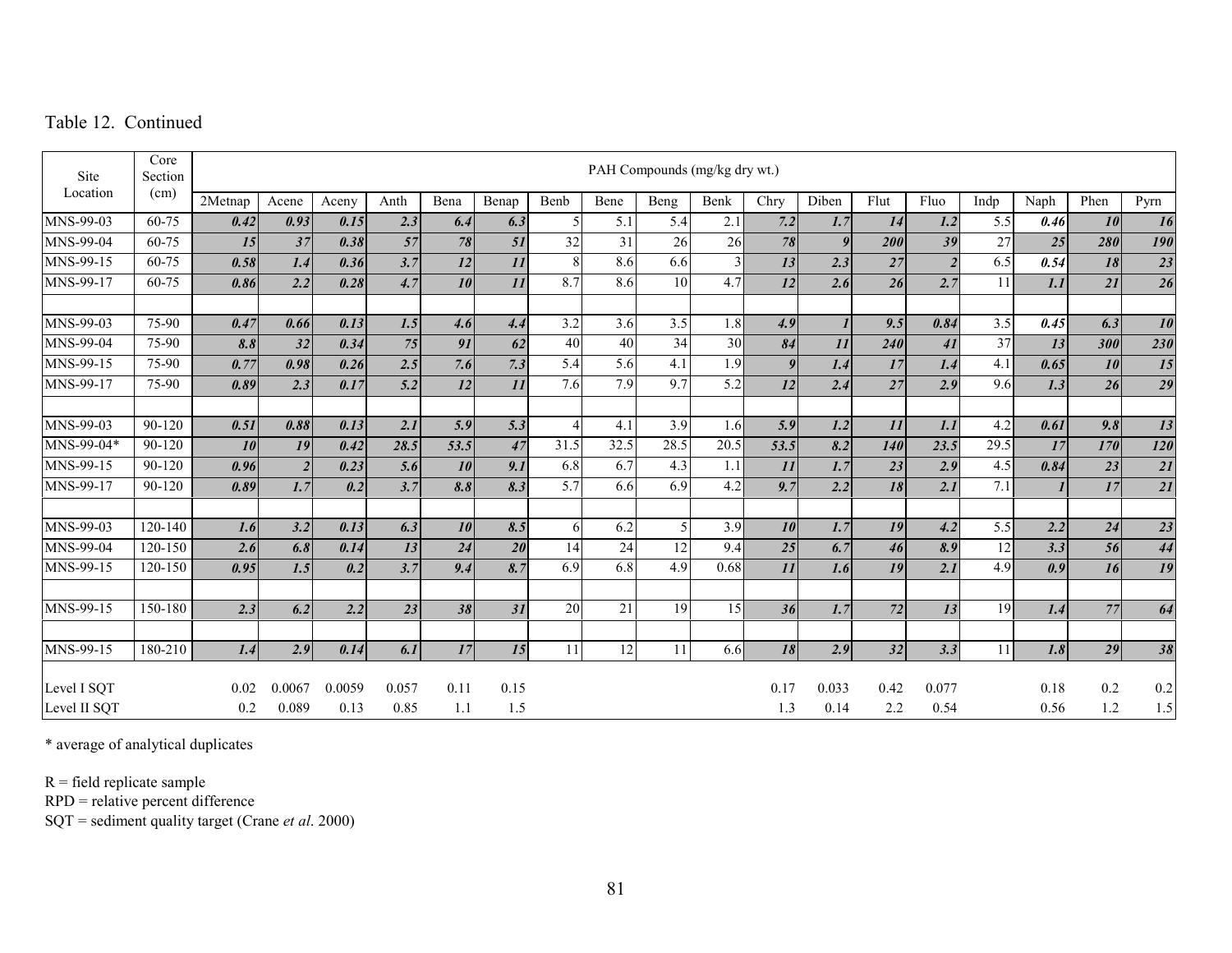Table 12. Continued

| Site Location | Core Section (cm) | PAH Compounds (mg/kg dry wt.) | | | | | | | | | | | | | | | | | |
|---|---|---|---|---|---|---|---|---|---|---|---|---|---|---|---|---|---|---|---|
| | | 2Metnap | Acene | Aceny | Anth | Bena | Benap | Benb | Bene | Beng | Benk | Chry | Diben | Flut | Fluo | Indp | Naph | Phen | Pyrn |
| MNS-99-03 | 60-75 | ***0.42*** | ***0.93*** | ***0.15*** | ***2.3*** | ***6.4*** | ***6.3*** | 5 | 5.1 | 5.4 | 2.1 | ***7.2*** | ***1.7*** | ***14*** | ***1.2*** | 5.5 | ***0.46*** | ***10*** | ***16*** |
| MNS-99-04 | 60-75 | ***15*** | ***37*** | ***0.38*** | ***57*** | ***78*** | ***51*** | 32 | 31 | 26 | 26 | ***78*** | ***9*** | ***200*** | ***39*** | 27 | ***25*** | ***280*** | ***190*** |
| MNS-99-15 | 60-75 | ***0.58*** | ***1.4*** | ***0.36*** | ***3.7*** | ***12*** | ***11*** | 8 | 8.6 | 6.6 | 3 | ***13*** | ***2.3*** | ***27*** | ***2*** | 6.5 | ***0.54*** | ***18*** | ***23*** |
| MNS-99-17 | 60-75 | ***0.86*** | ***2.2*** | ***0.28*** | ***4.7*** | ***10*** | ***11*** | 8.7 | 8.6 | 10 | 4.7 | ***12*** | ***2.6*** | ***26*** | ***2.7*** | 11 | ***1.1*** | ***21*** | ***26*** |
| | | | | | | | | | | | | | | | | | | | |
| MNS-99-03 | 75-90 | ***0.47*** | ***0.66*** | ***0.13*** | ***1.5*** | ***4.6*** | ***4.4*** | 3.2 | 3.6 | 3.5 | 1.8 | ***4.9*** | ***1*** | ***9.5*** | ***0.84*** | 3.5 | ***0.45*** | ***6.3*** | ***10*** |
| MNS-99-04 | 75-90 | ***8.8*** | ***32*** | ***0.34*** | ***75*** | ***91*** | ***62*** | 40 | 40 | 34 | 30 | ***84*** | ***11*** | ***240*** | ***41*** | 37 | ***13*** | ***300*** | ***230*** |
| MNS-99-15 | 75-90 | ***0.77*** | ***0.98*** | ***0.26*** | ***2.5*** | ***7.6*** | ***7.3*** | 5.4 | 5.6 | 4.1 | 1.9 | ***9*** | ***1.4*** | ***17*** | ***1.4*** | 4.1 | ***0.65*** | ***10*** | ***15*** |
| MNS-99-17 | 75-90 | ***0.89*** | ***2.3*** | ***0.17*** | ***5.2*** | ***12*** | ***11*** | 7.6 | 7.9 | 9.7 | 5.2 | ***12*** | ***2.4*** | ***27*** | ***2.9*** | 9.6 | ***1.3*** | ***26*** | ***29*** |
| | | | | | | | | | | | | | | | | | | | |
| MNS-99-03 | 90-120 | ***0.51*** | ***0.88*** | ***0.13*** | ***2.1*** | ***5.9*** | ***5.3*** | 4 | 4.1 | 3.9 | 1.6 | ***5.9*** | ***1.2*** | ***11*** | ***1.1*** | 4.2 | ***0.61*** | ***9.8*** | ***13*** |
| MNS-99-04* | 90-120 | ***10*** | ***19*** | ***0.42*** | ***28.5*** | ***53.5*** | ***47*** | 31.5 | 32.5 | 28.5 | 20.5 | ***53.5*** | ***8.2*** | ***140*** | ***23.5*** | 29.5 | ***17*** | ***170*** | ***120*** |
| MNS-99-15 | 90-120 | ***0.96*** | ***2*** | ***0.23*** | ***5.6*** | ***10*** | ***9.1*** | 6.8 | 6.7 | 4.3 | 1.1 | ***11*** | ***1.7*** | ***23*** | ***2.9*** | 4.5 | ***0.84*** | ***23*** | ***21*** |
| MNS-99-17 | 90-120 | ***0.89*** | ***1.7*** | ***0.2*** | ***3.7*** | ***8.8*** | ***8.3*** | 5.7 | 6.6 | 6.9 | 4.2 | ***9.7*** | ***2.2*** | ***18*** | ***2.1*** | 7.1 | ***1*** | ***17*** | ***21*** |
| | | | | | | | | | | | | | | | | | | | |
| MNS-99-03 | 120-140 | ***1.6*** | ***3.2*** | ***0.13*** | ***6.3*** | ***10*** | ***8.5*** | 6 | 6.2 | 5 | 3.9 | ***10*** | ***1.7*** | ***19*** | ***4.2*** | 5.5 | ***2.2*** | ***24*** | ***23*** |
| MNS-99-04 | 120-150 | ***2.6*** | ***6.8*** | ***0.14*** | ***13*** | ***24*** | ***20*** | 14 | 24 | 12 | 9.4 | ***25*** | ***6.7*** | ***46*** | ***8.9*** | 12 | ***3.3*** | ***56*** | ***44*** |
| MNS-99-15 | 120-150 | ***0.95*** | ***1.5*** | ***0.2*** | ***3.7*** | ***9.4*** | ***8.7*** | 6.9 | 6.8 | 4.9 | 0.68 | ***11*** | ***1.6*** | ***19*** | ***2.1*** | 4.9 | ***0.9*** | ***16*** | ***19*** |
| | | | | | | | | | | | | | | | | | | | |
| MNS-99-15 | 150-180 | ***2.3*** | ***6.2*** | ***2.2*** | ***23*** | ***38*** | ***31*** | 20 | 21 | 19 | 15 | ***36*** | ***1.7*** | ***72*** | ***13*** | 19 | ***1.4*** | ***77*** | ***64*** |
| | | | | | | | | | | | | | | | | | | | |
| MNS-99-15 | 180-210 | ***1.4*** | ***2.9*** | ***0.14*** | ***6.1*** | ***17*** | ***15*** | 11 | 12 | 11 | 6.6 | ***18*** | ***2.9*** | ***32*** | ***3.3*** | 11 | ***1.8*** | ***29*** | ***38*** |
| | | | | | | | | | | | | | | | | | | | |
| Level I SQT | | 0.02 | 0.0067 | 0.0059 | 0.057 | 0.11 | 0.15 | | | | | 0.17 | 0.033 | 0.42 | 0.077 | | 0.18 | 0.2 | 0.2 |
| Level II SQT | | 0.2 | 0.089 | 0.13 | 0.85 | 1.1 | 1.5 | | | | | 1.3 | 0.14 | 2.2 | 0.54 | | 0.56 | 1.2 | 1.5 |

* average of analytical duplicates

R = field replicate sample
RPD = relative percent difference
SQT = sediment quality target (Crane *et al.* 2000)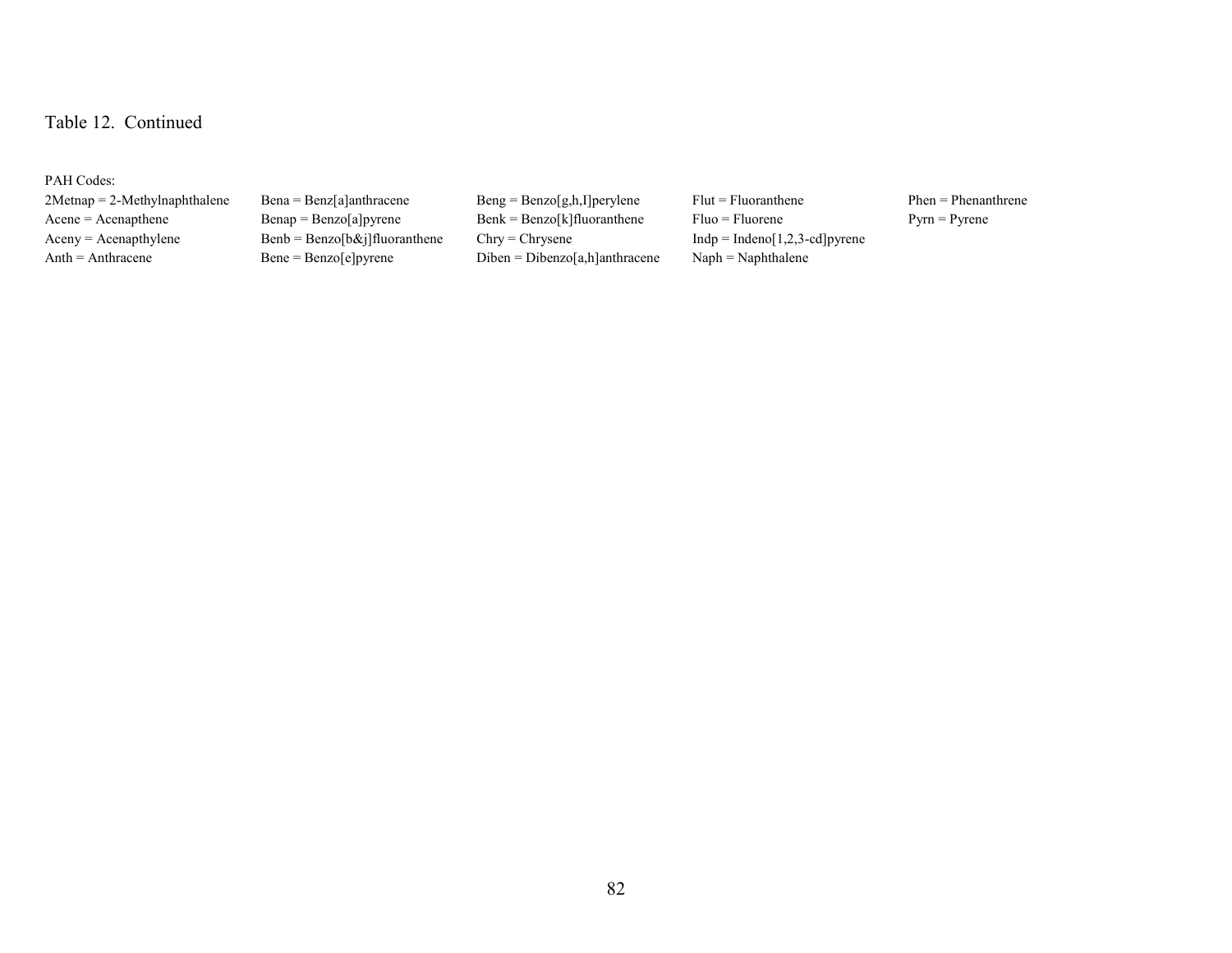Table 12. Continued

PAH Codes:

2Metnap = 2-Methylnaphthalene
Acene = Acenapthene
Aceny = Acenapthylene
Anth = Anthracene
Bena = Benz[a]anthracene
Benap = Benzo[a]pyrene
Benb = Benzo[b&j]fluoranthene
Bene = Benzo[e]pyrene
Beng = Benzo[g,h,I]perylene
Benk = Benzo[k]fluoranthene
Chry = Chrysene
Diben = Dibenzo[a,h]anthracene
Flut = Fluoranthene
Fluo = Fluorene
Indp = Indeno[1,2,3-cd]pyrene
Naph = Naphthalene
Phen = Phenanthrene
Pyrn = Pyrene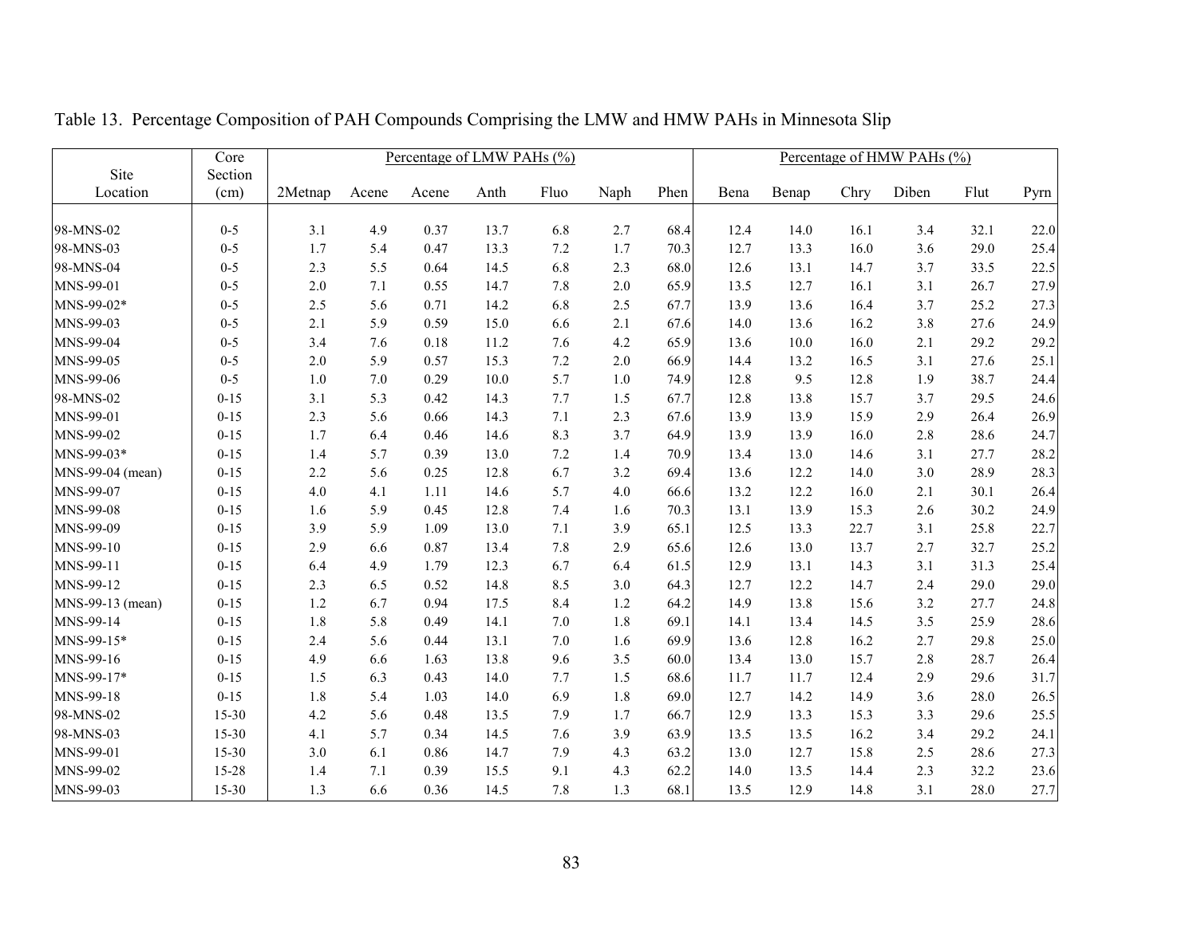Table 13. Percentage Composition of PAH Compounds Comprising the LMW and HMW PAHs in Minnesota Slip

| Site Location | Core Section (cm) | Percentage of LMW PAHs (%) | | | | | | | Percentage of HMW PAHs (%) | | | | | |
|---|---|---|---|---|---|---|---|---|---|---|---|---|---|---|
| | | 2Metnap | Acene | Acene | Anth | Fluo | Naph | Phen | Bena | Benap | Chry | Diben | Flut | Pyrn |
| 98-MNS-02 | 0-5 | 3.1 | 4.9 | 0.37 | 13.7 | 6.8 | 2.7 | 68.4 | 12.4 | 14.0 | 16.1 | 3.4 | 32.1 | 22.0 |
| 98-MNS-03 | 0-5 | 1.7 | 5.4 | 0.47 | 13.3 | 7.2 | 1.7 | 70.3 | 12.7 | 13.3 | 16.0 | 3.6 | 29.0 | 25.4 |
| 98-MNS-04 | 0-5 | 2.3 | 5.5 | 0.64 | 14.5 | 6.8 | 2.3 | 68.0 | 12.6 | 13.1 | 14.7 | 3.7 | 33.5 | 22.5 |
| MNS-99-01 | 0-5 | 2.0 | 7.1 | 0.55 | 14.7 | 7.8 | 2.0 | 65.9 | 13.5 | 12.7 | 16.1 | 3.1 | 26.7 | 27.9 |
| MNS-99-02* | 0-5 | 2.5 | 5.6 | 0.71 | 14.2 | 6.8 | 2.5 | 67.7 | 13.9 | 13.6 | 16.4 | 3.7 | 25.2 | 27.3 |
| MNS-99-03 | 0-5 | 2.1 | 5.9 | 0.59 | 15.0 | 6.6 | 2.1 | 67.6 | 14.0 | 13.6 | 16.2 | 3.8 | 27.6 | 24.9 |
| MNS-99-04 | 0-5 | 3.4 | 7.6 | 0.18 | 11.2 | 7.6 | 4.2 | 65.9 | 13.6 | 10.0 | 16.0 | 2.1 | 29.2 | 29.2 |
| MNS-99-05 | 0-5 | 2.0 | 5.9 | 0.57 | 15.3 | 7.2 | 2.0 | 66.9 | 14.4 | 13.2 | 16.5 | 3.1 | 27.6 | 25.1 |
| MNS-99-06 | 0-5 | 1.0 | 7.0 | 0.29 | 10.0 | 5.7 | 1.0 | 74.9 | 12.8 | 9.5 | 12.8 | 1.9 | 38.7 | 24.4 |
| 98-MNS-02 | 0-15 | 3.1 | 5.3 | 0.42 | 14.3 | 7.7 | 1.5 | 67.7 | 12.8 | 13.8 | 15.7 | 3.7 | 29.5 | 24.6 |
| MNS-99-01 | 0-15 | 2.3 | 5.6 | 0.66 | 14.3 | 7.1 | 2.3 | 67.6 | 13.9 | 13.9 | 15.9 | 2.9 | 26.4 | 26.9 |
| MNS-99-02 | 0-15 | 1.7 | 6.4 | 0.46 | 14.6 | 8.3 | 3.7 | 64.9 | 13.9 | 13.9 | 16.0 | 2.8 | 28.6 | 24.7 |
| MNS-99-03* | 0-15 | 1.4 | 5.7 | 0.39 | 13.0 | 7.2 | 1.4 | 70.9 | 13.4 | 13.0 | 14.6 | 3.1 | 27.7 | 28.2 |
| MNS-99-04 (mean) | 0-15 | 2.2 | 5.6 | 0.25 | 12.8 | 6.7 | 3.2 | 69.4 | 13.6 | 12.2 | 14.0 | 3.0 | 28.9 | 28.3 |
| MNS-99-07 | 0-15 | 4.0 | 4.1 | 1.11 | 14.6 | 5.7 | 4.0 | 66.6 | 13.2 | 12.2 | 16.0 | 2.1 | 30.1 | 26.4 |
| MNS-99-08 | 0-15 | 1.6 | 5.9 | 0.45 | 12.8 | 7.4 | 1.6 | 70.3 | 13.1 | 13.9 | 15.3 | 2.6 | 30.2 | 24.9 |
| MNS-99-09 | 0-15 | 3.9 | 5.9 | 1.09 | 13.0 | 7.1 | 3.9 | 65.1 | 12.5 | 13.3 | 22.7 | 3.1 | 25.8 | 22.7 |
| MNS-99-10 | 0-15 | 2.9 | 6.6 | 0.87 | 13.4 | 7.8 | 2.9 | 65.6 | 12.6 | 13.0 | 13.7 | 2.7 | 32.7 | 25.2 |
| MNS-99-11 | 0-15 | 6.4 | 4.9 | 1.79 | 12.3 | 6.7 | 6.4 | 61.5 | 12.9 | 13.1 | 14.3 | 3.1 | 31.3 | 25.4 |
| MNS-99-12 | 0-15 | 2.3 | 6.5 | 0.52 | 14.8 | 8.5 | 3.0 | 64.3 | 12.7 | 12.2 | 14.7 | 2.4 | 29.0 | 29.0 |
| MNS-99-13 (mean) | 0-15 | 1.2 | 6.7 | 0.94 | 17.5 | 8.4 | 1.2 | 64.2 | 14.9 | 13.8 | 15.6 | 3.2 | 27.7 | 24.8 |
| MNS-99-14 | 0-15 | 1.8 | 5.8 | 0.49 | 14.1 | 7.0 | 1.8 | 69.1 | 14.1 | 13.4 | 14.5 | 3.5 | 25.9 | 28.6 |
| MNS-99-15* | 0-15 | 2.4 | 5.6 | 0.44 | 13.1 | 7.0 | 1.6 | 69.9 | 13.6 | 12.8 | 16.2 | 2.7 | 29.8 | 25.0 |
| MNS-99-16 | 0-15 | 4.9 | 6.6 | 1.63 | 13.8 | 9.6 | 3.5 | 60.0 | 13.4 | 13.0 | 15.7 | 2.8 | 28.7 | 26.4 |
| MNS-99-17* | 0-15 | 1.5 | 6.3 | 0.43 | 14.0 | 7.7 | 1.5 | 68.6 | 11.7 | 11.7 | 12.4 | 2.9 | 29.6 | 31.7 |
| MNS-99-18 | 0-15 | 1.8 | 5.4 | 1.03 | 14.0 | 6.9 | 1.8 | 69.0 | 12.7 | 14.2 | 14.9 | 3.6 | 28.0 | 26.5 |
| 98-MNS-02 | 15-30 | 4.2 | 5.6 | 0.48 | 13.5 | 7.9 | 1.7 | 66.7 | 12.9 | 13.3 | 15.3 | 3.3 | 29.6 | 25.5 |
| 98-MNS-03 | 15-30 | 4.1 | 5.7 | 0.34 | 14.5 | 7.6 | 3.9 | 63.9 | 13.5 | 13.5 | 16.2 | 3.4 | 29.2 | 24.1 |
| MNS-99-01 | 15-30 | 3.0 | 6.1 | 0.86 | 14.7 | 7.9 | 4.3 | 63.2 | 13.0 | 12.7 | 15.8 | 2.5 | 28.6 | 27.3 |
| MNS-99-02 | 15-28 | 1.4 | 7.1 | 0.39 | 15.5 | 9.1 | 4.3 | 62.2 | 14.0 | 13.5 | 14.4 | 2.3 | 32.2 | 23.6 |
| MNS-99-03 | 15-30 | 1.3 | 6.6 | 0.36 | 14.5 | 7.8 | 1.3 | 68.1 | 13.5 | 12.9 | 14.8 | 3.1 | 28.0 | 27.7 |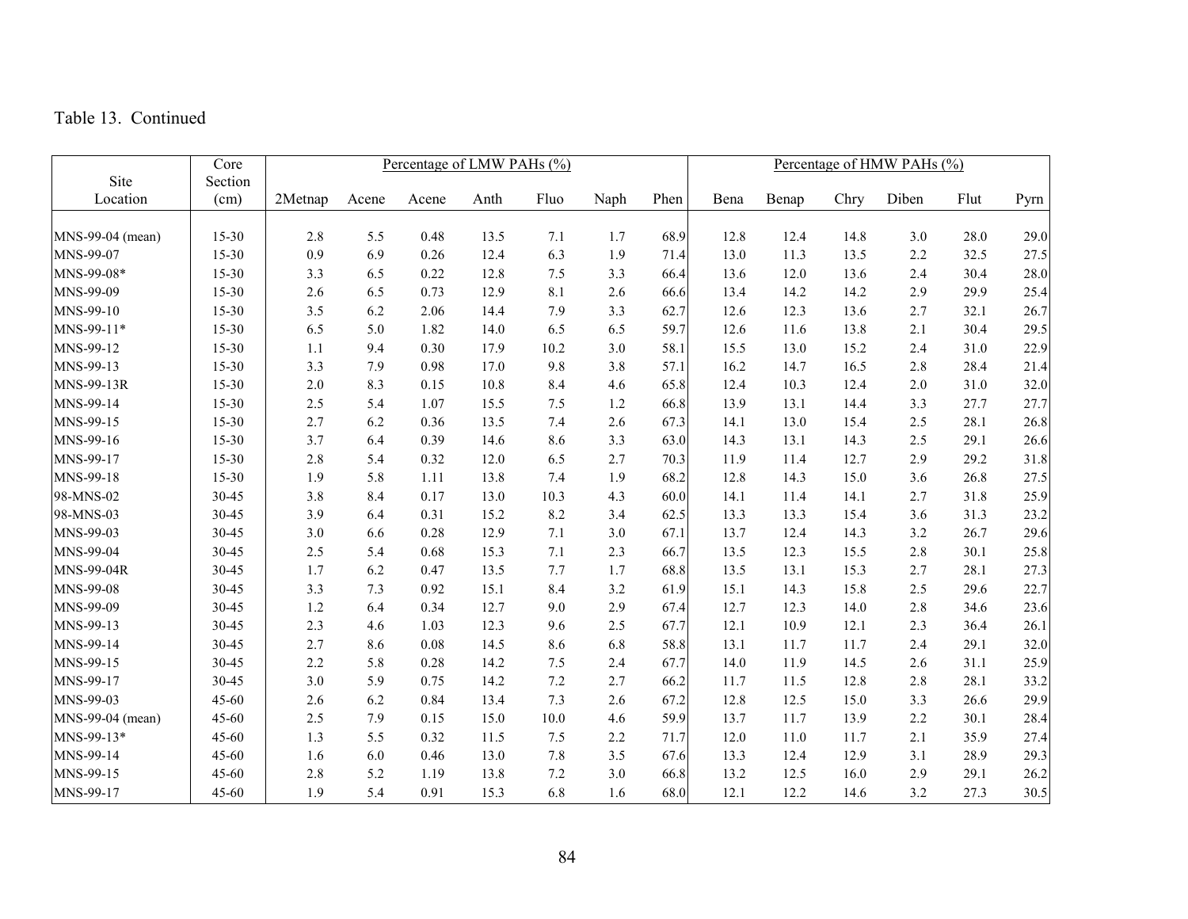Table 13. Continued

| Site Location | Core Section (cm) | Percentage of LMW PAHs (%) | | | | | | | Percentage of HMW PAHs (%) | | | | | |
|---|---|---|---|---|---|---|---|---|---|---|---|---|---|---|
| | | 2Metnap | Acene | Acene | Anth | Fluo | Naph | Phen | Bena | Benap | Chry | Diben | Flut | Pyrn |
| MNS-99-04 (mean) | 15-30 | 2.8 | 5.5 | 0.48 | 13.5 | 7.1 | 1.7 | 68.9 | 12.8 | 12.4 | 14.8 | 3.0 | 28.0 | 29.0 |
| MNS-99-07 | 15-30 | 0.9 | 6.9 | 0.26 | 12.4 | 6.3 | 1.9 | 71.4 | 13.0 | 11.3 | 13.5 | 2.2 | 32.5 | 27.5 |
| MNS-99-08* | 15-30 | 3.3 | 6.5 | 0.22 | 12.8 | 7.5 | 3.3 | 66.4 | 13.6 | 12.0 | 13.6 | 2.4 | 30.4 | 28.0 |
| MNS-99-09 | 15-30 | 2.6 | 6.5 | 0.73 | 12.9 | 8.1 | 2.6 | 66.6 | 13.4 | 14.2 | 14.2 | 2.9 | 29.9 | 25.4 |
| MNS-99-10 | 15-30 | 3.5 | 6.2 | 2.06 | 14.4 | 7.9 | 3.3 | 62.7 | 12.6 | 12.3 | 13.6 | 2.7 | 32.1 | 26.7 |
| MNS-99-11* | 15-30 | 6.5 | 5.0 | 1.82 | 14.0 | 6.5 | 6.5 | 59.7 | 12.6 | 11.6 | 13.8 | 2.1 | 30.4 | 29.5 |
| MNS-99-12 | 15-30 | 1.1 | 9.4 | 0.30 | 17.9 | 10.2 | 3.0 | 58.1 | 15.5 | 13.0 | 15.2 | 2.4 | 31.0 | 22.9 |
| MNS-99-13 | 15-30 | 3.3 | 7.9 | 0.98 | 17.0 | 9.8 | 3.8 | 57.1 | 16.2 | 14.7 | 16.5 | 2.8 | 28.4 | 21.4 |
| MNS-99-13R | 15-30 | 2.0 | 8.3 | 0.15 | 10.8 | 8.4 | 4.6 | 65.8 | 12.4 | 10.3 | 12.4 | 2.0 | 31.0 | 32.0 |
| MNS-99-14 | 15-30 | 2.5 | 5.4 | 1.07 | 15.5 | 7.5 | 1.2 | 66.8 | 13.9 | 13.1 | 14.4 | 3.3 | 27.7 | 27.7 |
| MNS-99-15 | 15-30 | 2.7 | 6.2 | 0.36 | 13.5 | 7.4 | 2.6 | 67.3 | 14.1 | 13.0 | 15.4 | 2.5 | 28.1 | 26.8 |
| MNS-99-16 | 15-30 | 3.7 | 6.4 | 0.39 | 14.6 | 8.6 | 3.3 | 63.0 | 14.3 | 13.1 | 14.3 | 2.5 | 29.1 | 26.6 |
| MNS-99-17 | 15-30 | 2.8 | 5.4 | 0.32 | 12.0 | 6.5 | 2.7 | 70.3 | 11.9 | 11.4 | 12.7 | 2.9 | 29.2 | 31.8 |
| MNS-99-18 | 15-30 | 1.9 | 5.8 | 1.11 | 13.8 | 7.4 | 1.9 | 68.2 | 12.8 | 14.3 | 15.0 | 3.6 | 26.8 | 27.5 |
| 98-MNS-02 | 30-45 | 3.8 | 8.4 | 0.17 | 13.0 | 10.3 | 4.3 | 60.0 | 14.1 | 11.4 | 14.1 | 2.7 | 31.8 | 25.9 |
| 98-MNS-03 | 30-45 | 3.9 | 6.4 | 0.31 | 15.2 | 8.2 | 3.4 | 62.5 | 13.3 | 13.3 | 15.4 | 3.6 | 31.3 | 23.2 |
| MNS-99-03 | 30-45 | 3.0 | 6.6 | 0.28 | 12.9 | 7.1 | 3.0 | 67.1 | 13.7 | 12.4 | 14.3 | 3.2 | 26.7 | 29.6 |
| MNS-99-04 | 30-45 | 2.5 | 5.4 | 0.68 | 15.3 | 7.1 | 2.3 | 66.7 | 13.5 | 12.3 | 15.5 | 2.8 | 30.1 | 25.8 |
| MNS-99-04R | 30-45 | 1.7 | 6.2 | 0.47 | 13.5 | 7.7 | 1.7 | 68.8 | 13.5 | 13.1 | 15.3 | 2.7 | 28.1 | 27.3 |
| MNS-99-08 | 30-45 | 3.3 | 7.3 | 0.92 | 15.1 | 8.4 | 3.2 | 61.9 | 15.1 | 14.3 | 15.8 | 2.5 | 29.6 | 22.7 |
| MNS-99-09 | 30-45 | 1.2 | 6.4 | 0.34 | 12.7 | 9.0 | 2.9 | 67.4 | 12.7 | 12.3 | 14.0 | 2.8 | 34.6 | 23.6 |
| MNS-99-13 | 30-45 | 2.3 | 4.6 | 1.03 | 12.3 | 9.6 | 2.5 | 67.7 | 12.1 | 10.9 | 12.1 | 2.3 | 36.4 | 26.1 |
| MNS-99-14 | 30-45 | 2.7 | 8.6 | 0.08 | 14.5 | 8.6 | 6.8 | 58.8 | 13.1 | 11.7 | 11.7 | 2.4 | 29.1 | 32.0 |
| MNS-99-15 | 30-45 | 2.2 | 5.8 | 0.28 | 14.2 | 7.5 | 2.4 | 67.7 | 14.0 | 11.9 | 14.5 | 2.6 | 31.1 | 25.9 |
| MNS-99-17 | 30-45 | 3.0 | 5.9 | 0.75 | 14.2 | 7.2 | 2.7 | 66.2 | 11.7 | 11.5 | 12.8 | 2.8 | 28.1 | 33.2 |
| MNS-99-03 | 45-60 | 2.6 | 6.2 | 0.84 | 13.4 | 7.3 | 2.6 | 67.2 | 12.8 | 12.5 | 15.0 | 3.3 | 26.6 | 29.9 |
| MNS-99-04 (mean) | 45-60 | 2.5 | 7.9 | 0.15 | 15.0 | 10.0 | 4.6 | 59.9 | 13.7 | 11.7 | 13.9 | 2.2 | 30.1 | 28.4 |
| MNS-99-13* | 45-60 | 1.3 | 5.5 | 0.32 | 11.5 | 7.5 | 2.2 | 71.7 | 12.0 | 11.0 | 11.7 | 2.1 | 35.9 | 27.4 |
| MNS-99-14 | 45-60 | 1.6 | 6.0 | 0.46 | 13.0 | 7.8 | 3.5 | 67.6 | 13.3 | 12.4 | 12.9 | 3.1 | 28.9 | 29.3 |
| MNS-99-15 | 45-60 | 2.8 | 5.2 | 1.19 | 13.8 | 7.2 | 3.0 | 66.8 | 13.2 | 12.5 | 16.0 | 2.9 | 29.1 | 26.2 |
| MNS-99-17 | 45-60 | 1.9 | 5.4 | 0.91 | 15.3 | 6.8 | 1.6 | 68.0 | 12.1 | 12.2 | 14.6 | 3.2 | 27.3 | 30.5 |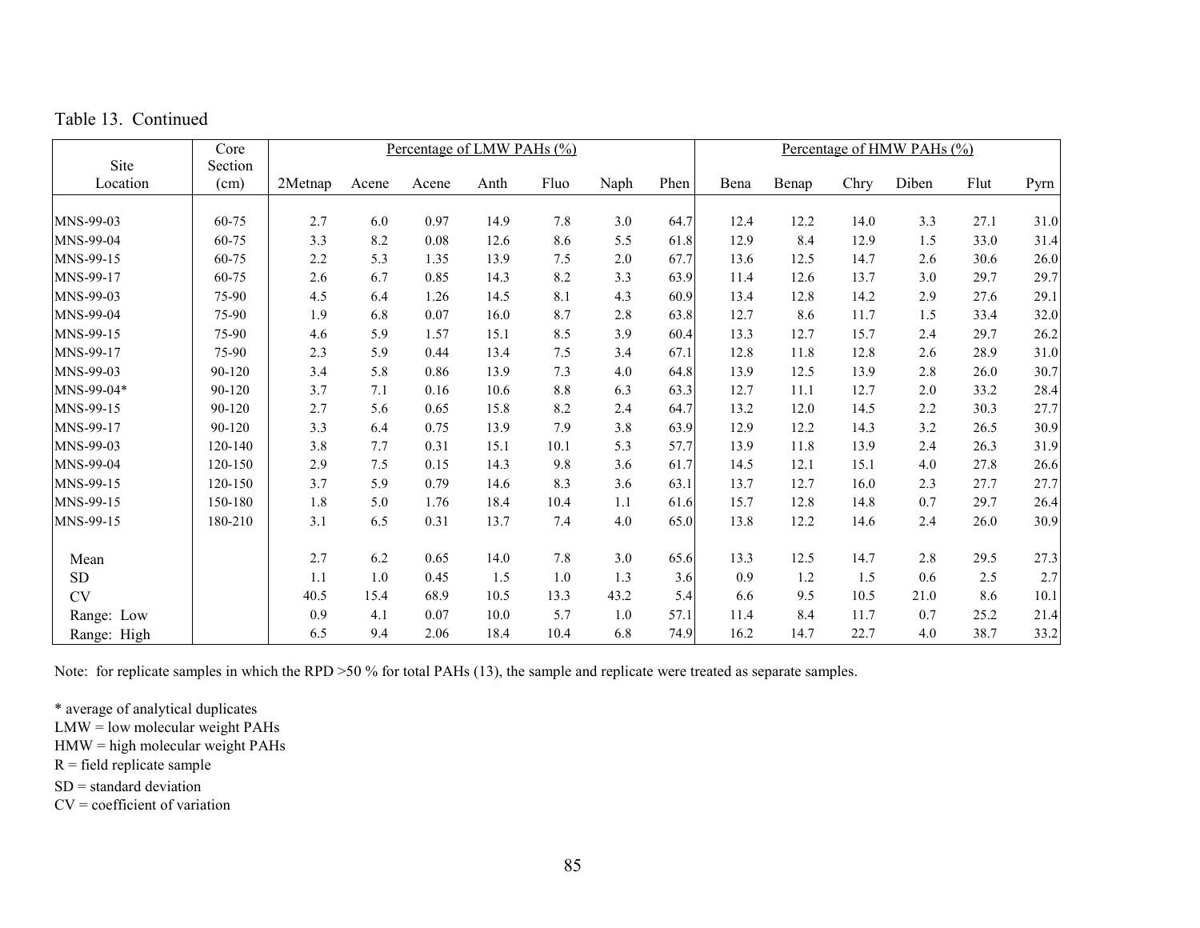Table 13. Continued

| Site Location | Core Section (cm) | Percentage of LMW PAHs (%) | | | | | | | Percentage of HMW PAHs (%) | | | | | |
|---|---|---|---|---|---|---|---|---|---|---|---|---|---|---|
| | | 2Metnap | Acene | Acene | Anth | Fluo | Naph | Phen | Bena | Benap | Chry | Diben | Flut | Pyrn |
| MNS-99-03 | 60-75 | 2.7 | 6.0 | 0.97 | 14.9 | 7.8 | 3.0 | 64.7 | 12.4 | 12.2 | 14.0 | 3.3 | 27.1 | 31.0 |
| MNS-99-04 | 60-75 | 3.3 | 8.2 | 0.08 | 12.6 | 8.6 | 5.5 | 61.8 | 12.9 | 8.4 | 12.9 | 1.5 | 33.0 | 31.4 |
| MNS-99-15 | 60-75 | 2.2 | 5.3 | 1.35 | 13.9 | 7.5 | 2.0 | 67.7 | 13.6 | 12.5 | 14.7 | 2.6 | 30.6 | 26.0 |
| MNS-99-17 | 60-75 | 2.6 | 6.7 | 0.85 | 14.3 | 8.2 | 3.3 | 63.9 | 11.4 | 12.6 | 13.7 | 3.0 | 29.7 | 29.7 |
| MNS-99-03 | 75-90 | 4.5 | 6.4 | 1.26 | 14.5 | 8.1 | 4.3 | 60.9 | 13.4 | 12.8 | 14.2 | 2.9 | 27.6 | 29.1 |
| MNS-99-04 | 75-90 | 1.9 | 6.8 | 0.07 | 16.0 | 8.7 | 2.8 | 63.8 | 12.7 | 8.6 | 11.7 | 1.5 | 33.4 | 32.0 |
| MNS-99-15 | 75-90 | 4.6 | 5.9 | 1.57 | 15.1 | 8.5 | 3.9 | 60.4 | 13.3 | 12.7 | 15.7 | 2.4 | 29.7 | 26.2 |
| MNS-99-17 | 75-90 | 2.3 | 5.9 | 0.44 | 13.4 | 7.5 | 3.4 | 67.1 | 12.8 | 11.8 | 12.8 | 2.6 | 28.9 | 31.0 |
| MNS-99-03 | 90-120 | 3.4 | 5.8 | 0.86 | 13.9 | 7.3 | 4.0 | 64.8 | 13.9 | 12.5 | 13.9 | 2.8 | 26.0 | 30.7 |
| MNS-99-04* | 90-120 | 3.7 | 7.1 | 0.16 | 10.6 | 8.8 | 6.3 | 63.3 | 12.7 | 11.1 | 12.7 | 2.0 | 33.2 | 28.4 |
| MNS-99-15 | 90-120 | 2.7 | 5.6 | 0.65 | 15.8 | 8.2 | 2.4 | 64.7 | 13.2 | 12.0 | 14.5 | 2.2 | 30.3 | 27.7 |
| MNS-99-17 | 90-120 | 3.3 | 6.4 | 0.75 | 13.9 | 7.9 | 3.8 | 63.9 | 12.9 | 12.2 | 14.3 | 3.2 | 26.5 | 30.9 |
| MNS-99-03 | 120-140 | 3.8 | 7.7 | 0.31 | 15.1 | 10.1 | 5.3 | 57.7 | 13.9 | 11.8 | 13.9 | 2.4 | 26.3 | 31.9 |
| MNS-99-04 | 120-150 | 2.9 | 7.5 | 0.15 | 14.3 | 9.8 | 3.6 | 61.7 | 14.5 | 12.1 | 15.1 | 4.0 | 27.8 | 26.6 |
| MNS-99-15 | 120-150 | 3.7 | 5.9 | 0.79 | 14.6 | 8.3 | 3.6 | 63.1 | 13.7 | 12.7 | 16.0 | 2.3 | 27.7 | 27.7 |
| MNS-99-15 | 150-180 | 1.8 | 5.0 | 1.76 | 18.4 | 10.4 | 1.1 | 61.6 | 15.7 | 12.8 | 14.8 | 0.7 | 29.7 | 26.4 |
| MNS-99-15 | 180-210 | 3.1 | 6.5 | 0.31 | 13.7 | 7.4 | 4.0 | 65.0 | 13.8 | 12.2 | 14.6 | 2.4 | 26.0 | 30.9 |
| Mean | | 2.7 | 6.2 | 0.65 | 14.0 | 7.8 | 3.0 | 65.6 | 13.3 | 12.5 | 14.7 | 2.8 | 29.5 | 27.3 |
| SD | | 1.1 | 1.0 | 0.45 | 1.5 | 1.0 | 1.3 | 3.6 | 0.9 | 1.2 | 1.5 | 0.6 | 2.5 | 2.7 |
| CV | | 40.5 | 15.4 | 68.9 | 10.5 | 13.3 | 43.2 | 5.4 | 6.6 | 9.5 | 10.5 | 21.0 | 8.6 | 10.1 |
| Range: Low | | 0.9 | 4.1 | 0.07 | 10.0 | 5.7 | 1.0 | 57.1 | 11.4 | 8.4 | 11.7 | 0.7 | 25.2 | 21.4 |
| Range: High | | 6.5 | 9.4 | 2.06 | 18.4 | 10.4 | 6.8 | 74.9 | 16.2 | 14.7 | 22.7 | 4.0 | 38.7 | 33.2 |

Note: for replicate samples in which the RPD >50 % for total PAHs (13), the sample and replicate were treated as separate samples.

* average of analytical duplicates
LMW = low molecular weight PAHs
HMW = high molecular weight PAHs
R = field replicate sample
SD = standard deviation
CV = coefficient of variation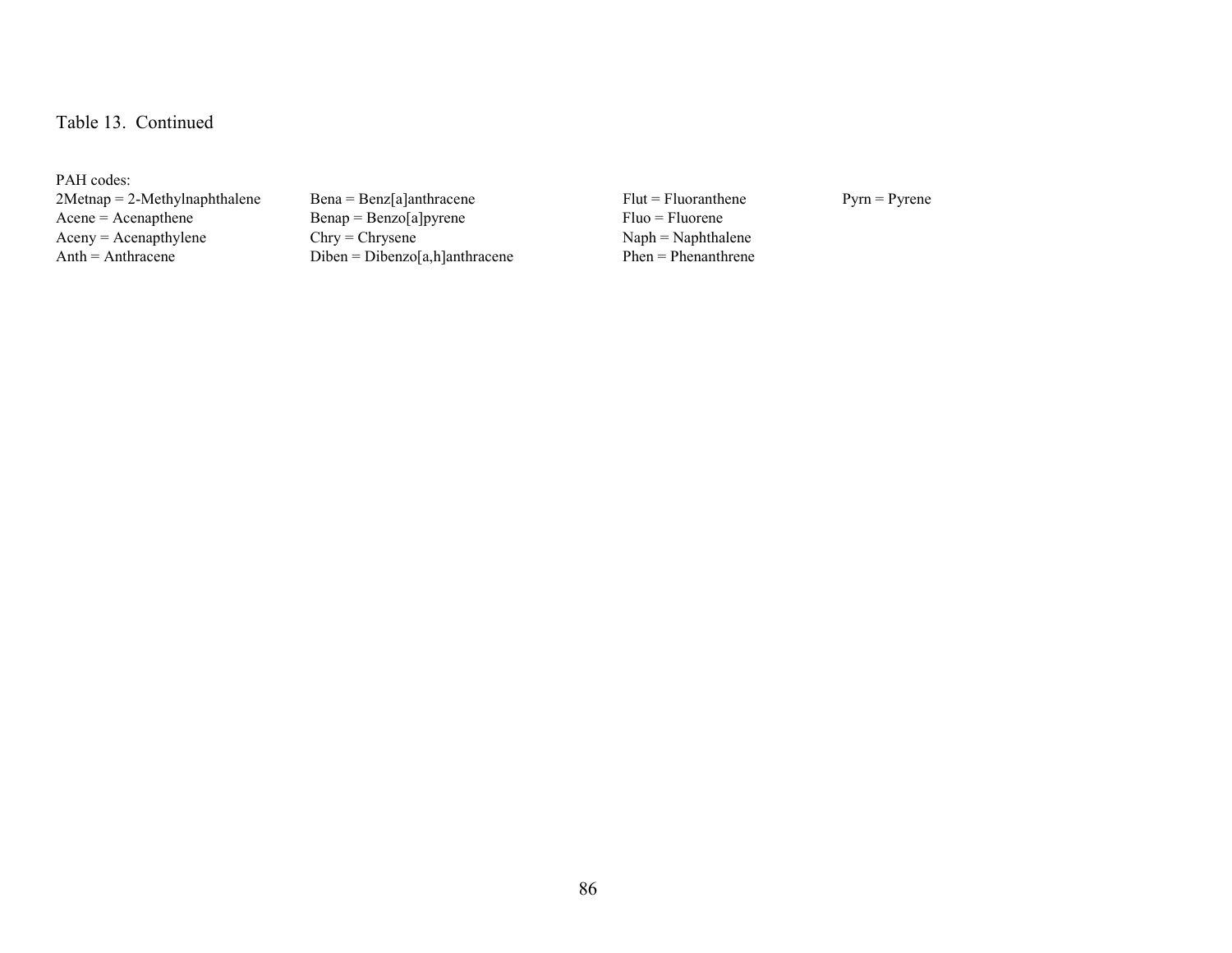Table 13. Continued

PAH codes:

2Metnap = 2-Methylnaphthalene
Acene = Acenapthene
Aceny = Acenapthylene
Anth = Anthracene
Bena = Benz[a]anthracene
Benap = Benzo[a]pyrene
Chry = Chrysene
Diben = Dibenzo[a,h]anthracene
Flut = Fluoranthene
Fluo = Fluorene
Naph = Naphthalene
Phen = Phenanthrene
Pyrn = Pyrene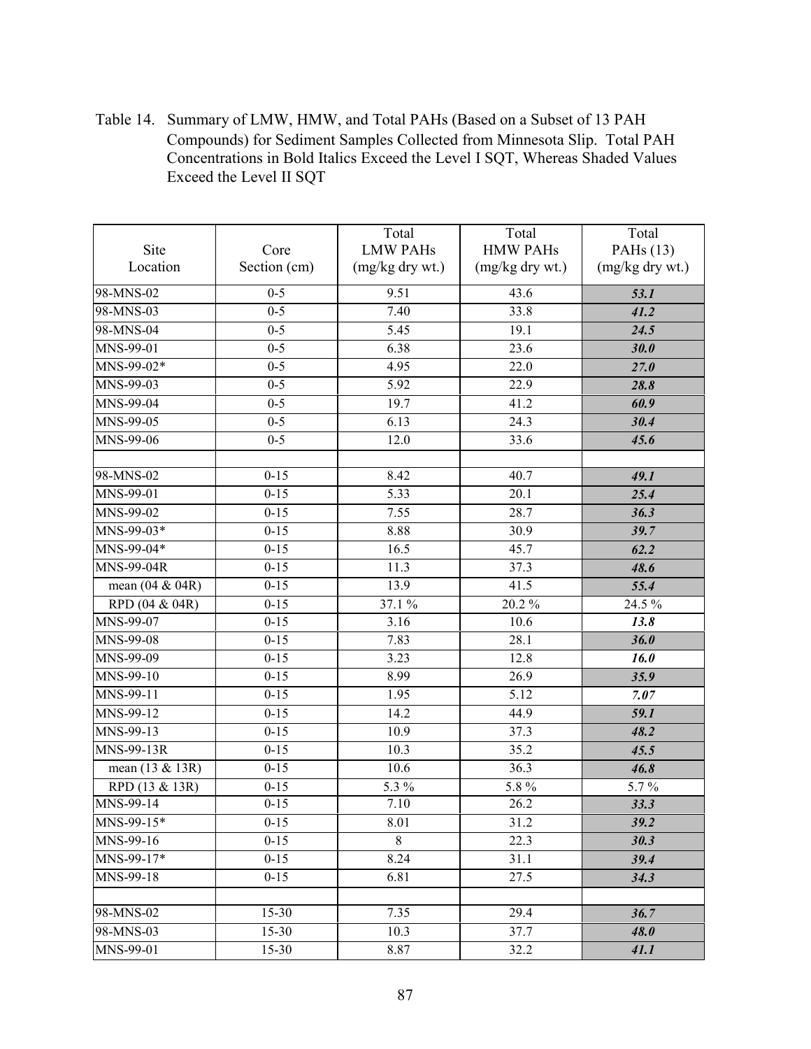Table 14. Summary of LMW, HMW, and Total PAHs (Based on a Subset of 13 PAH Compounds) for Sediment Samples Collected from Minnesota Slip. Total PAH Concentrations in Bold Italics Exceed the Level I SQT, Whereas Shaded Values Exceed the Level II SQT

| Site Location | Core Section (cm) | Total LMW PAHs (mg/kg dry wt.) | Total HMW PAHs (mg/kg dry wt.) | Total PAHs (13) (mg/kg dry wt.) |
|---|---|---|---|---|
| 98-MNS-02 | 0-5 | 9.51 | 43.6 | ***53.1*** |
| 98-MNS-03 | 0-5 | 7.40 | 33.8 | ***41.2*** |
| 98-MNS-04 | 0-5 | 5.45 | 19.1 | ***24.5*** |
| MNS-99-01 | 0-5 | 6.38 | 23.6 | ***30.0*** |
| MNS-99-02* | 0-5 | 4.95 | 22.0 | ***27.0*** |
| MNS-99-03 | 0-5 | 5.92 | 22.9 | ***28.8*** |
| MNS-99-04 | 0-5 | 19.7 | 41.2 | ***60.9*** |
| MNS-99-05 | 0-5 | 6.13 | 24.3 | ***30.4*** |
| MNS-99-06 | 0-5 | 12.0 | 33.6 | ***45.6*** |
| | | | | |
| 98-MNS-02 | 0-15 | 8.42 | 40.7 | ***49.1*** |
| MNS-99-01 | 0-15 | 5.33 | 20.1 | ***25.4*** |
| MNS-99-02 | 0-15 | 7.55 | 28.7 | ***36.3*** |
| MNS-99-03* | 0-15 | 8.88 | 30.9 | ***39.7*** |
| MNS-99-04* | 0-15 | 16.5 | 45.7 | ***62.2*** |
| MNS-99-04R | 0-15 | 11.3 | 37.3 | ***48.6*** |
| mean (04 & 04R) | 0-15 | 13.9 | 41.5 | ***55.4*** |
| RPD (04 & 04R) | 0-15 | 37.1 % | 20.2 % | 24.5 % |
| MNS-99-07 | 0-15 | 3.16 | 10.6 | ***13.8*** |
| MNS-99-08 | 0-15 | 7.83 | 28.1 | ***36.0*** |
| MNS-99-09 | 0-15 | 3.23 | 12.8 | ***16.0*** |
| MNS-99-10 | 0-15 | 8.99 | 26.9 | ***35.9*** |
| MNS-99-11 | 0-15 | 1.95 | 5.12 | ***7.07*** |
| MNS-99-12 | 0-15 | 14.2 | 44.9 | ***59.1*** |
| MNS-99-13 | 0-15 | 10.9 | 37.3 | ***48.2*** |
| MNS-99-13R | 0-15 | 10.3 | 35.2 | ***45.5*** |
| mean (13 & 13R) | 0-15 | 10.6 | 36.3 | ***46.8*** |
| RPD (13 & 13R) | 0-15 | 5.3 % | 5.8 % | 5.7 % |
| MNS-99-14 | 0-15 | 7.10 | 26.2 | ***33.3*** |
| MNS-99-15* | 0-15 | 8.01 | 31.2 | ***39.2*** |
| MNS-99-16 | 0-15 | 8 | 22.3 | ***30.3*** |
| MNS-99-17* | 0-15 | 8.24 | 31.1 | ***39.4*** |
| MNS-99-18 | 0-15 | 6.81 | 27.5 | ***34.3*** |
| | | | | |
| 98-MNS-02 | 15-30 | 7.35 | 29.4 | ***36.7*** |
| 98-MNS-03 | 15-30 | 10.3 | 37.7 | ***48.0*** |
| MNS-99-01 | 15-30 | 8.87 | 32.2 | ***41.1*** |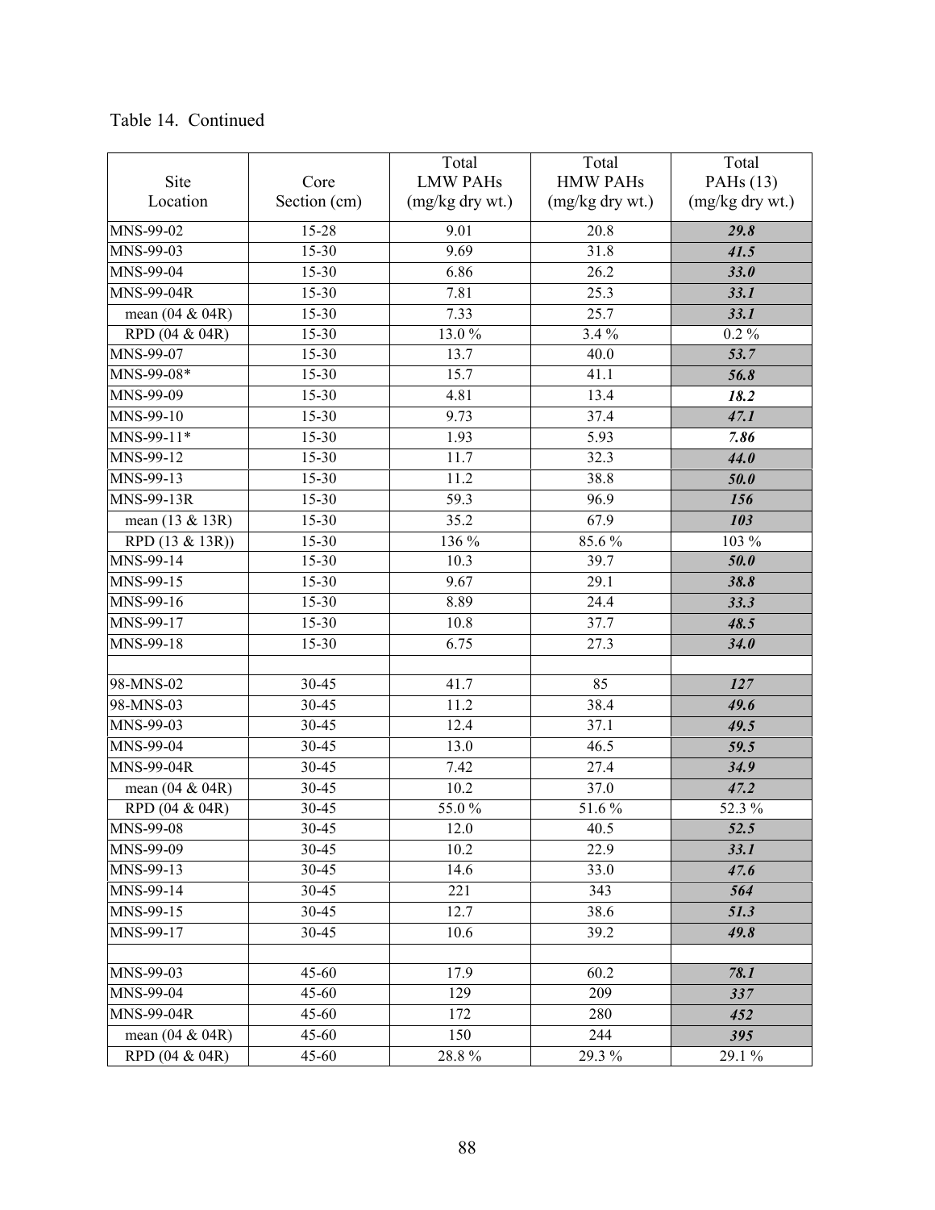Table 14. Continued

| Site Location | Core Section (cm) | Total LMW PAHs (mg/kg dry wt.) | Total HMW PAHs (mg/kg dry wt.) | Total PAHs (13) (mg/kg dry wt.) |
|---|---|---|---|---|
| MNS-99-02 | 15-28 | 9.01 | 20.8 | ***29.8*** |
| MNS-99-03 | 15-30 | 9.69 | 31.8 | ***41.5*** |
| MNS-99-04 | 15-30 | 6.86 | 26.2 | ***33.0*** |
| MNS-99-04R | 15-30 | 7.81 | 25.3 | ***33.1*** |
| mean (04 & 04R) | 15-30 | 7.33 | 25.7 | ***33.1*** |
| RPD (04 & 04R) | 15-30 | 13.0 % | 3.4 % | 0.2 % |
| MNS-99-07 | 15-30 | 13.7 | 40.0 | ***53.7*** |
| MNS-99-08* | 15-30 | 15.7 | 41.1 | ***56.8*** |
| MNS-99-09 | 15-30 | 4.81 | 13.4 | ***18.2*** |
| MNS-99-10 | 15-30 | 9.73 | 37.4 | ***47.1*** |
| MNS-99-11* | 15-30 | 1.93 | 5.93 | ***7.86*** |
| MNS-99-12 | 15-30 | 11.7 | 32.3 | ***44.0*** |
| MNS-99-13 | 15-30 | 11.2 | 38.8 | ***50.0*** |
| MNS-99-13R | 15-30 | 59.3 | 96.9 | ***156*** |
| mean (13 & 13R) | 15-30 | 35.2 | 67.9 | ***103*** |
| RPD (13 & 13R)) | 15-30 | 136 % | 85.6 % | 103 % |
| MNS-99-14 | 15-30 | 10.3 | 39.7 | ***50.0*** |
| MNS-99-15 | 15-30 | 9.67 | 29.1 | ***38.8*** |
| MNS-99-16 | 15-30 | 8.89 | 24.4 | ***33.3*** |
| MNS-99-17 | 15-30 | 10.8 | 37.7 | ***48.5*** |
| MNS-99-18 | 15-30 | 6.75 | 27.3 | ***34.0*** |
| | | | | |
| 98-MNS-02 | 30-45 | 41.7 | 85 | ***127*** |
| 98-MNS-03 | 30-45 | 11.2 | 38.4 | ***49.6*** |
| MNS-99-03 | 30-45 | 12.4 | 37.1 | ***49.5*** |
| MNS-99-04 | 30-45 | 13.0 | 46.5 | ***59.5*** |
| MNS-99-04R | 30-45 | 7.42 | 27.4 | ***34.9*** |
| mean (04 & 04R) | 30-45 | 10.2 | 37.0 | ***47.2*** |
| RPD (04 & 04R) | 30-45 | 55.0 % | 51.6 % | 52.3 % |
| MNS-99-08 | 30-45 | 12.0 | 40.5 | ***52.5*** |
| MNS-99-09 | 30-45 | 10.2 | 22.9 | ***33.1*** |
| MNS-99-13 | 30-45 | 14.6 | 33.0 | ***47.6*** |
| MNS-99-14 | 30-45 | 221 | 343 | ***564*** |
| MNS-99-15 | 30-45 | 12.7 | 38.6 | ***51.3*** |
| MNS-99-17 | 30-45 | 10.6 | 39.2 | ***49.8*** |
| | | | | |
| MNS-99-03 | 45-60 | 17.9 | 60.2 | ***78.1*** |
| MNS-99-04 | 45-60 | 129 | 209 | ***337*** |
| MNS-99-04R | 45-60 | 172 | 280 | ***452*** |
| mean (04 & 04R) | 45-60 | 150 | 244 | ***395*** |
| RPD (04 & 04R) | 45-60 | 28.8 % | 29.3 % | 29.1 % |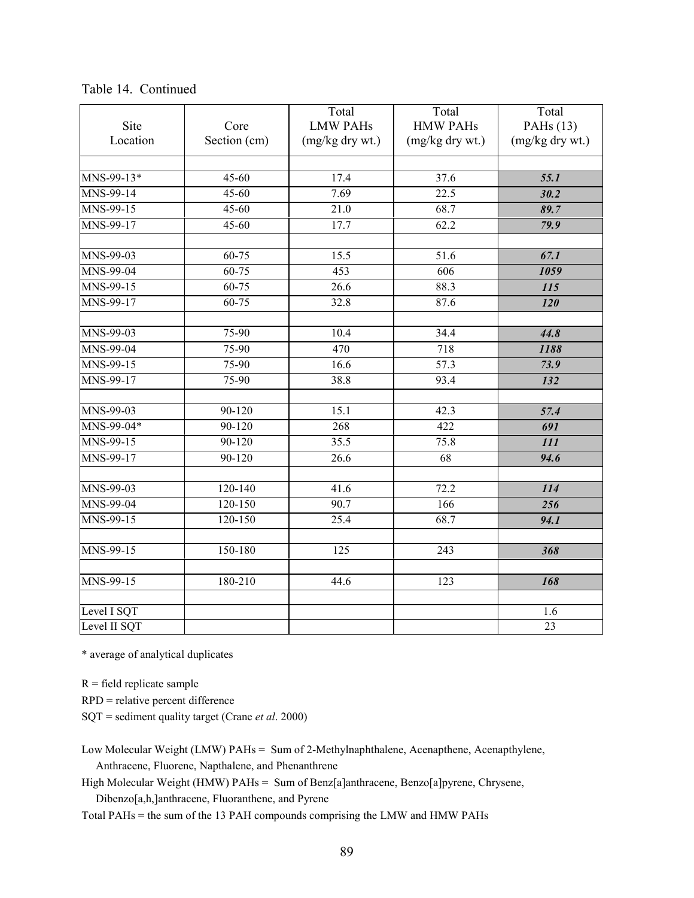Table 14. Continued

| Site Location | Core Section (cm) | Total LMW PAHs (mg/kg dry wt.) | Total HMW PAHs (mg/kg dry wt.) | Total PAHs (13) (mg/kg dry wt.) |
|---|---|---|---|---|
| | | | | |
| MNS-99-13* | 45-60 | 17.4 | 37.6 | ***55.1*** |
| MNS-99-14 | 45-60 | 7.69 | 22.5 | ***30.2*** |
| MNS-99-15 | 45-60 | 21.0 | 68.7 | ***89.7*** |
| MNS-99-17 | 45-60 | 17.7 | 62.2 | ***79.9*** |
| | | | | |
| MNS-99-03 | 60-75 | 15.5 | 51.6 | ***67.1*** |
| MNS-99-04 | 60-75 | 453 | 606 | ***1059*** |
| MNS-99-15 | 60-75 | 26.6 | 88.3 | ***115*** |
| MNS-99-17 | 60-75 | 32.8 | 87.6 | ***120*** |
| | | | | |
| MNS-99-03 | 75-90 | 10.4 | 34.4 | ***44.8*** |
| MNS-99-04 | 75-90 | 470 | 718 | ***1188*** |
| MNS-99-15 | 75-90 | 16.6 | 57.3 | ***73.9*** |
| MNS-99-17 | 75-90 | 38.8 | 93.4 | ***132*** |
| | | | | |
| MNS-99-03 | 90-120 | 15.1 | 42.3 | ***57.4*** |
| MNS-99-04* | 90-120 | 268 | 422 | ***691*** |
| MNS-99-15 | 90-120 | 35.5 | 75.8 | ***111*** |
| MNS-99-17 | 90-120 | 26.6 | 68 | ***94.6*** |
| | | | | |
| MNS-99-03 | 120-140 | 41.6 | 72.2 | ***114*** |
| MNS-99-04 | 120-150 | 90.7 | 166 | ***256*** |
| MNS-99-15 | 120-150 | 25.4 | 68.7 | ***94.1*** |
| | | | | |
| MNS-99-15 | 150-180 | 125 | 243 | ***368*** |
| | | | | |
| MNS-99-15 | 180-210 | 44.6 | 123 | ***168*** |
| | | | | |
| Level I SQT | | | | 1.6 |
| Level II SQT | | | | 23 |

\* average of analytical duplicates

R = field replicate sample

RPD = relative percent difference

SQT = sediment quality target (Crane *et al*. 2000)

Low Molecular Weight (LMW) PAHs = Sum of 2-Methylnaphthalene, Acenapthene, Acenapthylene, Anthracene, Fluorene, Napthalene, and Phenanthrene

High Molecular Weight (HMW) PAHs = Sum of Benz[a]anthracene, Benzo[a]pyrene, Chrysene, Dibenzo[a,h,]anthracene, Fluoranthene, and Pyrene

Total PAHs = the sum of the 13 PAH compounds comprising the LMW and HMW PAHs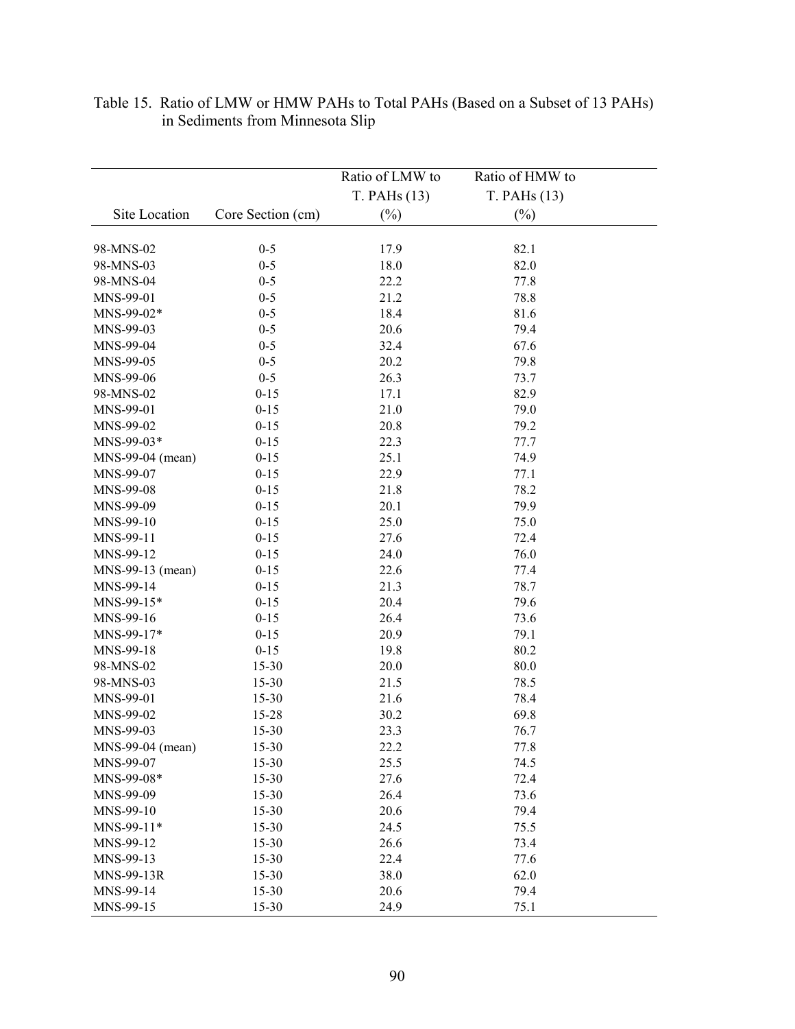Table 15. Ratio of LMW or HMW PAHs to Total PAHs (Based on a Subset of 13 PAHs) in Sediments from Minnesota Slip

| Site Location | Core Section (cm) | Ratio of LMW to T. PAHs (13) (%) | Ratio of HMW to T. PAHs (13) (%) |
|---|---|---|---|
| 98-MNS-02 | 0-5 | 17.9 | 82.1 |
| 98-MNS-03 | 0-5 | 18.0 | 82.0 |
| 98-MNS-04 | 0-5 | 22.2 | 77.8 |
| MNS-99-01 | 0-5 | 21.2 | 78.8 |
| MNS-99-02* | 0-5 | 18.4 | 81.6 |
| MNS-99-03 | 0-5 | 20.6 | 79.4 |
| MNS-99-04 | 0-5 | 32.4 | 67.6 |
| MNS-99-05 | 0-5 | 20.2 | 79.8 |
| MNS-99-06 | 0-5 | 26.3 | 73.7 |
| 98-MNS-02 | 0-15 | 17.1 | 82.9 |
| MNS-99-01 | 0-15 | 21.0 | 79.0 |
| MNS-99-02 | 0-15 | 20.8 | 79.2 |
| MNS-99-03* | 0-15 | 22.3 | 77.7 |
| MNS-99-04 (mean) | 0-15 | 25.1 | 74.9 |
| MNS-99-07 | 0-15 | 22.9 | 77.1 |
| MNS-99-08 | 0-15 | 21.8 | 78.2 |
| MNS-99-09 | 0-15 | 20.1 | 79.9 |
| MNS-99-10 | 0-15 | 25.0 | 75.0 |
| MNS-99-11 | 0-15 | 27.6 | 72.4 |
| MNS-99-12 | 0-15 | 24.0 | 76.0 |
| MNS-99-13 (mean) | 0-15 | 22.6 | 77.4 |
| MNS-99-14 | 0-15 | 21.3 | 78.7 |
| MNS-99-15* | 0-15 | 20.4 | 79.6 |
| MNS-99-16 | 0-15 | 26.4 | 73.6 |
| MNS-99-17* | 0-15 | 20.9 | 79.1 |
| MNS-99-18 | 0-15 | 19.8 | 80.2 |
| 98-MNS-02 | 15-30 | 20.0 | 80.0 |
| 98-MNS-03 | 15-30 | 21.5 | 78.5 |
| MNS-99-01 | 15-30 | 21.6 | 78.4 |
| MNS-99-02 | 15-28 | 30.2 | 69.8 |
| MNS-99-03 | 15-30 | 23.3 | 76.7 |
| MNS-99-04 (mean) | 15-30 | 22.2 | 77.8 |
| MNS-99-07 | 15-30 | 25.5 | 74.5 |
| MNS-99-08* | 15-30 | 27.6 | 72.4 |
| MNS-99-09 | 15-30 | 26.4 | 73.6 |
| MNS-99-10 | 15-30 | 20.6 | 79.4 |
| MNS-99-11* | 15-30 | 24.5 | 75.5 |
| MNS-99-12 | 15-30 | 26.6 | 73.4 |
| MNS-99-13 | 15-30 | 22.4 | 77.6 |
| MNS-99-13R | 15-30 | 38.0 | 62.0 |
| MNS-99-14 | 15-30 | 20.6 | 79.4 |
| MNS-99-15 | 15-30 | 24.9 | 75.1 |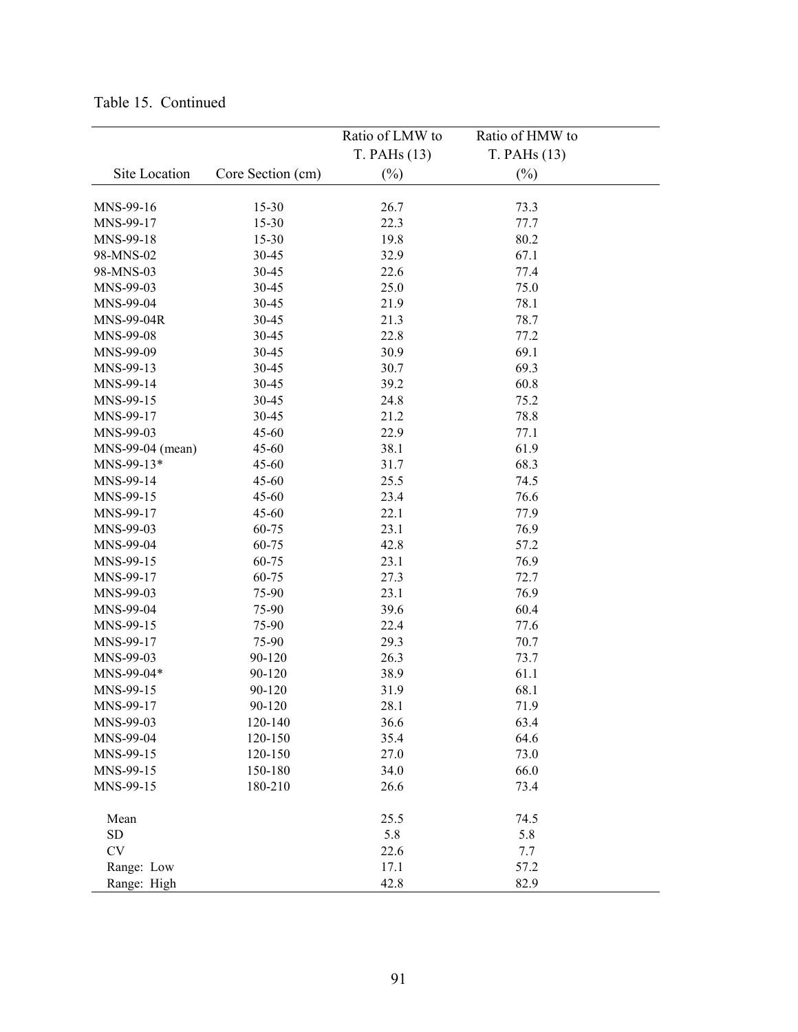Table 15. Continued

| Site Location | Core Section (cm) | Ratio of LMW to T. PAHs (13) (%) | Ratio of HMW to T. PAHs (13) (%) |
|---|---|---|---|
| MNS-99-16 | 15-30 | 26.7 | 73.3 |
| MNS-99-17 | 15-30 | 22.3 | 77.7 |
| MNS-99-18 | 15-30 | 19.8 | 80.2 |
| 98-MNS-02 | 30-45 | 32.9 | 67.1 |
| 98-MNS-03 | 30-45 | 22.6 | 77.4 |
| MNS-99-03 | 30-45 | 25.0 | 75.0 |
| MNS-99-04 | 30-45 | 21.9 | 78.1 |
| MNS-99-04R | 30-45 | 21.3 | 78.7 |
| MNS-99-08 | 30-45 | 22.8 | 77.2 |
| MNS-99-09 | 30-45 | 30.9 | 69.1 |
| MNS-99-13 | 30-45 | 30.7 | 69.3 |
| MNS-99-14 | 30-45 | 39.2 | 60.8 |
| MNS-99-15 | 30-45 | 24.8 | 75.2 |
| MNS-99-17 | 30-45 | 21.2 | 78.8 |
| MNS-99-03 | 45-60 | 22.9 | 77.1 |
| MNS-99-04 (mean) | 45-60 | 38.1 | 61.9 |
| MNS-99-13* | 45-60 | 31.7 | 68.3 |
| MNS-99-14 | 45-60 | 25.5 | 74.5 |
| MNS-99-15 | 45-60 | 23.4 | 76.6 |
| MNS-99-17 | 45-60 | 22.1 | 77.9 |
| MNS-99-03 | 60-75 | 23.1 | 76.9 |
| MNS-99-04 | 60-75 | 42.8 | 57.2 |
| MNS-99-15 | 60-75 | 23.1 | 76.9 |
| MNS-99-17 | 60-75 | 27.3 | 72.7 |
| MNS-99-03 | 75-90 | 23.1 | 76.9 |
| MNS-99-04 | 75-90 | 39.6 | 60.4 |
| MNS-99-15 | 75-90 | 22.4 | 77.6 |
| MNS-99-17 | 75-90 | 29.3 | 70.7 |
| MNS-99-03 | 90-120 | 26.3 | 73.7 |
| MNS-99-04* | 90-120 | 38.9 | 61.1 |
| MNS-99-15 | 90-120 | 31.9 | 68.1 |
| MNS-99-17 | 90-120 | 28.1 | 71.9 |
| MNS-99-03 | 120-140 | 36.6 | 63.4 |
| MNS-99-04 | 120-150 | 35.4 | 64.6 |
| MNS-99-15 | 120-150 | 27.0 | 73.0 |
| MNS-99-15 | 150-180 | 34.0 | 66.0 |
| MNS-99-15 | 180-210 | 26.6 | 73.4 |
| Mean | | 25.5 | 74.5 |
| SD | | 5.8 | 5.8 |
| CV | | 22.6 | 7.7 |
| Range: Low | | 17.1 | 57.2 |
| Range: High | | 42.8 | 82.9 |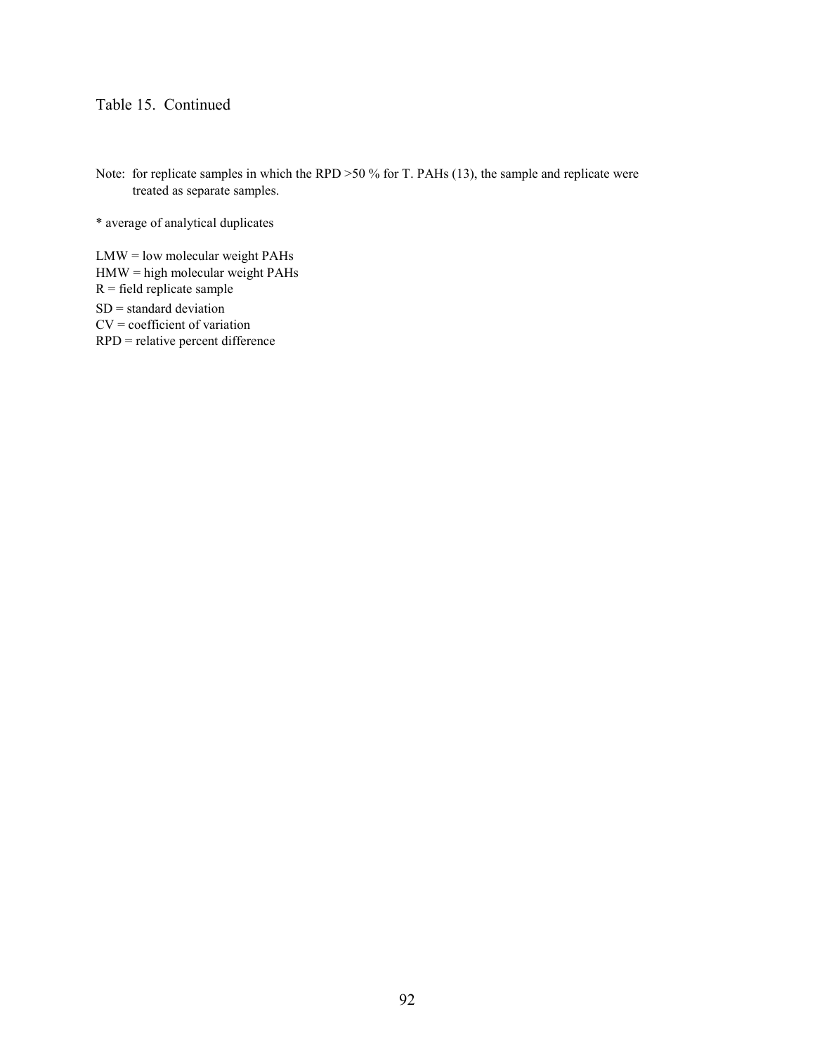Table 15. Continued

Note: for replicate samples in which the RPD >50 % for T. PAHs (13), the sample and replicate were treated as separate samples.

* average of analytical duplicates

LMW = low molecular weight PAHs
HMW = high molecular weight PAHs
R = field replicate sample
SD = standard deviation
CV = coefficient of variation
RPD = relative percent difference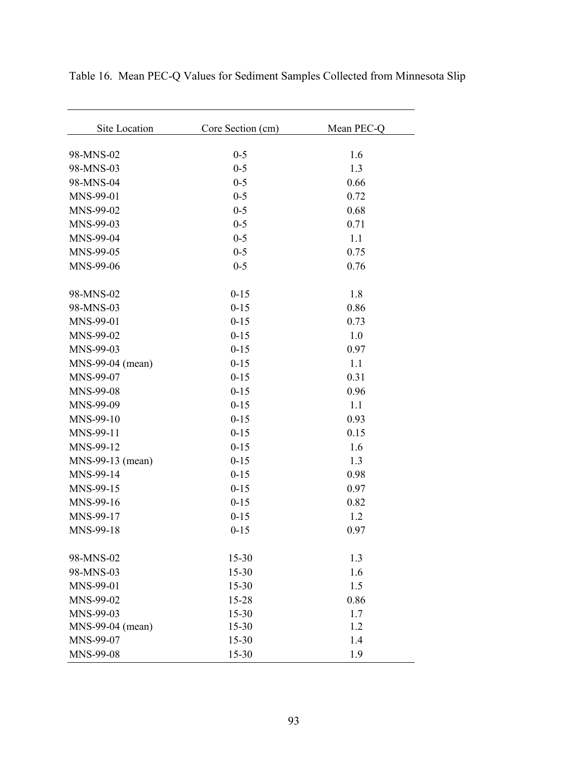Table 16. Mean PEC-Q Values for Sediment Samples Collected from Minnesota Slip

| Site Location | Core Section (cm) | Mean PEC-Q |
|---|---|---|
| 98-MNS-02 | 0-5 | 1.6 |
| 98-MNS-03 | 0-5 | 1.3 |
| 98-MNS-04 | 0-5 | 0.66 |
| MNS-99-01 | 0-5 | 0.72 |
| MNS-99-02 | 0-5 | 0.68 |
| MNS-99-03 | 0-5 | 0.71 |
| MNS-99-04 | 0-5 | 1.1 |
| MNS-99-05 | 0-5 | 0.75 |
| MNS-99-06 | 0-5 | 0.76 |
| | | |
| 98-MNS-02 | 0-15 | 1.8 |
| 98-MNS-03 | 0-15 | 0.86 |
| MNS-99-01 | 0-15 | 0.73 |
| MNS-99-02 | 0-15 | 1.0 |
| MNS-99-03 | 0-15 | 0.97 |
| MNS-99-04 (mean) | 0-15 | 1.1 |
| MNS-99-07 | 0-15 | 0.31 |
| MNS-99-08 | 0-15 | 0.96 |
| MNS-99-09 | 0-15 | 1.1 |
| MNS-99-10 | 0-15 | 0.93 |
| MNS-99-11 | 0-15 | 0.15 |
| MNS-99-12 | 0-15 | 1.6 |
| MNS-99-13 (mean) | 0-15 | 1.3 |
| MNS-99-14 | 0-15 | 0.98 |
| MNS-99-15 | 0-15 | 0.97 |
| MNS-99-16 | 0-15 | 0.82 |
| MNS-99-17 | 0-15 | 1.2 |
| MNS-99-18 | 0-15 | 0.97 |
| | | |
| 98-MNS-02 | 15-30 | 1.3 |
| 98-MNS-03 | 15-30 | 1.6 |
| MNS-99-01 | 15-30 | 1.5 |
| MNS-99-02 | 15-28 | 0.86 |
| MNS-99-03 | 15-30 | 1.7 |
| MNS-99-04 (mean) | 15-30 | 1.2 |
| MNS-99-07 | 15-30 | 1.4 |
| MNS-99-08 | 15-30 | 1.9 |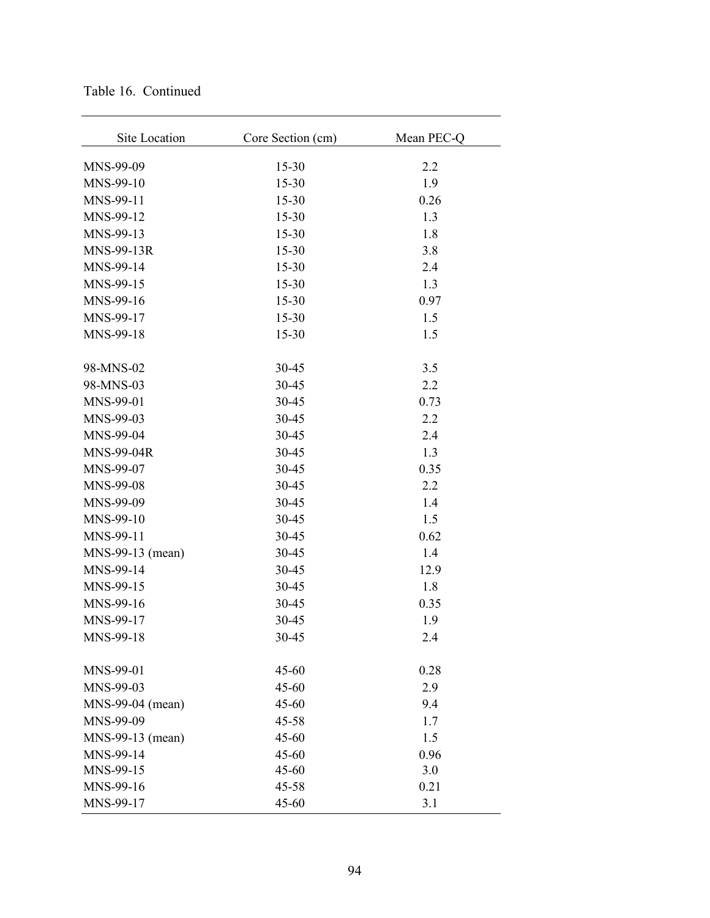Table 16. Continued

| Site Location | Core Section (cm) | Mean PEC-Q |
|---|---|---|
| MNS-99-09 | 15-30 | 2.2 |
| MNS-99-10 | 15-30 | 1.9 |
| MNS-99-11 | 15-30 | 0.26 |
| MNS-99-12 | 15-30 | 1.3 |
| MNS-99-13 | 15-30 | 1.8 |
| MNS-99-13R | 15-30 | 3.8 |
| MNS-99-14 | 15-30 | 2.4 |
| MNS-99-15 | 15-30 | 1.3 |
| MNS-99-16 | 15-30 | 0.97 |
| MNS-99-17 | 15-30 | 1.5 |
| MNS-99-18 | 15-30 | 1.5 |
| | | |
| 98-MNS-02 | 30-45 | 3.5 |
| 98-MNS-03 | 30-45 | 2.2 |
| MNS-99-01 | 30-45 | 0.73 |
| MNS-99-03 | 30-45 | 2.2 |
| MNS-99-04 | 30-45 | 2.4 |
| MNS-99-04R | 30-45 | 1.3 |
| MNS-99-07 | 30-45 | 0.35 |
| MNS-99-08 | 30-45 | 2.2 |
| MNS-99-09 | 30-45 | 1.4 |
| MNS-99-10 | 30-45 | 1.5 |
| MNS-99-11 | 30-45 | 0.62 |
| MNS-99-13 (mean) | 30-45 | 1.4 |
| MNS-99-14 | 30-45 | 12.9 |
| MNS-99-15 | 30-45 | 1.8 |
| MNS-99-16 | 30-45 | 0.35 |
| MNS-99-17 | 30-45 | 1.9 |
| MNS-99-18 | 30-45 | 2.4 |
| | | |
| MNS-99-01 | 45-60 | 0.28 |
| MNS-99-03 | 45-60 | 2.9 |
| MNS-99-04 (mean) | 45-60 | 9.4 |
| MNS-99-09 | 45-58 | 1.7 |
| MNS-99-13 (mean) | 45-60 | 1.5 |
| MNS-99-14 | 45-60 | 0.96 |
| MNS-99-15 | 45-60 | 3.0 |
| MNS-99-16 | 45-58 | 0.21 |
| MNS-99-17 | 45-60 | 3.1 |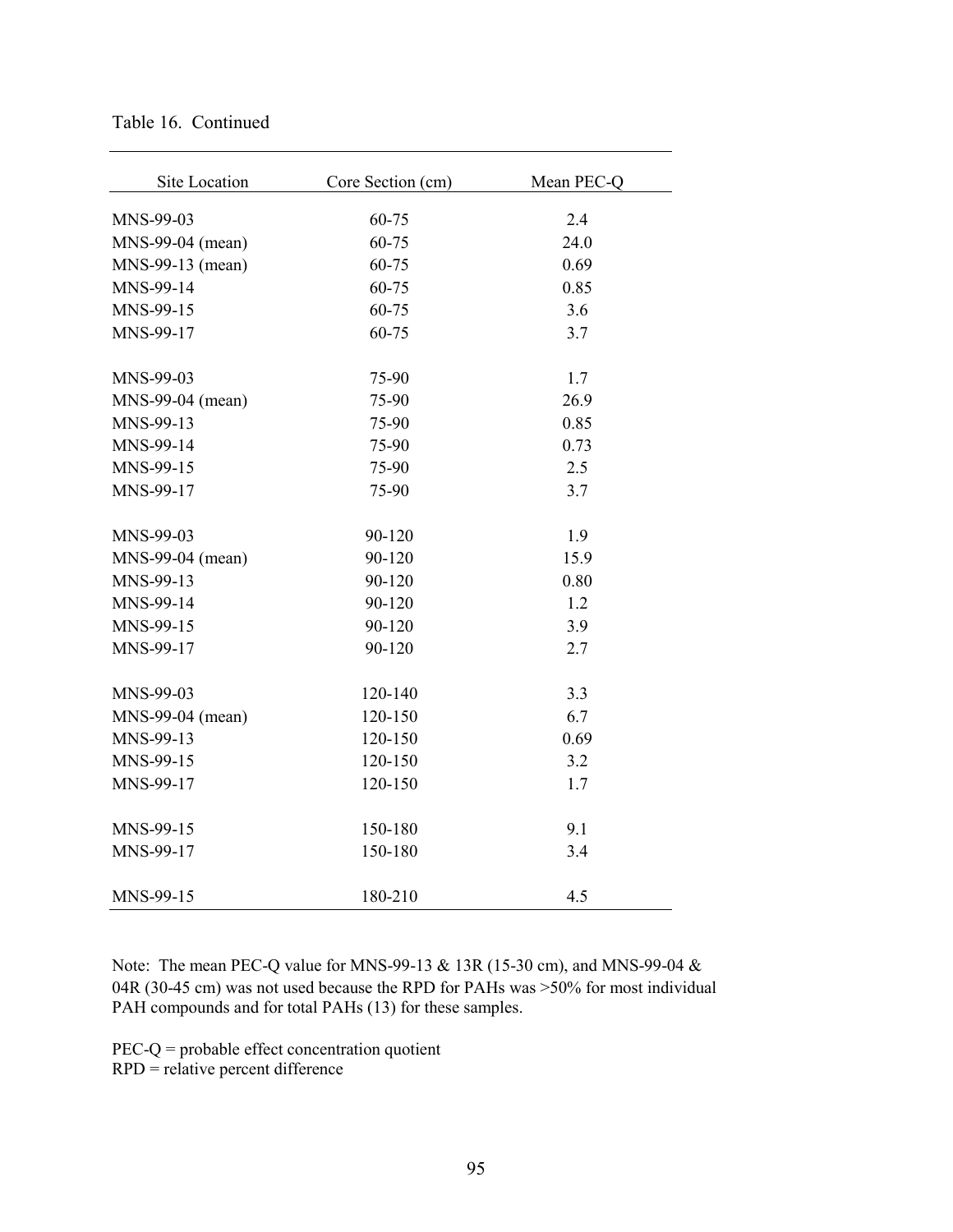Table 16. Continued

| Site Location | Core Section (cm) | Mean PEC-Q |
|---|---|---|
| MNS-99-03 | 60-75 | 2.4 |
| MNS-99-04 (mean) | 60-75 | 24.0 |
| MNS-99-13 (mean) | 60-75 | 0.69 |
| MNS-99-14 | 60-75 | 0.85 |
| MNS-99-15 | 60-75 | 3.6 |
| MNS-99-17 | 60-75 | 3.7 |
| | | |
| MNS-99-03 | 75-90 | 1.7 |
| MNS-99-04 (mean) | 75-90 | 26.9 |
| MNS-99-13 | 75-90 | 0.85 |
| MNS-99-14 | 75-90 | 0.73 |
| MNS-99-15 | 75-90 | 2.5 |
| MNS-99-17 | 75-90 | 3.7 |
| | | |
| MNS-99-03 | 90-120 | 1.9 |
| MNS-99-04 (mean) | 90-120 | 15.9 |
| MNS-99-13 | 90-120 | 0.80 |
| MNS-99-14 | 90-120 | 1.2 |
| MNS-99-15 | 90-120 | 3.9 |
| MNS-99-17 | 90-120 | 2.7 |
| | | |
| MNS-99-03 | 120-140 | 3.3 |
| MNS-99-04 (mean) | 120-150 | 6.7 |
| MNS-99-13 | 120-150 | 0.69 |
| MNS-99-15 | 120-150 | 3.2 |
| MNS-99-17 | 120-150 | 1.7 |
| | | |
| MNS-99-15 | 150-180 | 9.1 |
| MNS-99-17 | 150-180 | 3.4 |
| | | |
| MNS-99-15 | 180-210 | 4.5 |

Note: The mean PEC-Q value for MNS-99-13 & 13R (15-30 cm), and MNS-99-04 & 04R (30-45 cm) was not used because the RPD for PAHs was >50% for most individual PAH compounds and for total PAHs (13) for these samples.

PEC-Q = probable effect concentration quotient
RPD = relative percent difference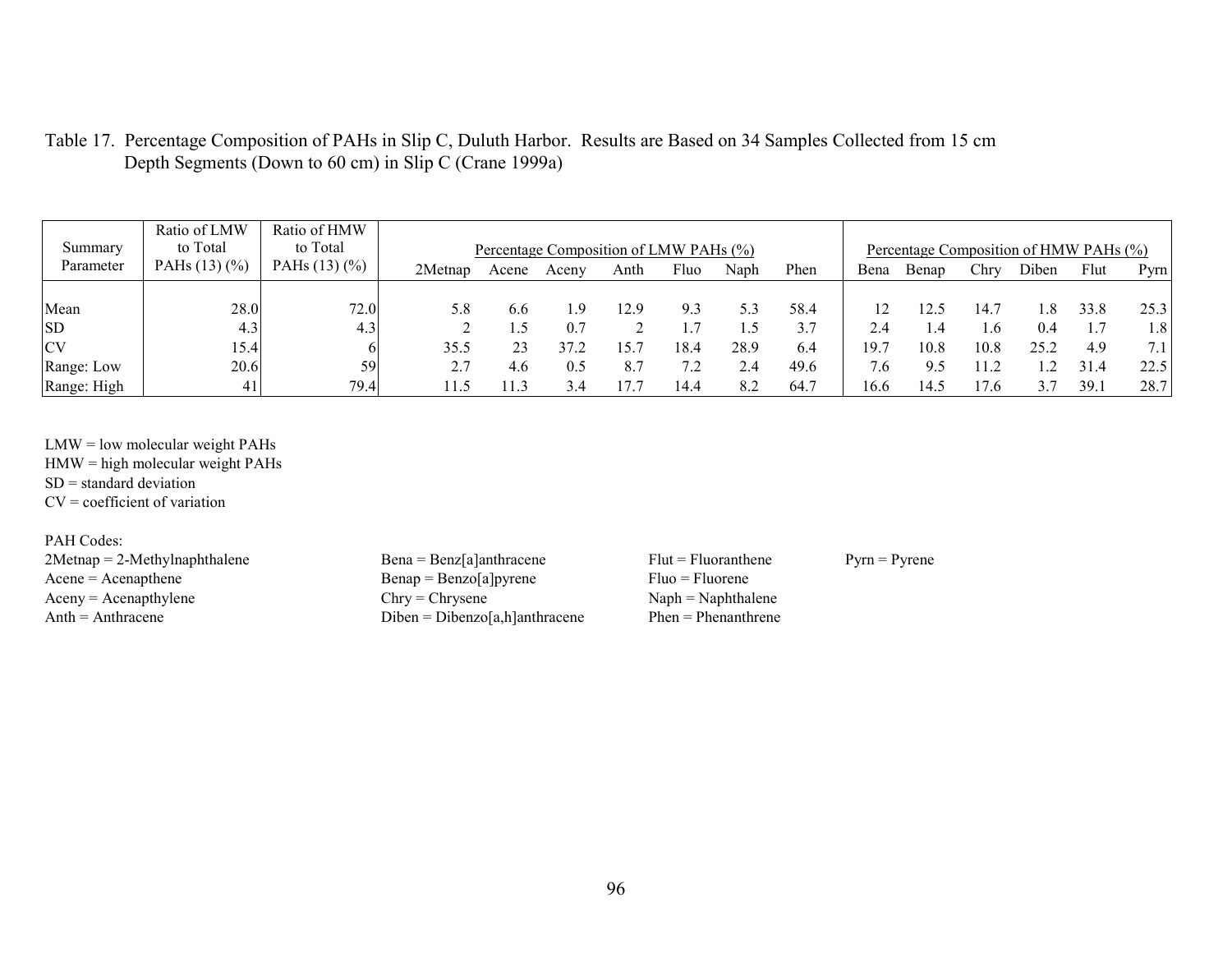Table 17. Percentage Composition of PAHs in Slip C, Duluth Harbor. Results are Based on 34 Samples Collected from 15 cm Depth Segments (Down to 60 cm) in Slip C (Crane 1999a)

| Summary Parameter | Ratio of LMW to Total PAHs (13) (%) | Ratio of HMW to Total PAHs (13) (%) | Percentage Composition of LMW PAHs (%) | | | | | | | Percentage Composition of HMW PAHs (%) | | | | | |
|---|---|---|---|---|---|---|---|---|---|---|---|---|---|---|---|
| | | | 2Metnap | Acene | Aceny | Anth | Fluo | Naph | Phen | Bena | Benap | Chry | Diben | Flut | Pyrn |
| Mean | 28.0 | 72.0 | 5.8 | 6.6 | 1.9 | 12.9 | 9.3 | 5.3 | 58.4 | 12 | 12.5 | 14.7 | 1.8 | 33.8 | 25.3 |
| SD | 4.3 | 4.3 | 2 | 1.5 | 0.7 | 2 | 1.7 | 1.5 | 3.7 | 2.4 | 1.4 | 1.6 | 0.4 | 1.7 | 1.8 |
| CV | 15.4 | 6 | 35.5 | 23 | 37.2 | 15.7 | 18.4 | 28.9 | 6.4 | 19.7 | 10.8 | 10.8 | 25.2 | 4.9 | 7.1 |
| Range: Low | 20.6 | 59 | 2.7 | 4.6 | 0.5 | 8.7 | 7.2 | 2.4 | 49.6 | 7.6 | 9.5 | 11.2 | 1.2 | 31.4 | 22.5 |
| Range: High | 41 | 79.4 | 11.5 | 11.3 | 3.4 | 17.7 | 14.4 | 8.2 | 64.7 | 16.6 | 14.5 | 17.6 | 3.7 | 39.1 | 28.7 |

LMW = low molecular weight PAHs
HMW = high molecular weight PAHs
SD = standard deviation
CV = coefficient of variation

PAH Codes:

2Metnap = 2-Methylnaphthalene
Acene = Acenapthene
Aceny = Acenapthylene
Anth = Anthracene
Bena = Benz[a]anthracene
Benap = Benzo[a]pyrene
Chry = Chrysene
Diben = Dibenzo[a,h]anthracene
Flut = Fluoranthene
Fluo = Fluorene
Naph = Naphthalene
Phen = Phenanthrene
Pyrn = Pyrene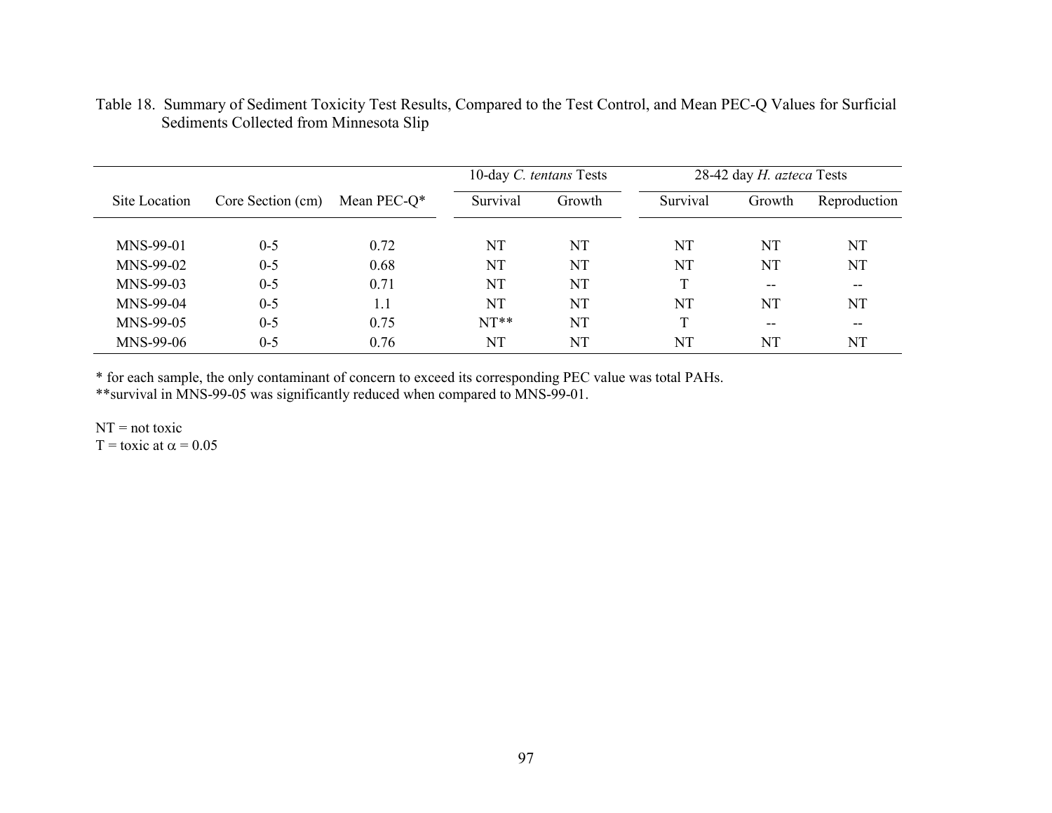Table 18. Summary of Sediment Toxicity Test Results, Compared to the Test Control, and Mean PEC-Q Values for Surficial Sediments Collected from Minnesota Slip

| | | | 10-day *C. tentans* Tests | | 28-42 day *H. azteca* Tests | | |
|---|---|---|---|---|---|---|---|
| Site Location | Core Section (cm) | Mean PEC-Q* | Survival | Growth | Survival | Growth | Reproduction |
| MNS-99-01 | 0-5 | 0.72 | NT | NT | NT | NT | NT |
| MNS-99-02 | 0-5 | 0.68 | NT | NT | NT | NT | NT |
| MNS-99-03 | 0-5 | 0.71 | NT | NT | T | -- | -- |
| MNS-99-04 | 0-5 | 1.1 | NT | NT | NT | NT | NT |
| MNS-99-05 | 0-5 | 0.75 | NT** | NT | T | -- | -- |
| MNS-99-06 | 0-5 | 0.76 | NT | NT | NT | NT | NT |

* for each sample, the only contaminant of concern to exceed its corresponding PEC value was total PAHs.
**survival in MNS-99-05 was significantly reduced when compared to MNS-99-01.

NT = not toxic
T = toxic at $\alpha = 0.05$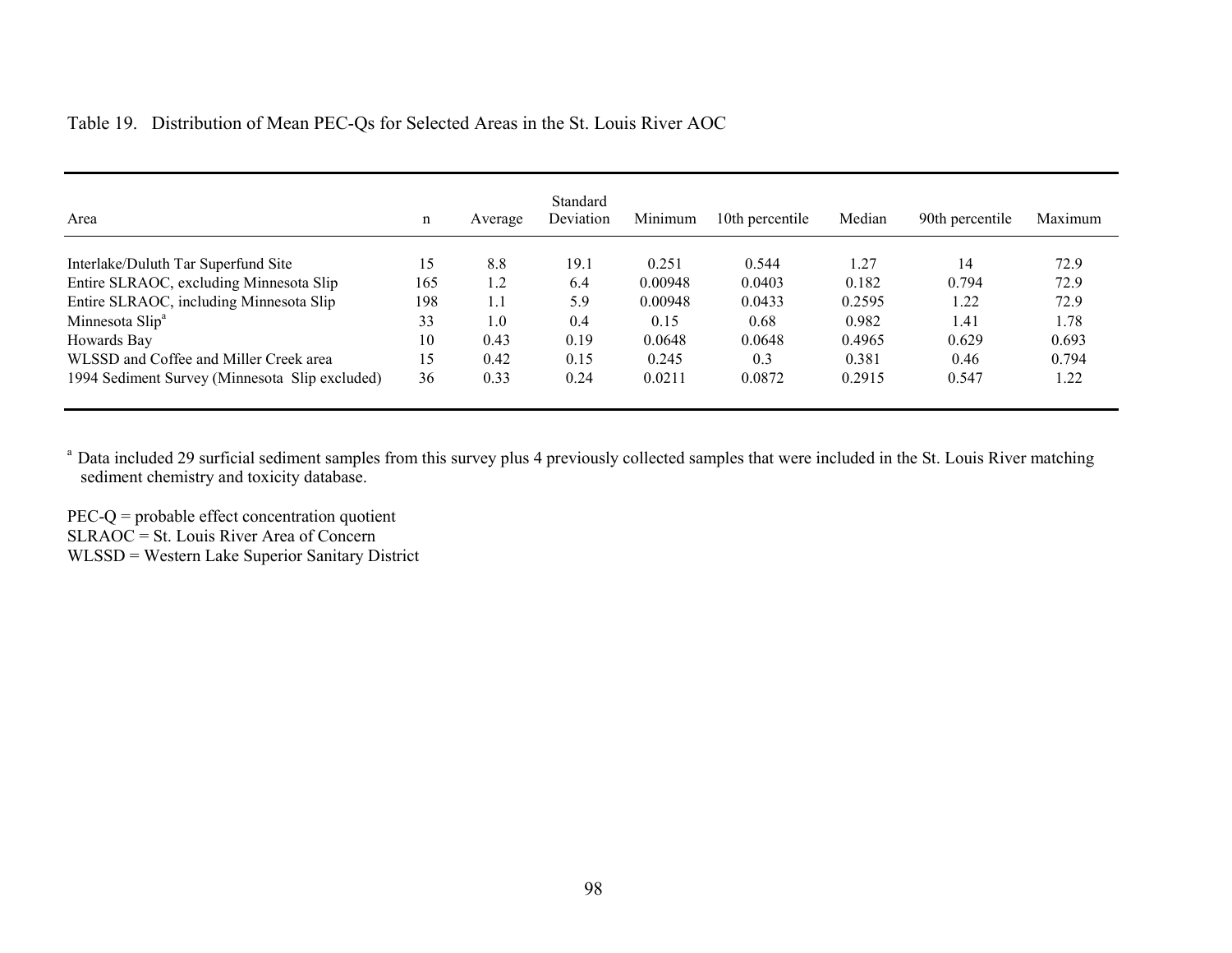Table 19. Distribution of Mean PEC-Qs for Selected Areas in the St. Louis River AOC

| Area | n | Average | Standard Deviation | Minimum | 10th percentile | Median | 90th percentile | Maximum |
|---|---|---|---|---|---|---|---|---|
| Interlake/Duluth Tar Superfund Site | 15 | 8.8 | 19.1 | 0.251 | 0.544 | 1.27 | 14 | 72.9 |
| Entire SLRAOC, excluding Minnesota Slip | 165 | 1.2 | 6.4 | 0.00948 | 0.0403 | 0.182 | 0.794 | 72.9 |
| Entire SLRAOC, including Minnesota Slip | 198 | 1.1 | 5.9 | 0.00948 | 0.0433 | 0.2595 | 1.22 | 72.9 |
| Minnesota Slip[a] | 33 | 1.0 | 0.4 | 0.15 | 0.68 | 0.982 | 1.41 | 1.78 |
| Howards Bay | 10 | 0.43 | 0.19 | 0.0648 | 0.0648 | 0.4965 | 0.629 | 0.693 |
| WLSSD and Coffee and Miller Creek area | 15 | 0.42 | 0.15 | 0.245 | 0.3 | 0.381 | 0.46 | 0.794 |
| 1994 Sediment Survey (Minnesota Slip excluded) | 36 | 0.33 | 0.24 | 0.0211 | 0.0872 | 0.2915 | 0.547 | 1.22 |

[a] Data included 29 surficial sediment samples from this survey plus 4 previously collected samples that were included in the St. Louis River matching sediment chemistry and toxicity database.

PEC-Q = probable effect concentration quotient
SLRAOC = St. Louis River Area of Concern
WLSSD = Western Lake Superior Sanitary District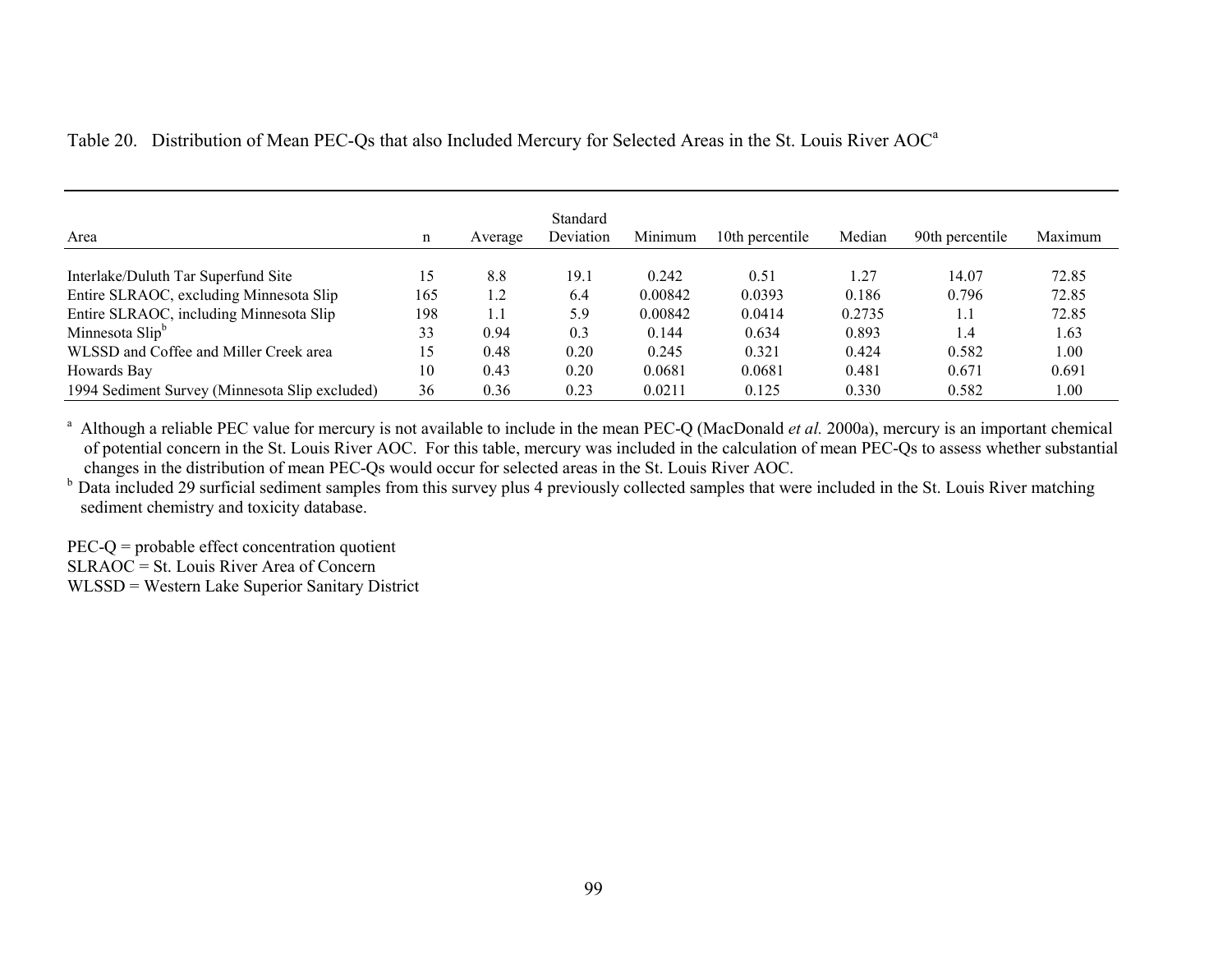Table 20. Distribution of Mean PEC-Qs that also Included Mercury for Selected Areas in the St. Louis River AOC[a]

| Area | n | Average | Standard Deviation | Minimum | 10th percentile | Median | 90th percentile | Maximum |
|---|---|---|---|---|---|---|---|---|
| Interlake/Duluth Tar Superfund Site | 15 | 8.8 | 19.1 | 0.242 | 0.51 | 1.27 | 14.07 | 72.85 |
| Entire SLRAOC, excluding Minnesota Slip | 165 | 1.2 | 6.4 | 0.00842 | 0.0393 | 0.186 | 0.796 | 72.85 |
| Entire SLRAOC, including Minnesota Slip | 198 | 1.1 | 5.9 | 0.00842 | 0.0414 | 0.2735 | 1.1 | 72.85 |
| Minnesota Slip[b] | 33 | 0.94 | 0.3 | 0.144 | 0.634 | 0.893 | 1.4 | 1.63 |
| WLSSD and Coffee and Miller Creek area | 15 | 0.48 | 0.20 | 0.245 | 0.321 | 0.424 | 0.582 | 1.00 |
| Howards Bay | 10 | 0.43 | 0.20 | 0.0681 | 0.0681 | 0.481 | 0.671 | 0.691 |
| 1994 Sediment Survey (Minnesota Slip excluded) | 36 | 0.36 | 0.23 | 0.0211 | 0.125 | 0.330 | 0.582 | 1.00 |

[a] Although a reliable PEC value for mercury is not available to include in the mean PEC-Q (MacDonald *et al.* 2000a), mercury is an important chemical of potential concern in the St. Louis River AOC. For this table, mercury was included in the calculation of mean PEC-Qs to assess whether substantial changes in the distribution of mean PEC-Qs would occur for selected areas in the St. Louis River AOC.

[b] Data included 29 surficial sediment samples from this survey plus 4 previously collected samples that were included in the St. Louis River matching sediment chemistry and toxicity database.

PEC-Q = probable effect concentration quotient
SLRAOC = St. Louis River Area of Concern
WLSSD = Western Lake Superior Sanitary District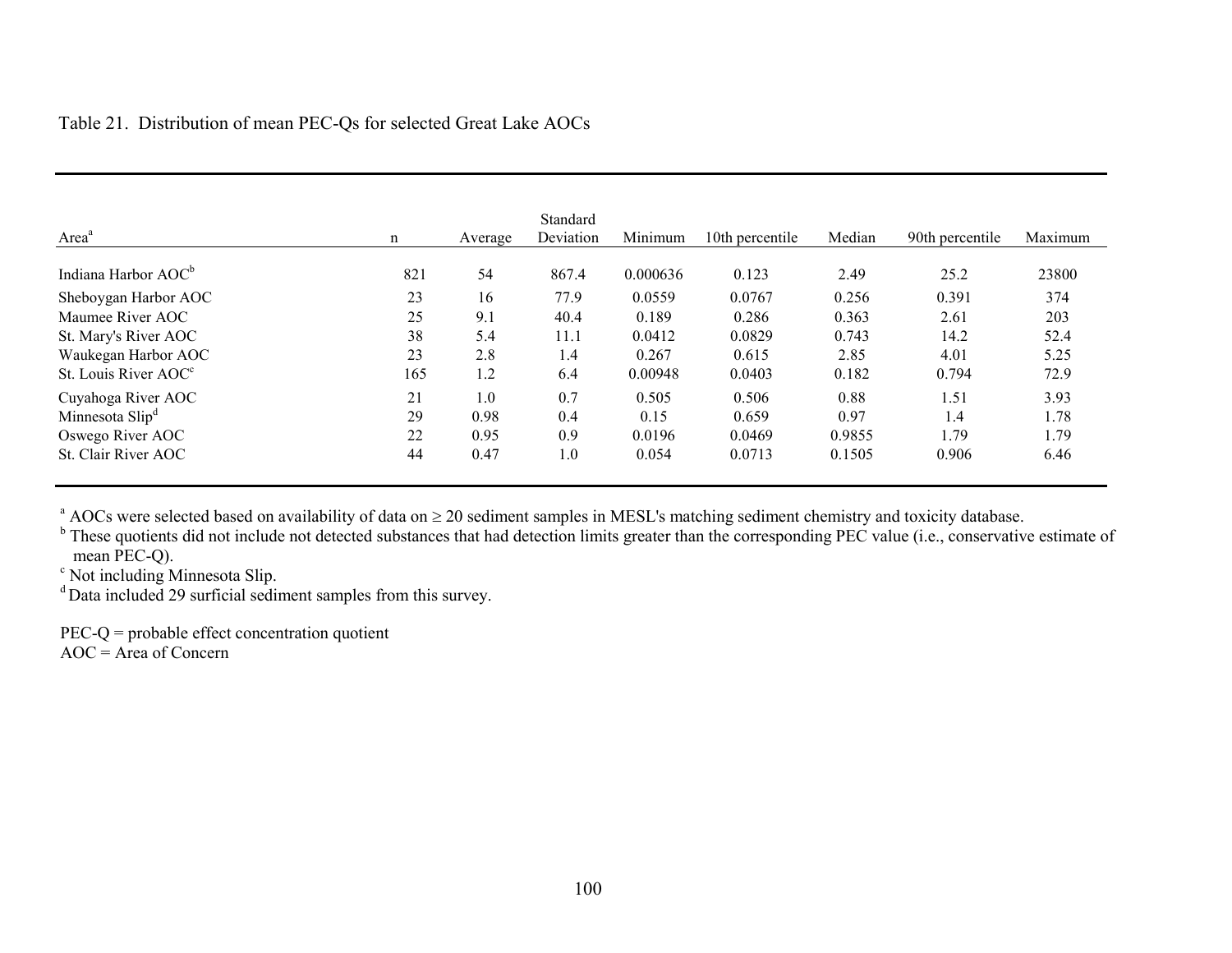Table 21. Distribution of mean PEC-Qs for selected Great Lake AOCs

| Area[a] | n | Average | Standard Deviation | Minimum | 10th percentile | Median | 90th percentile | Maximum |
|---|---|---|---|---|---|---|---|---|
| Indiana Harbor AOC[b] | 821 | 54 | 867.4 | 0.000636 | 0.123 | 2.49 | 25.2 | 23800 |
| Sheboygan Harbor AOC | 23 | 16 | 77.9 | 0.0559 | 0.0767 | 0.256 | 0.391 | 374 |
| Maumee River AOC | 25 | 9.1 | 40.4 | 0.189 | 0.286 | 0.363 | 2.61 | 203 |
| St. Mary's River AOC | 38 | 5.4 | 11.1 | 0.0412 | 0.0829 | 0.743 | 14.2 | 52.4 |
| Waukegan Harbor AOC | 23 | 2.8 | 1.4 | 0.267 | 0.615 | 2.85 | 4.01 | 5.25 |
| St. Louis River AOC[c] | 165 | 1.2 | 6.4 | 0.00948 | 0.0403 | 0.182 | 0.794 | 72.9 |
| Cuyahoga River AOC | 21 | 1.0 | 0.7 | 0.505 | 0.506 | 0.88 | 1.51 | 3.93 |
| Minnesota Slip[d] | 29 | 0.98 | 0.4 | 0.15 | 0.659 | 0.97 | 1.4 | 1.78 |
| Oswego River AOC | 22 | 0.95 | 0.9 | 0.0196 | 0.0469 | 0.9855 | 1.79 | 1.79 |
| St. Clair River AOC | 44 | 0.47 | 1.0 | 0.054 | 0.0713 | 0.1505 | 0.906 | 6.46 |

[a] AOCs were selected based on availability of data on ≥ 20 sediment samples in MESL's matching sediment chemistry and toxicity database.
[b] These quotients did not include not detected substances that had detection limits greater than the corresponding PEC value (i.e., conservative estimate of mean PEC-Q).
[c] Not including Minnesota Slip.
[d] Data included 29 surficial sediment samples from this survey.

PEC-Q = probable effect concentration quotient
AOC = Area of Concern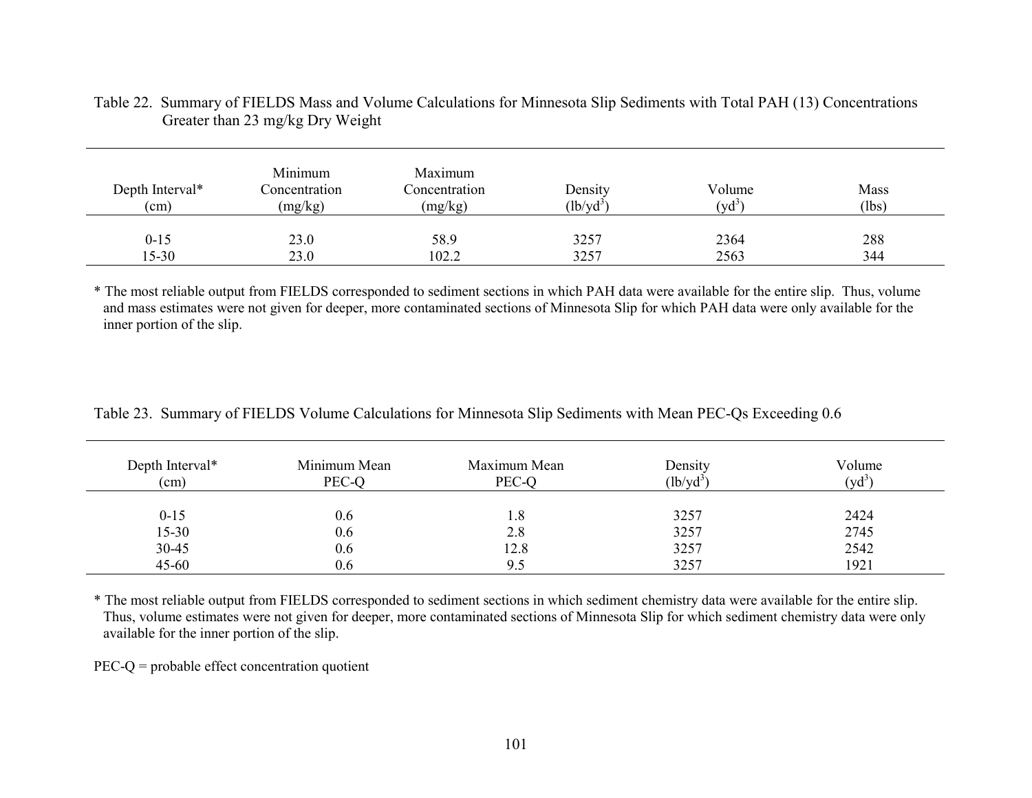Table 22. Summary of FIELDS Mass and Volume Calculations for Minnesota Slip Sediments with Total PAH (13) Concentrations Greater than 23 mg/kg Dry Weight

| Depth Interval* (cm) | Minimum Concentration (mg/kg) | Maximum Concentration (mg/kg) | Density ($lb/yd^3$) | Volume ($yd^3$) | Mass (lbs) |
|---|---|---|---|---|---|
| 0-15 | 23.0 | 58.9 | 3257 | 2364 | 288 |
| 15-30 | 23.0 | 102.2 | 3257 | 2563 | 344 |

* The most reliable output from FIELDS corresponded to sediment sections in which PAH data were available for the entire slip. Thus, volume and mass estimates were not given for deeper, more contaminated sections of Minnesota Slip for which PAH data were only available for the inner portion of the slip.

Table 23. Summary of FIELDS Volume Calculations for Minnesota Slip Sediments with Mean PEC-Qs Exceeding 0.6

| Depth Interval* (cm) | Minimum Mean PEC-Q | Maximum Mean PEC-Q | Density ($lb/yd^3$) | Volume ($yd^3$) |
|---|---|---|---|---|
| 0-15 | 0.6 | 1.8 | 3257 | 2424 |
| 15-30 | 0.6 | 2.8 | 3257 | 2745 |
| 30-45 | 0.6 | 12.8 | 3257 | 2542 |
| 45-60 | 0.6 | 9.5 | 3257 | 1921 |

* The most reliable output from FIELDS corresponded to sediment sections in which sediment chemistry data were available for the entire slip. Thus, volume estimates were not given for deeper, more contaminated sections of Minnesota Slip for which sediment chemistry data were only available for the inner portion of the slip.

PEC-Q = probable effect concentration quotient